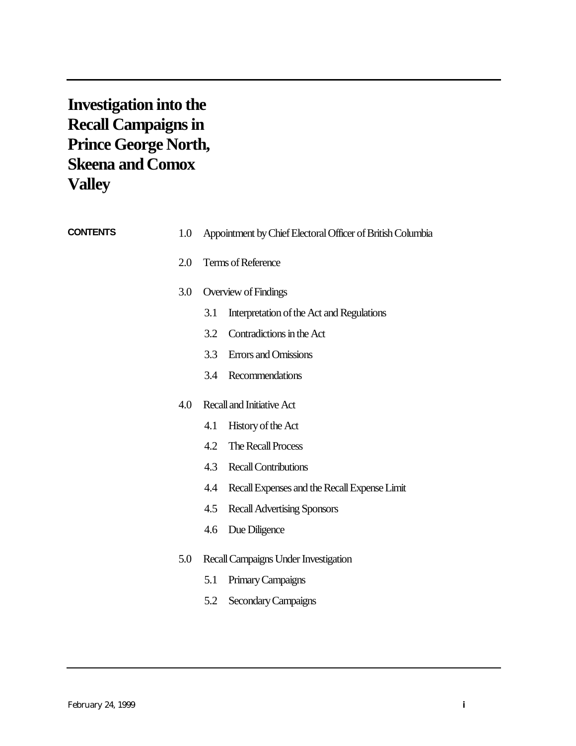# Investigation into the Recall Campaigns in Prince George North, Skeena and Comox Valley

**CONTENTS**

1.0 Appointment by Chief Electoral Officer of British Columbia

2.0 Terms of Reference

3.0 Overview of Findings

- 3.1 Interpretation of the Act and Regulations
- 3.2 Contradictions in the Act
- 3.3 Errors and Omissions
- 3.4 Recommendations

4.0 Recall and Initiative Act

- 4.1 History of the Act
- 4.2 The Recall Process
- 4.3 Recall Contributions
- 4.4 Recall Expenses and the Recall Expense Limit
- 4.5 Recall Advertising Sponsors
- 4.6 Due Diligence

5.0 Recall Campaigns Under Investigation

- 5.1 Primary Campaigns
- 5.2 Secondary Campaigns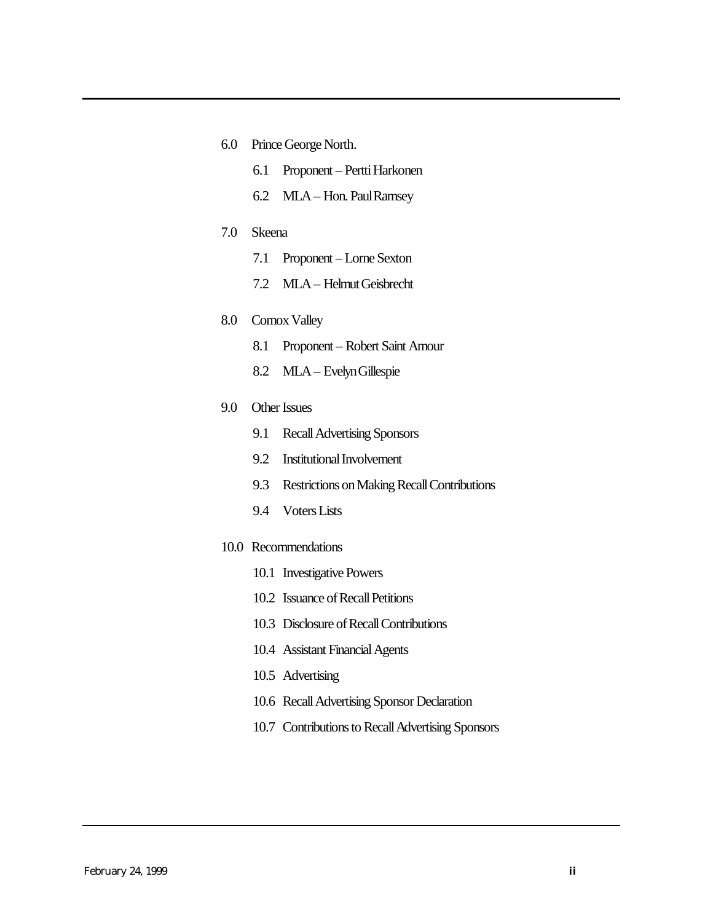6.0 Prince George North.

- 6.1 Proponent – Pertti Harkonen
- 6.2 MLA – Hon. Paul Ramsey

7.0 Skeena

- 7.1 Proponent – Lorne Sexton
- 7.2 MLA – Helmut Geisbrecht

8.0 Comox Valley

- 8.1 Proponent – Robert Saint Amour
- 8.2 MLA – Evelyn Gillespie

9.0 Other Issues

- 9.1 Recall Advertising Sponsors
- 9.2 Institutional Involvement
- 9.3 Restrictions on Making Recall Contributions
- 9.4 Voters Lists

10.0 Recommendations

- 10.1 Investigative Powers
- 10.2 Issuance of Recall Petitions
- 10.3 Disclosure of Recall Contributions
- 10.4 Assistant Financial Agents
- 10.5 Advertising
- 10.6 Recall Advertising Sponsor Declaration
- 10.7 Contributions to Recall Advertising Sponsors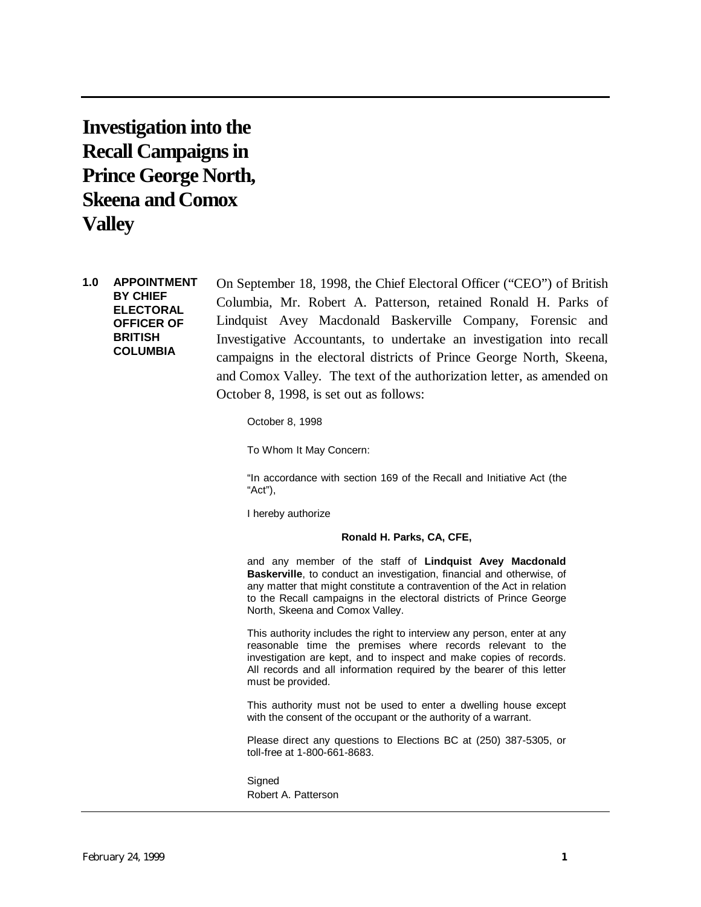# Investigation into the Recall Campaigns in Prince George North, Skeena and Comox Valley

## 1.0 APPOINTMENT BY CHIEF ELECTORAL OFFICER OF BRITISH COLUMBIA

On September 18, 1998, the Chief Electoral Officer ("CEO") of British Columbia, Mr. Robert A. Patterson, retained Ronald H. Parks of Lindquist Avey Macdonald Baskerville Company, Forensic and Investigative Accountants, to undertake an investigation into recall campaigns in the electoral districts of Prince George North, Skeena, and Comox Valley. The text of the authorization letter, as amended on October 8, 1998, is set out as follows:

> October 8, 1998
>
> To Whom It May Concern:
>
> "In accordance with section 169 of the Recall and Initiative Act (the "Act"),
>
> I hereby authorize
>
> **Ronald H. Parks, CA, CFE,**
>
> and any member of the staff of **Lindquist Avey Macdonald Baskerville**, to conduct an investigation, financial and otherwise, of any matter that might constitute a contravention of the Act in relation to the Recall campaigns in the electoral districts of Prince George North, Skeena and Comox Valley.
>
> This authority includes the right to interview any person, enter at any reasonable time the premises where records relevant to the investigation are kept, and to inspect and make copies of records. All records and all information required by the bearer of this letter must be provided.
>
> This authority must not be used to enter a dwelling house except with the consent of the occupant or the authority of a warrant.
>
> Please direct any questions to Elections BC at (250) 387-5305, or toll-free at 1-800-661-8683.
>
> Signed
> Robert A. Patterson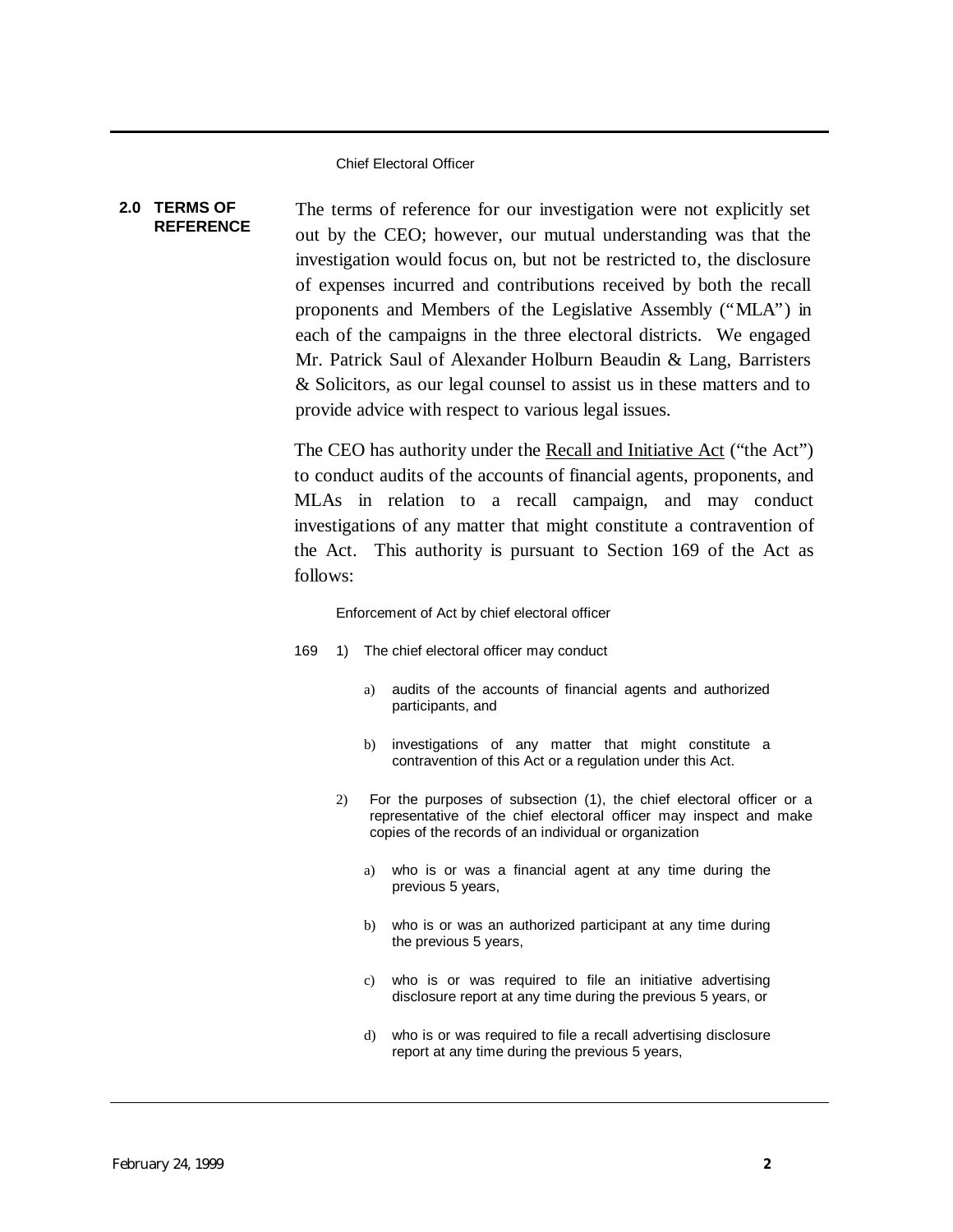## 2.0 TERMS OF REFERENCE

The terms of reference for our investigation were not explicitly set out by the CEO; however, our mutual understanding was that the investigation would focus on, but not be restricted to, the disclosure of expenses incurred and contributions received by both the recall proponents and Members of the Legislative Assembly ("MLA") in each of the campaigns in the three electoral districts. We engaged Mr. Patrick Saul of Alexander Holburn Beaudin & Lang, Barristers & Solicitors, as our legal counsel to assist us in these matters and to provide advice with respect to various legal issues.

The CEO has authority under the Recall and Initiative Act ("the Act") to conduct audits of the accounts of financial agents, proponents, and MLAs in relation to a recall campaign, and may conduct investigations of any matter that might constitute a contravention of the Act. This authority is pursuant to Section 169 of the Act as follows:

> Enforcement of Act by chief electoral officer
>
> 169 1) The chief electoral officer may conduct
>
> a) audits of the accounts of financial agents and authorized participants, and
>
> b) investigations of any matter that might constitute a contravention of this Act or a regulation under this Act.
>
> 2) For the purposes of subsection (1), the chief electoral officer or a representative of the chief electoral officer may inspect and make copies of the records of an individual or organization
>
> a) who is or was a financial agent at any time during the previous 5 years,
>
> b) who is or was an authorized participant at any time during the previous 5 years,
>
> c) who is or was required to file an initiative advertising disclosure report at any time during the previous 5 years, or
>
> d) who is or was required to file a recall advertising disclosure report at any time during the previous 5 years,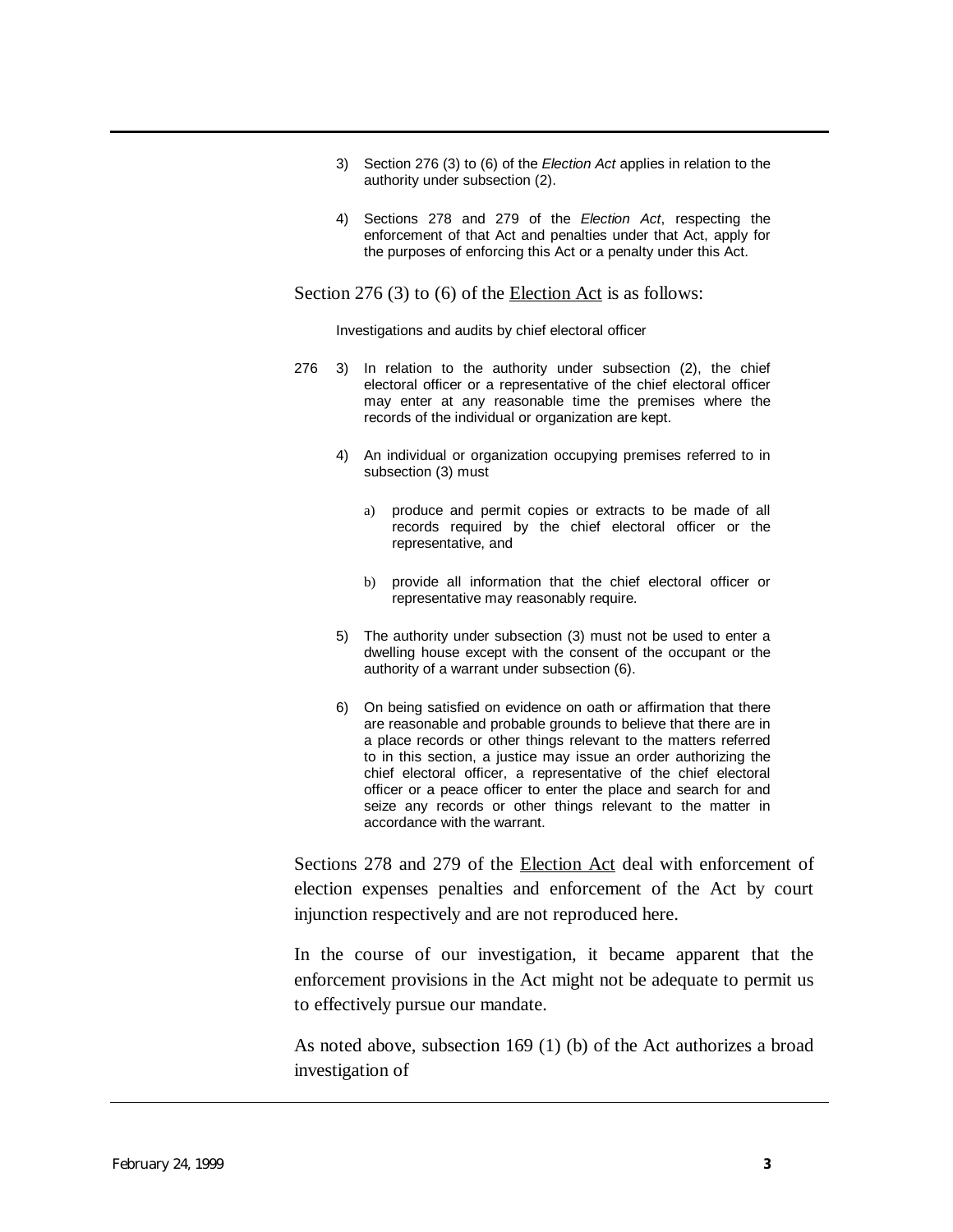3) Section 276 (3) to (6) of the *Election Act* applies in relation to the authority under subsection (2).

4) Sections 278 and 279 of the *Election Act*, respecting the enforcement of that Act and penalties under that Act, apply for the purposes of enforcing this Act or a penalty under this Act.

Section 276 (3) to (6) of the Election Act is as follows:

Investigations and audits by chief electoral officer

276 3) In relation to the authority under subsection (2), the chief electoral officer or a representative of the chief electoral officer may enter at any reasonable time the premises where the records of the individual or organization are kept.

4) An individual or organization occupying premises referred to in subsection (3) must

a) produce and permit copies or extracts to be made of all records required by the chief electoral officer or the representative, and

b) provide all information that the chief electoral officer or representative may reasonably require.

5) The authority under subsection (3) must not be used to enter a dwelling house except with the consent of the occupant or the authority of a warrant under subsection (6).

6) On being satisfied on evidence on oath or affirmation that there are reasonable and probable grounds to believe that there are in a place records or other things relevant to the matters referred to in this section, a justice may issue an order authorizing the chief electoral officer, a representative of the chief electoral officer or a peace officer to enter the place and search for and seize any records or other things relevant to the matter in accordance with the warrant.

Sections 278 and 279 of the Election Act deal with enforcement of election expenses penalties and enforcement of the Act by court injunction respectively and are not reproduced here.

In the course of our investigation, it became apparent that the enforcement provisions in the Act might not be adequate to permit us to effectively pursue our mandate.

As noted above, subsection 169 (1) (b) of the Act authorizes a broad investigation of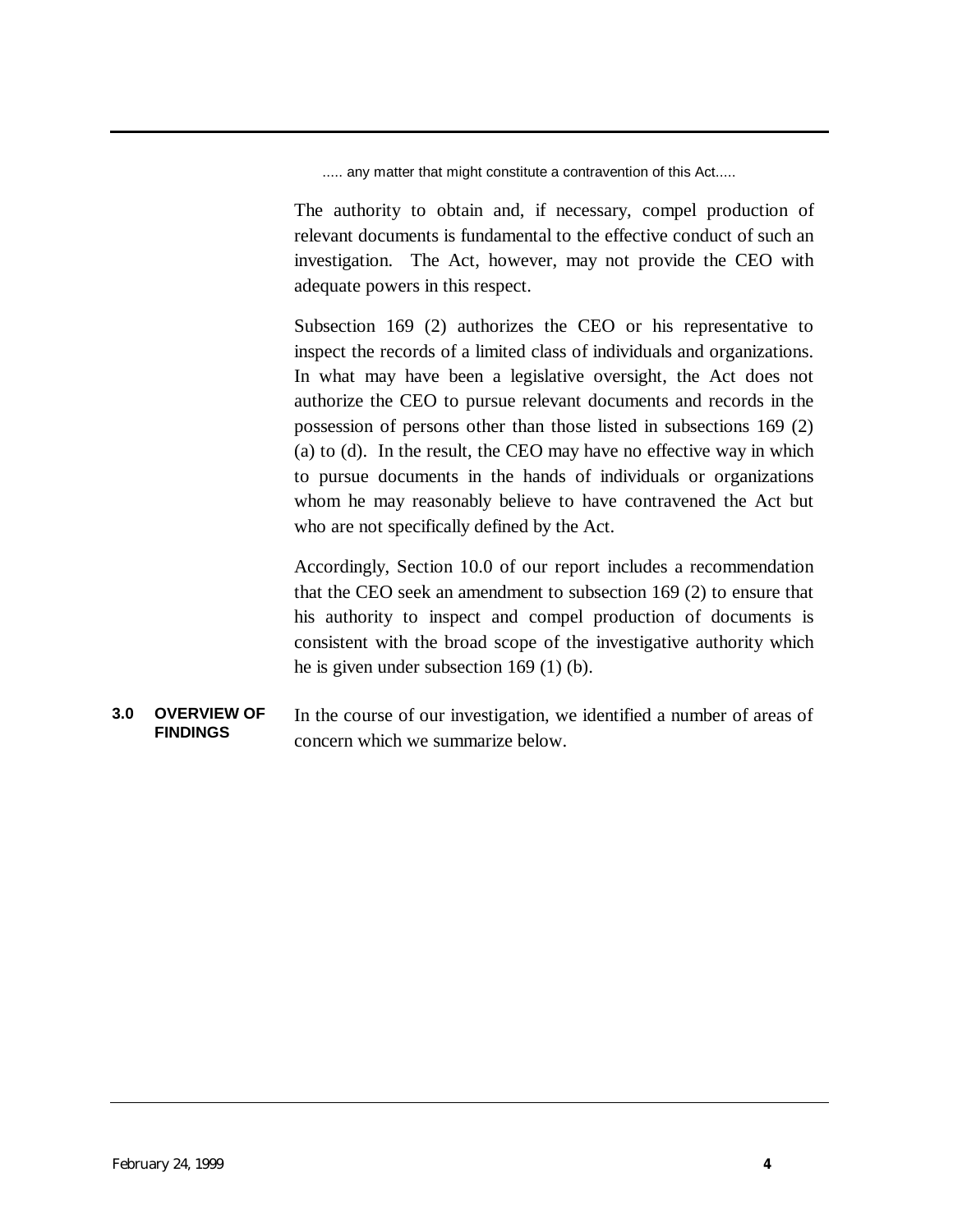..... any matter that might constitute a contravention of this Act.....

The authority to obtain and, if necessary, compel production of relevant documents is fundamental to the effective conduct of such an investigation. The Act, however, may not provide the CEO with adequate powers in this respect.

Subsection 169 (2) authorizes the CEO or his representative to inspect the records of a limited class of individuals and organizations. In what may have been a legislative oversight, the Act does not authorize the CEO to pursue relevant documents and records in the possession of persons other than those listed in subsections 169 (2) (a) to (d). In the result, the CEO may have no effective way in which to pursue documents in the hands of individuals or organizations whom he may reasonably believe to have contravened the Act but who are not specifically defined by the Act.

Accordingly, Section 10.0 of our report includes a recommendation that the CEO seek an amendment to subsection 169 (2) to ensure that his authority to inspect and compel production of documents is consistent with the broad scope of the investigative authority which he is given under subsection 169 (1) (b).

## 3.0 OVERVIEW OF FINDINGS

In the course of our investigation, we identified a number of areas of concern which we summarize below.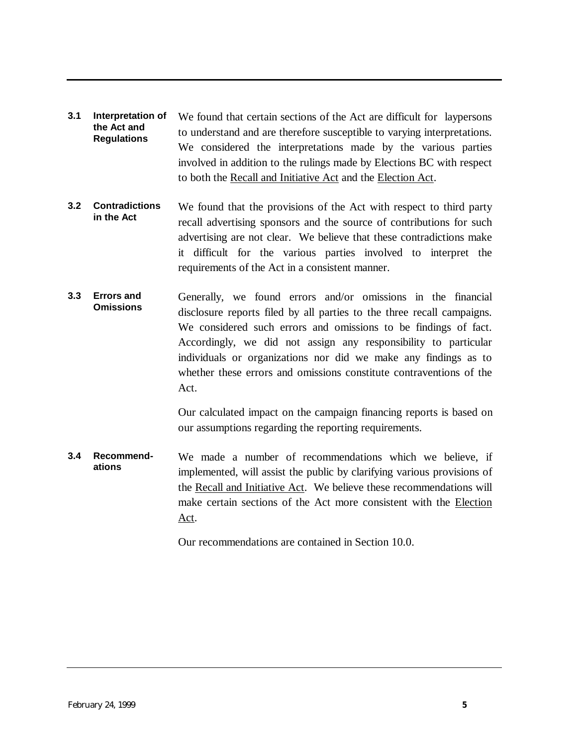### 3.1 Interpretation of the Act and Regulations

We found that certain sections of the Act are difficult for laypersons to understand and are therefore susceptible to varying interpretations. We considered the interpretations made by the various parties involved in addition to the rulings made by Elections BC with respect to both the Recall and Initiative Act and the Election Act.

### 3.2 Contradictions in the Act

We found that the provisions of the Act with respect to third party recall advertising sponsors and the source of contributions for such advertising are not clear. We believe that these contradictions make it difficult for the various parties involved to interpret the requirements of the Act in a consistent manner.

### 3.3 Errors and Omissions

Generally, we found errors and/or omissions in the financial disclosure reports filed by all parties to the three recall campaigns. We considered such errors and omissions to be findings of fact. Accordingly, we did not assign any responsibility to particular individuals or organizations nor did we make any findings as to whether these errors and omissions constitute contraventions of the Act.

Our calculated impact on the campaign financing reports is based on our assumptions regarding the reporting requirements.

### 3.4 Recommendations

We made a number of recommendations which we believe, if implemented, will assist the public by clarifying various provisions of the Recall and Initiative Act. We believe these recommendations will make certain sections of the Act more consistent with the Election Act.

Our recommendations are contained in Section 10.0.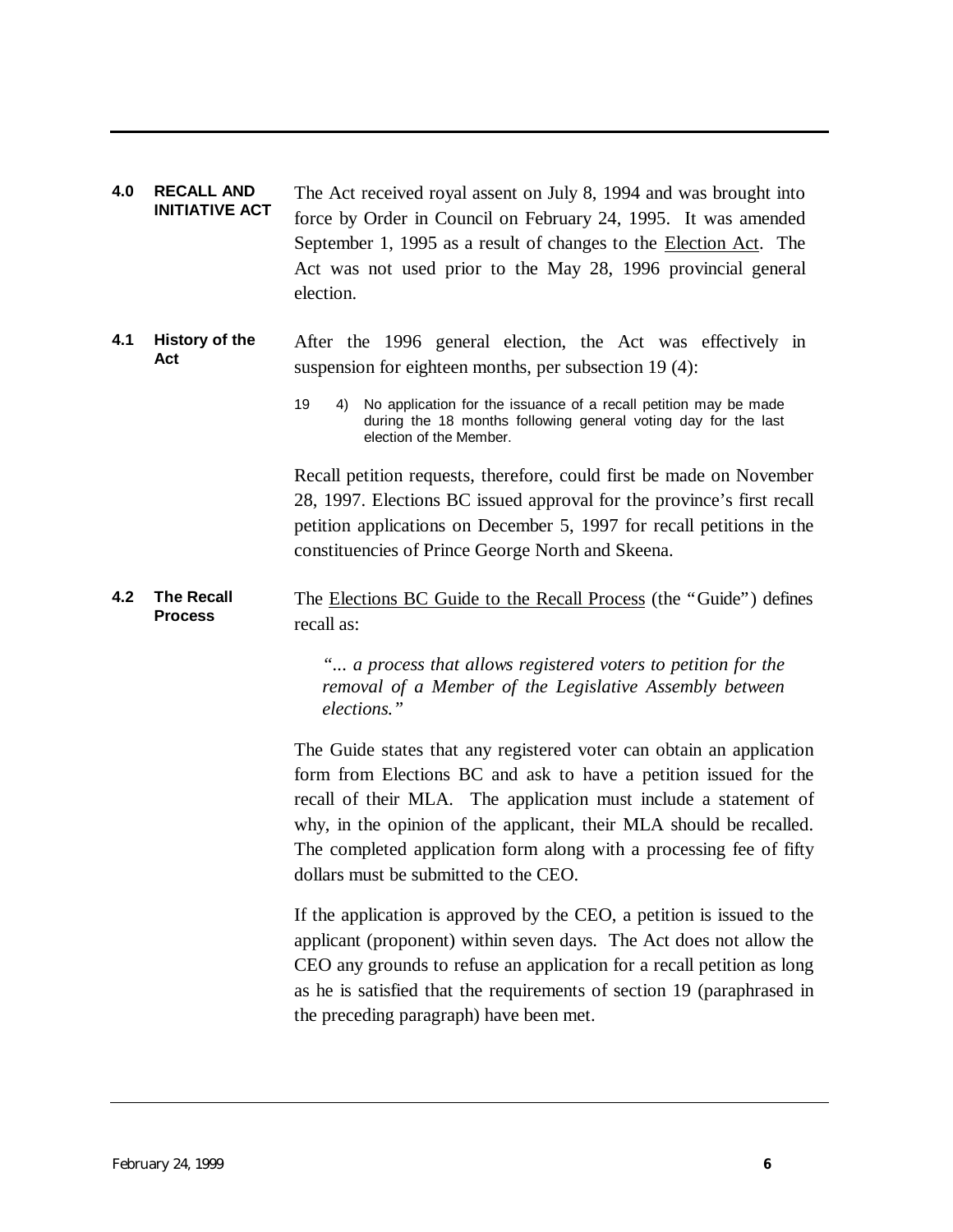## 4.0 RECALL AND INITIATIVE ACT

The Act received royal assent on July 8, 1994 and was brought into force by Order in Council on February 24, 1995. It was amended September 1, 1995 as a result of changes to the Election Act. The Act was not used prior to the May 28, 1996 provincial general election.

### 4.1 History of the Act

After the 1996 general election, the Act was effectively in suspension for eighteen months, per subsection 19 (4):

> 19 4) No application for the issuance of a recall petition may be made during the 18 months following general voting day for the last election of the Member.

Recall petition requests, therefore, could first be made on November 28, 1997. Elections BC issued approval for the province's first recall petition applications on December 5, 1997 for recall petitions in the constituencies of Prince George North and Skeena.

### 4.2 The Recall Process

The Elections BC Guide to the Recall Process (the "Guide") defines recall as:

> *"... a process that allows registered voters to petition for the removal of a Member of the Legislative Assembly between elections."*

The Guide states that any registered voter can obtain an application form from Elections BC and ask to have a petition issued for the recall of their MLA. The application must include a statement of why, in the opinion of the applicant, their MLA should be recalled. The completed application form along with a processing fee of fifty dollars must be submitted to the CEO.

If the application is approved by the CEO, a petition is issued to the applicant (proponent) within seven days. The Act does not allow the CEO any grounds to refuse an application for a recall petition as long as he is satisfied that the requirements of section 19 (paraphrased in the preceding paragraph) have been met.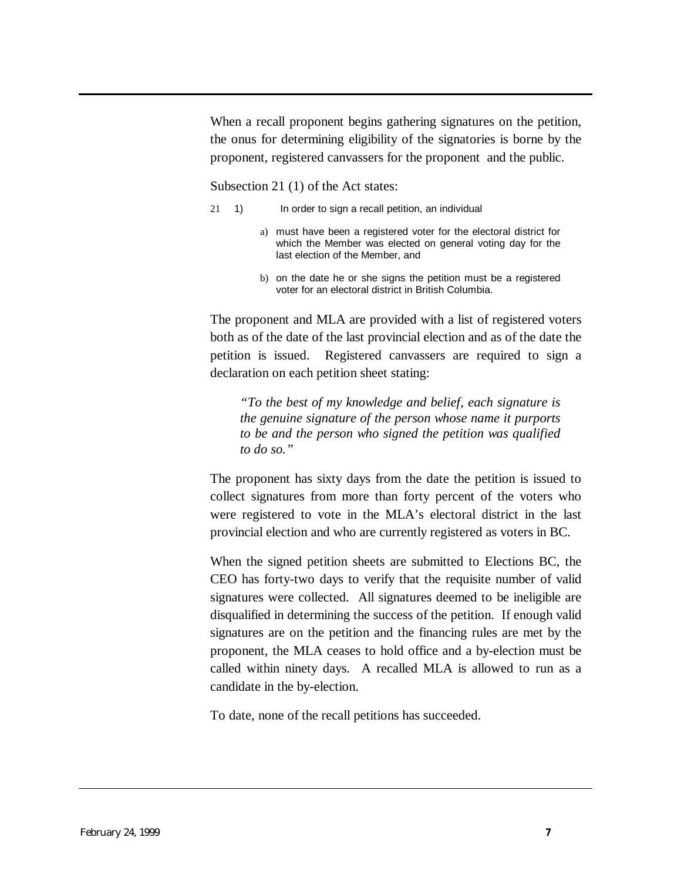When a recall proponent begins gathering signatures on the petition, the onus for determining eligibility of the signatories is borne by the proponent, registered canvassers for the proponent and the public.

Subsection 21 (1) of the Act states:

21 1) In order to sign a recall petition, an individual

> a) must have been a registered voter for the electoral district for which the Member was elected on general voting day for the last election of the Member, and
>
> b) on the date he or she signs the petition must be a registered voter for an electoral district in British Columbia.

The proponent and MLA are provided with a list of registered voters both as of the date of the last provincial election and as of the date the petition is issued. Registered canvassers are required to sign a declaration on each petition sheet stating:

> *"To the best of my knowledge and belief, each signature is the genuine signature of the person whose name it purports to be and the person who signed the petition was qualified to do so."*

The proponent has sixty days from the date the petition is issued to collect signatures from more than forty percent of the voters who were registered to vote in the MLA's electoral district in the last provincial election and who are currently registered as voters in BC.

When the signed petition sheets are submitted to Elections BC, the CEO has forty-two days to verify that the requisite number of valid signatures were collected. All signatures deemed to be ineligible are disqualified in determining the success of the petition. If enough valid signatures are on the petition and the financing rules are met by the proponent, the MLA ceases to hold office and a by-election must be called within ninety days. A recalled MLA is allowed to run as a candidate in the by-election.

To date, none of the recall petitions has succeeded.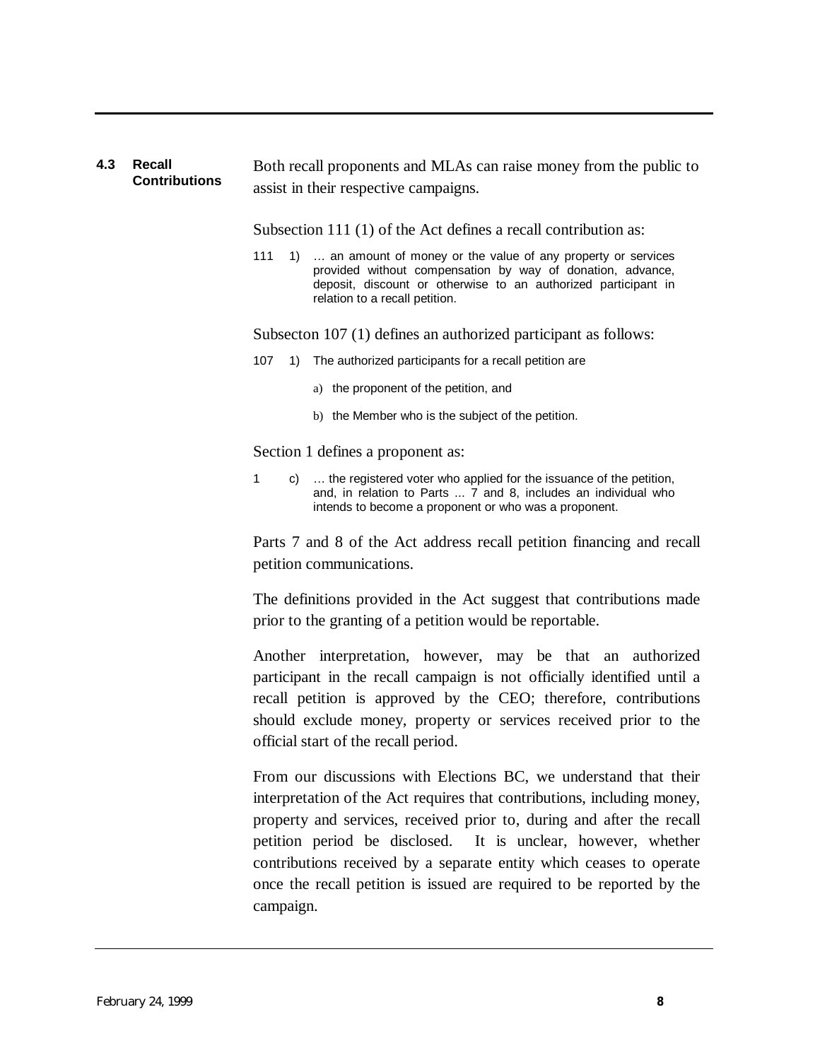## 4.3 Recall Contributions

Both recall proponents and MLAs can raise money from the public to assist in their respective campaigns.

Subsection 111 (1) of the Act defines a recall contribution as:

> 111 1) … an amount of money or the value of any property or services provided without compensation by way of donation, advance, deposit, discount or otherwise to an authorized participant in relation to a recall petition.

Subsecton 107 (1) defines an authorized participant as follows:

> 107 1) The authorized participants for a recall petition are
>
> a) the proponent of the petition, and
>
> b) the Member who is the subject of the petition.

Section 1 defines a proponent as:

> 1 c) … the registered voter who applied for the issuance of the petition, and, in relation to Parts ... 7 and 8, includes an individual who intends to become a proponent or who was a proponent.

Parts 7 and 8 of the Act address recall petition financing and recall petition communications.

The definitions provided in the Act suggest that contributions made prior to the granting of a petition would be reportable.

Another interpretation, however, may be that an authorized participant in the recall campaign is not officially identified until a recall petition is approved by the CEO; therefore, contributions should exclude money, property or services received prior to the official start of the recall period.

From our discussions with Elections BC, we understand that their interpretation of the Act requires that contributions, including money, property and services, received prior to, during and after the recall petition period be disclosed. It is unclear, however, whether contributions received by a separate entity which ceases to operate once the recall petition is issued are required to be reported by the campaign.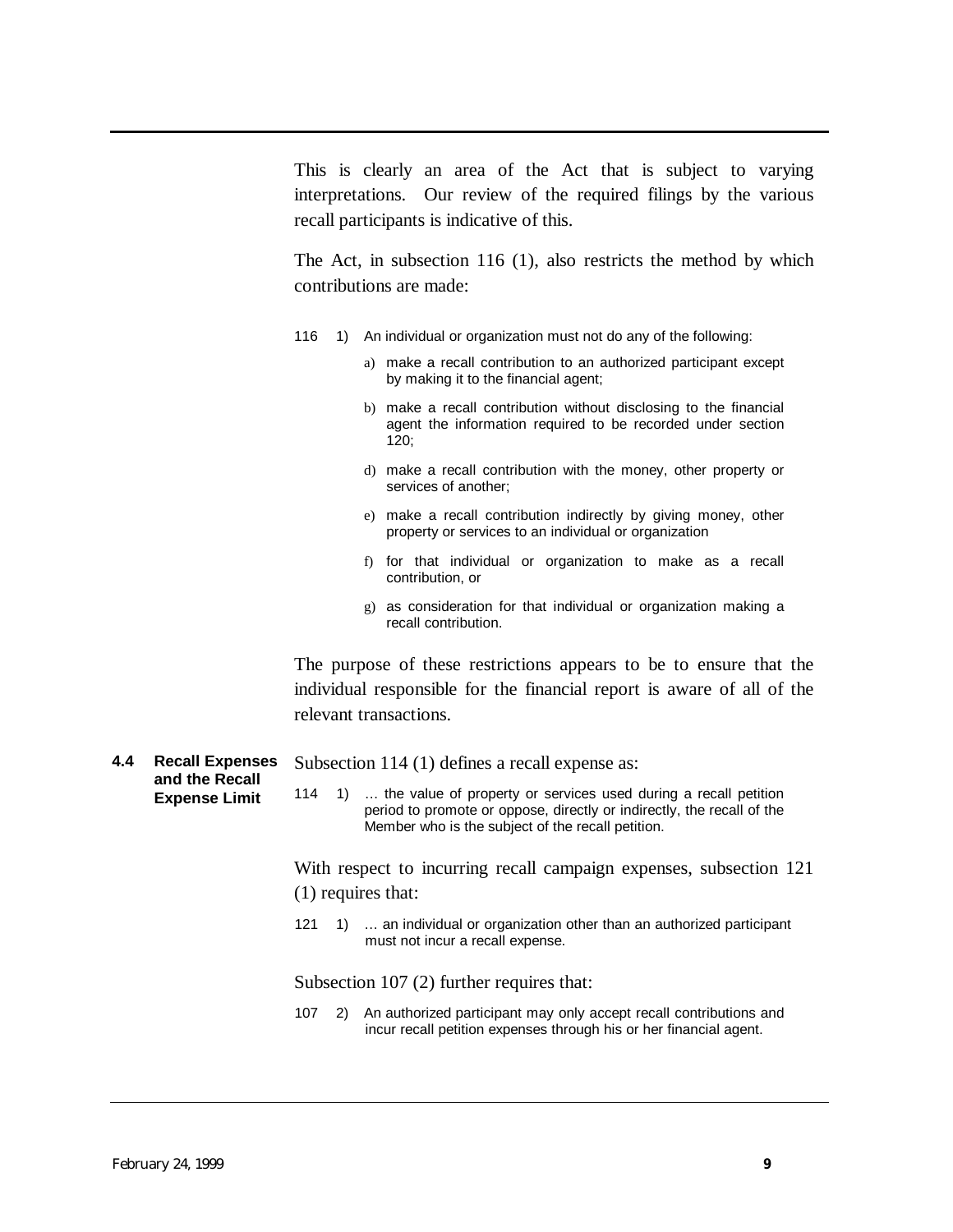This is clearly an area of the Act that is subject to varying interpretations. Our review of the required filings by the various recall participants is indicative of this.

The Act, in subsection 116 (1), also restricts the method by which contributions are made:

> 116 1) An individual or organization must not do any of the following:
>
> a) make a recall contribution to an authorized participant except by making it to the financial agent;
>
> b) make a recall contribution without disclosing to the financial agent the information required to be recorded under section 120;
>
> d) make a recall contribution with the money, other property or services of another;
>
> e) make a recall contribution indirectly by giving money, other property or services to an individual or organization
>
> f) for that individual or organization to make as a recall contribution, or
>
> g) as consideration for that individual or organization making a recall contribution.

The purpose of these restrictions appears to be to ensure that the individual responsible for the financial report is aware of all of the relevant transactions.

## 4.4 Recall Expenses and the Recall Expense Limit

Subsection 114 (1) defines a recall expense as:

> 114 1) … the value of property or services used during a recall petition period to promote or oppose, directly or indirectly, the recall of the Member who is the subject of the recall petition.

With respect to incurring recall campaign expenses, subsection 121 (1) requires that:

> 121 1) … an individual or organization other than an authorized participant must not incur a recall expense.

Subsection 107 (2) further requires that:

> 107 2) An authorized participant may only accept recall contributions and incur recall petition expenses through his or her financial agent.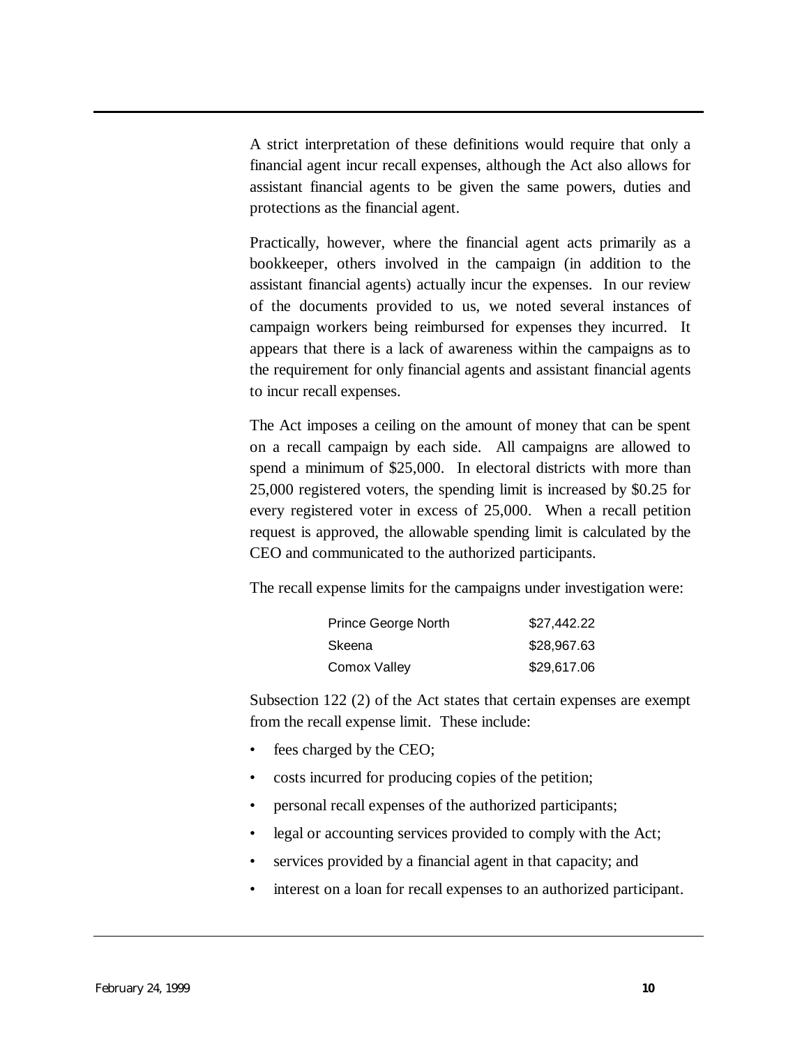A strict interpretation of these definitions would require that only a financial agent incur recall expenses, although the Act also allows for assistant financial agents to be given the same powers, duties and protections as the financial agent.

Practically, however, where the financial agent acts primarily as a bookkeeper, others involved in the campaign (in addition to the assistant financial agents) actually incur the expenses. In our review of the documents provided to us, we noted several instances of campaign workers being reimbursed for expenses they incurred. It appears that there is a lack of awareness within the campaigns as to the requirement for only financial agents and assistant financial agents to incur recall expenses.

The Act imposes a ceiling on the amount of money that can be spent on a recall campaign by each side. All campaigns are allowed to spend a minimum of $25,000. In electoral districts with more than 25,000 registered voters, the spending limit is increased by $0.25 for every registered voter in excess of 25,000. When a recall petition request is approved, the allowable spending limit is calculated by the CEO and communicated to the authorized participants.

The recall expense limits for the campaigns under investigation were:

| | |
|---|---|
| Prince George North | $27,442.22 |
| Skeena | $28,967.63 |
| Comox Valley | $29,617.06 |

Subsection 122 (2) of the Act states that certain expenses are exempt from the recall expense limit. These include:

- fees charged by the CEO;
- costs incurred for producing copies of the petition;
- personal recall expenses of the authorized participants;
- legal or accounting services provided to comply with the Act;
- services provided by a financial agent in that capacity; and
- interest on a loan for recall expenses to an authorized participant.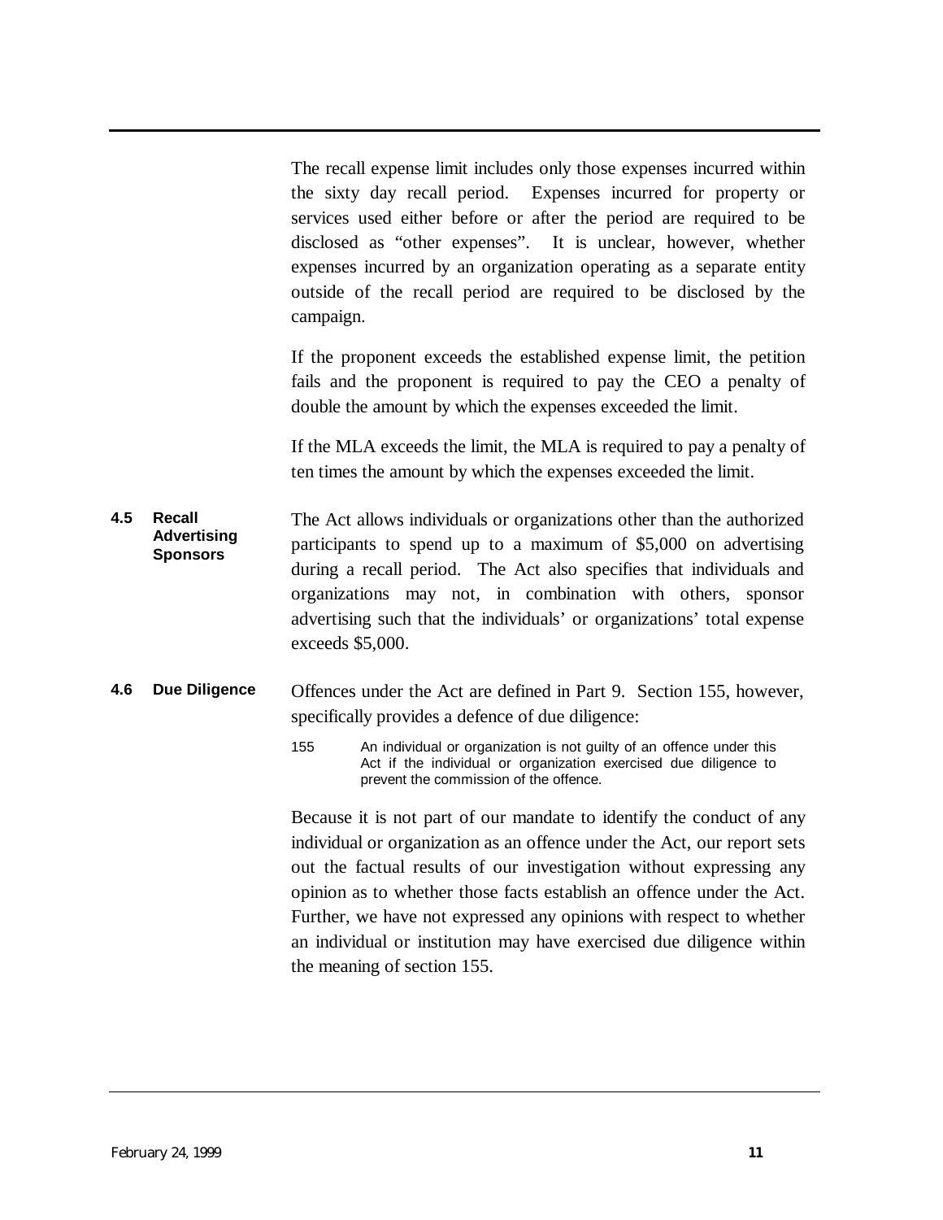The recall expense limit includes only those expenses incurred within the sixty day recall period. Expenses incurred for property or services used either before or after the period are required to be disclosed as “other expenses”. It is unclear, however, whether expenses incurred by an organization operating as a separate entity outside of the recall period are required to be disclosed by the campaign.

If the proponent exceeds the established expense limit, the petition fails and the proponent is required to pay the CEO a penalty of double the amount by which the expenses exceeded the limit.

If the MLA exceeds the limit, the MLA is required to pay a penalty of ten times the amount by which the expenses exceeded the limit.

### 4.5 Recall Advertising Sponsors

The Act allows individuals or organizations other than the authorized participants to spend up to a maximum of $5,000 on advertising during a recall period. The Act also specifies that individuals and organizations may not, in combination with others, sponsor advertising such that the individuals’ or organizations’ total expense exceeds $5,000.

### 4.6 Due Diligence

Offences under the Act are defined in Part 9. Section 155, however, specifically provides a defence of due diligence:

> 155 An individual or organization is not guilty of an offence under this Act if the individual or organization exercised due diligence to prevent the commission of the offence.

Because it is not part of our mandate to identify the conduct of any individual or organization as an offence under the Act, our report sets out the factual results of our investigation without expressing any opinion as to whether those facts establish an offence under the Act. Further, we have not expressed any opinions with respect to whether an individual or institution may have exercised due diligence within the meaning of section 155.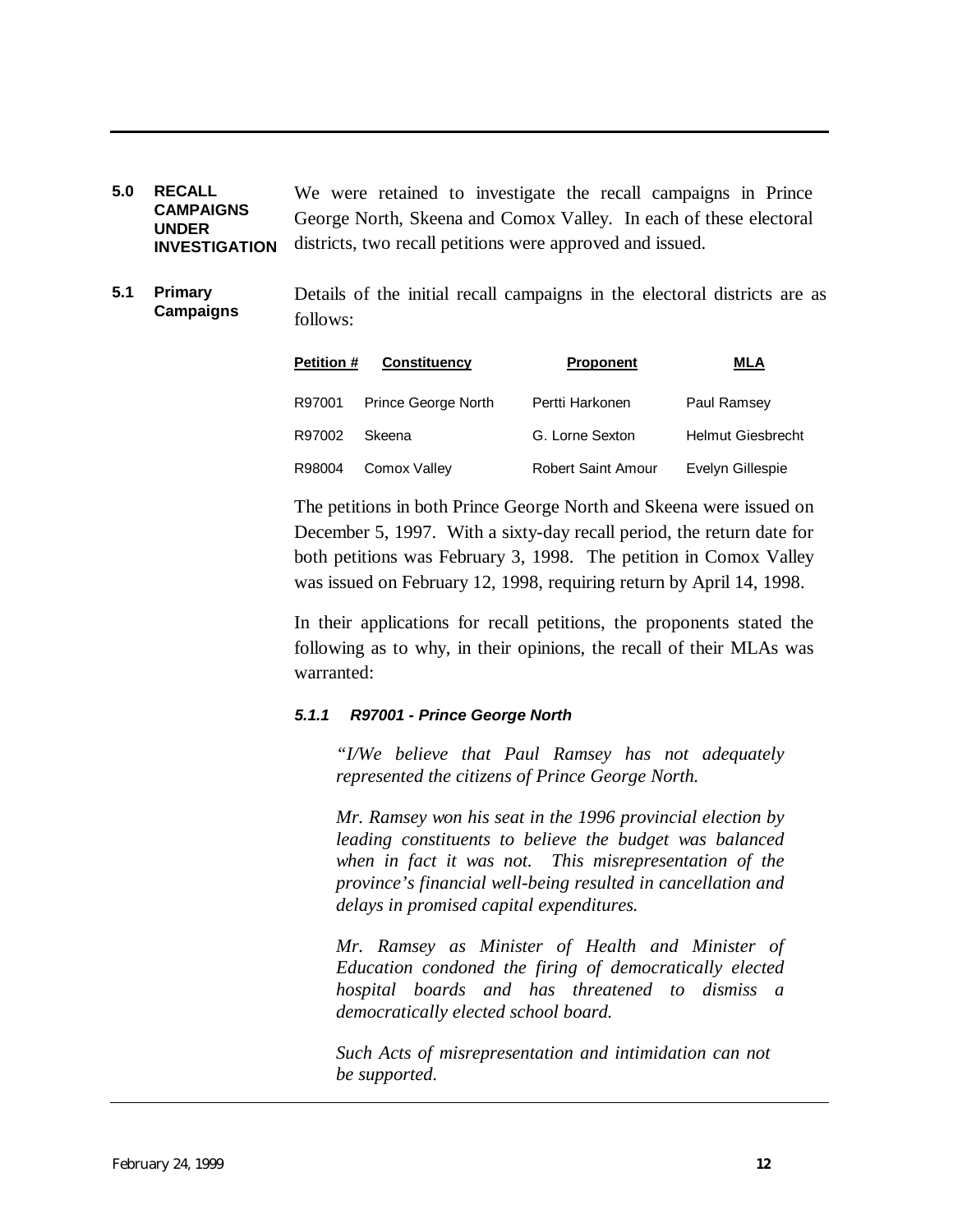## 5.0 RECALL CAMPAIGNS UNDER INVESTIGATION

We were retained to investigate the recall campaigns in Prince George North, Skeena and Comox Valley. In each of these electoral districts, two recall petitions were approved and issued.

### 5.1 Primary Campaigns

Details of the initial recall campaigns in the electoral districts are as follows:

| Petition # | Constituency | Proponent | MLA |
|---|---|---|---|
| R97001 | Prince George North | Pertti Harkonen | Paul Ramsey |
| R97002 | Skeena | G. Lorne Sexton | Helmut Giesbrecht |
| R98004 | Comox Valley | Robert Saint Amour | Evelyn Gillespie |

The petitions in both Prince George North and Skeena were issued on December 5, 1997. With a sixty-day recall period, the return date for both petitions was February 3, 1998. The petition in Comox Valley was issued on February 12, 1998, requiring return by April 14, 1998.

In their applications for recall petitions, the proponents stated the following as to why, in their opinions, the recall of their MLAs was warranted:

#### *5.1.1 R97001 - Prince George North*

*"I/We believe that Paul Ramsey has not adequately represented the citizens of Prince George North.*

*Mr. Ramsey won his seat in the 1996 provincial election by leading constituents to believe the budget was balanced when in fact it was not. This misrepresentation of the province's financial well-being resulted in cancellation and delays in promised capital expenditures.*

*Mr. Ramsey as Minister of Health and Minister of Education condoned the firing of democratically elected hospital boards and has threatened to dismiss a democratically elected school board.*

*Such Acts of misrepresentation and intimidation can not be supported.*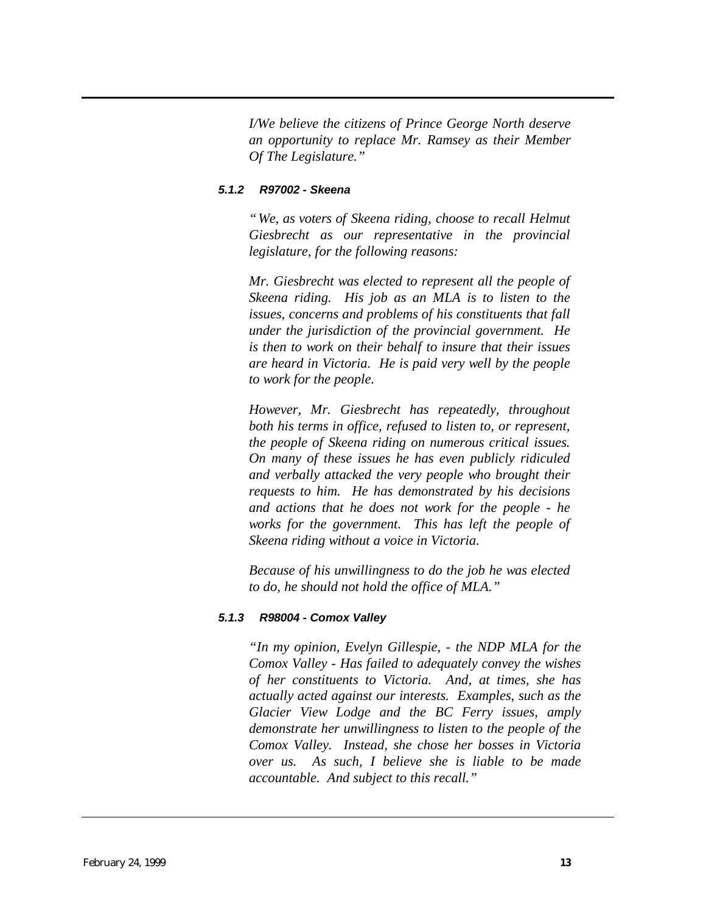*I/We believe the citizens of Prince George North deserve an opportunity to replace Mr. Ramsey as their Member Of The Legislature."*

#### *5.1.2 R97002 - Skeena*

*"We, as voters of Skeena riding, choose to recall Helmut Giesbrecht as our representative in the provincial legislature, for the following reasons:*

*Mr. Giesbrecht was elected to represent all the people of Skeena riding. His job as an MLA is to listen to the issues, concerns and problems of his constituents that fall under the jurisdiction of the provincial government. He is then to work on their behalf to insure that their issues are heard in Victoria. He is paid very well by the people to work for the people.*

*However, Mr. Giesbrecht has repeatedly, throughout both his terms in office, refused to listen to, or represent, the people of Skeena riding on numerous critical issues. On many of these issues he has even publicly ridiculed and verbally attacked the very people who brought their requests to him. He has demonstrated by his decisions and actions that he does not work for the people - he works for the government. This has left the people of Skeena riding without a voice in Victoria.*

*Because of his unwillingness to do the job he was elected to do, he should not hold the office of MLA."*

#### *5.1.3 R98004 - Comox Valley*

*"In my opinion, Evelyn Gillespie, - the NDP MLA for the Comox Valley - Has failed to adequately convey the wishes of her constituents to Victoria. And, at times, she has actually acted against our interests. Examples, such as the Glacier View Lodge and the BC Ferry issues, amply demonstrate her unwillingness to listen to the people of the Comox Valley. Instead, she chose her bosses in Victoria over us. As such, I believe she is liable to be made accountable. And subject to this recall."*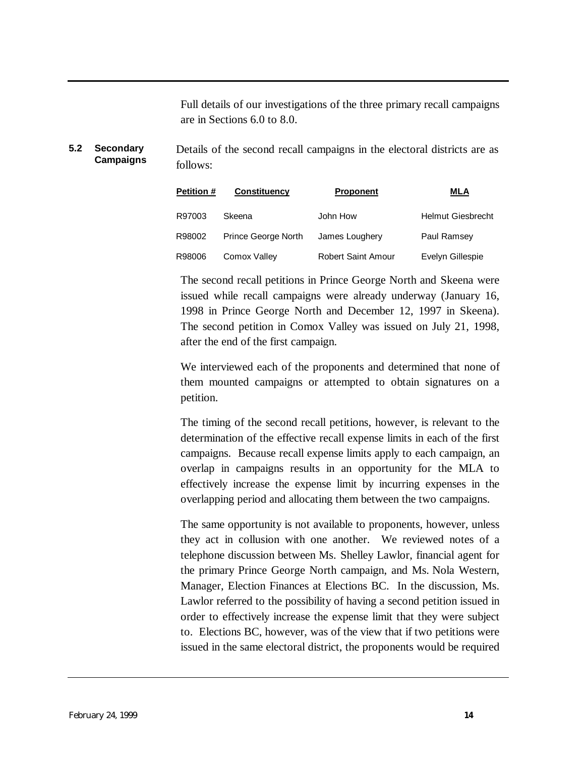Full details of our investigations of the three primary recall campaigns are in Sections 6.0 to 8.0.

## 5.2 Secondary Campaigns

Details of the second recall campaigns in the electoral districts are as follows:

| Petition # | Constituency | Proponent | MLA |
|---|---|---|---|
| R97003 | Skeena | John How | Helmut Giesbrecht |
| R98002 | Prince George North | James Loughery | Paul Ramsey |
| R98006 | Comox Valley | Robert Saint Amour | Evelyn Gillespie |

The second recall petitions in Prince George North and Skeena were issued while recall campaigns were already underway (January 16, 1998 in Prince George North and December 12, 1997 in Skeena). The second petition in Comox Valley was issued on July 21, 1998, after the end of the first campaign.

We interviewed each of the proponents and determined that none of them mounted campaigns or attempted to obtain signatures on a petition.

The timing of the second recall petitions, however, is relevant to the determination of the effective recall expense limits in each of the first campaigns. Because recall expense limits apply to each campaign, an overlap in campaigns results in an opportunity for the MLA to effectively increase the expense limit by incurring expenses in the overlapping period and allocating them between the two campaigns.

The same opportunity is not available to proponents, however, unless they act in collusion with one another. We reviewed notes of a telephone discussion between Ms. Shelley Lawlor, financial agent for the primary Prince George North campaign, and Ms. Nola Western, Manager, Election Finances at Elections BC. In the discussion, Ms. Lawlor referred to the possibility of having a second petition issued in order to effectively increase the expense limit that they were subject to. Elections BC, however, was of the view that if two petitions were issued in the same electoral district, the proponents would be required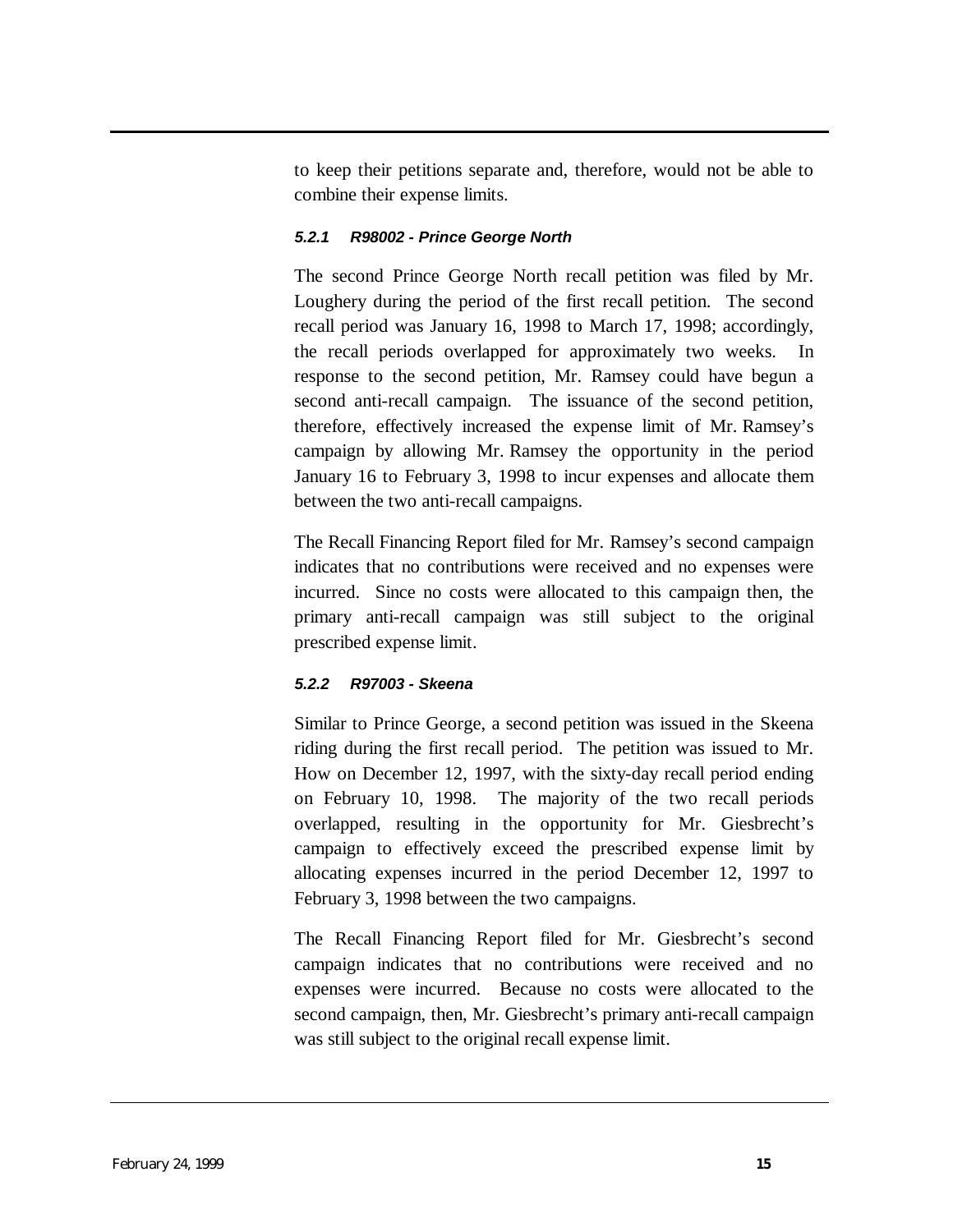to keep their petitions separate and, therefore, would not be able to combine their expense limits.

#### *5.2.1 R98002 - Prince George North*

The second Prince George North recall petition was filed by Mr. Loughery during the period of the first recall petition. The second recall period was January 16, 1998 to March 17, 1998; accordingly, the recall periods overlapped for approximately two weeks. In response to the second petition, Mr. Ramsey could have begun a second anti-recall campaign. The issuance of the second petition, therefore, effectively increased the expense limit of Mr. Ramsey's campaign by allowing Mr. Ramsey the opportunity in the period January 16 to February 3, 1998 to incur expenses and allocate them between the two anti-recall campaigns.

The Recall Financing Report filed for Mr. Ramsey's second campaign indicates that no contributions were received and no expenses were incurred. Since no costs were allocated to this campaign then, the primary anti-recall campaign was still subject to the original prescribed expense limit.

#### *5.2.2 R97003 - Skeena*

Similar to Prince George, a second petition was issued in the Skeena riding during the first recall period. The petition was issued to Mr. How on December 12, 1997, with the sixty-day recall period ending on February 10, 1998. The majority of the two recall periods overlapped, resulting in the opportunity for Mr. Giesbrecht's campaign to effectively exceed the prescribed expense limit by allocating expenses incurred in the period December 12, 1997 to February 3, 1998 between the two campaigns.

The Recall Financing Report filed for Mr. Giesbrecht's second campaign indicates that no contributions were received and no expenses were incurred. Because no costs were allocated to the second campaign, then, Mr. Giesbrecht's primary anti-recall campaign was still subject to the original recall expense limit.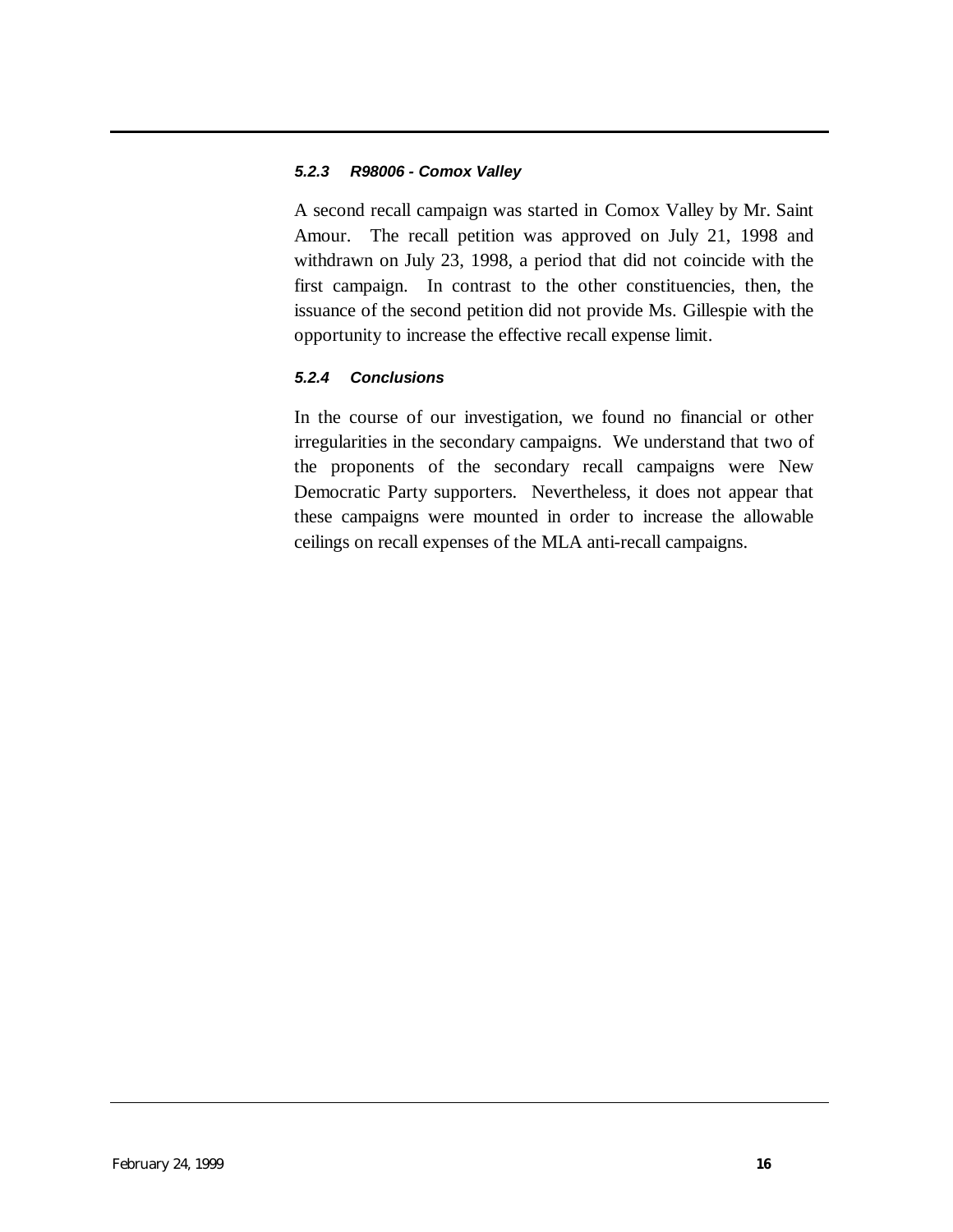#### *5.2.3 R98006 - Comox Valley*

A second recall campaign was started in Comox Valley by Mr. Saint Amour. The recall petition was approved on July 21, 1998 and withdrawn on July 23, 1998, a period that did not coincide with the first campaign. In contrast to the other constituencies, then, the issuance of the second petition did not provide Ms. Gillespie with the opportunity to increase the effective recall expense limit.

#### *5.2.4 Conclusions*

In the course of our investigation, we found no financial or other irregularities in the secondary campaigns. We understand that two of the proponents of the secondary recall campaigns were New Democratic Party supporters. Nevertheless, it does not appear that these campaigns were mounted in order to increase the allowable ceilings on recall expenses of the MLA anti-recall campaigns.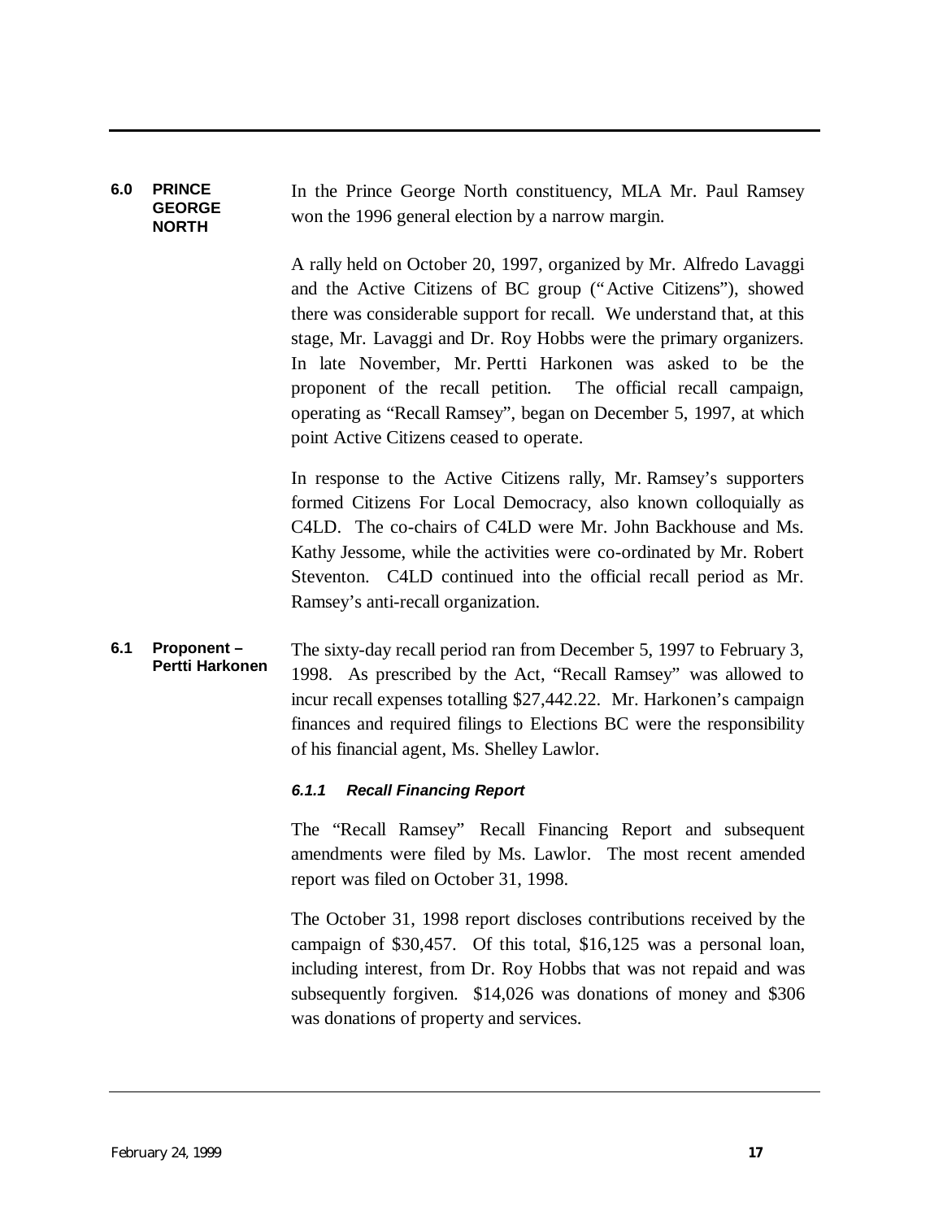## 6.0 PRINCE GEORGE NORTH

In the Prince George North constituency, MLA Mr. Paul Ramsey won the 1996 general election by a narrow margin.

A rally held on October 20, 1997, organized by Mr. Alfredo Lavaggi and the Active Citizens of BC group ("Active Citizens"), showed there was considerable support for recall. We understand that, at this stage, Mr. Lavaggi and Dr. Roy Hobbs were the primary organizers. In late November, Mr. Pertti Harkonen was asked to be the proponent of the recall petition. The official recall campaign, operating as "Recall Ramsey", began on December 5, 1997, at which point Active Citizens ceased to operate.

In response to the Active Citizens rally, Mr. Ramsey's supporters formed Citizens For Local Democracy, also known colloquially as C4LD. The co-chairs of C4LD were Mr. John Backhouse and Ms. Kathy Jessome, while the activities were co-ordinated by Mr. Robert Steventon. C4LD continued into the official recall period as Mr. Ramsey's anti-recall organization.

### 6.1 Proponent – Pertti Harkonen

The sixty-day recall period ran from December 5, 1997 to February 3, 1998. As prescribed by the Act, "Recall Ramsey" was allowed to incur recall expenses totalling $27,442.22. Mr. Harkonen's campaign finances and required filings to Elections BC were the responsibility of his financial agent, Ms. Shelley Lawlor.

#### *6.1.1 Recall Financing Report*

The "Recall Ramsey" Recall Financing Report and subsequent amendments were filed by Ms. Lawlor. The most recent amended report was filed on October 31, 1998.

The October 31, 1998 report discloses contributions received by the campaign of $30,457. Of this total, $16,125 was a personal loan, including interest, from Dr. Roy Hobbs that was not repaid and was subsequently forgiven. $14,026 was donations of money and $306 was donations of property and services.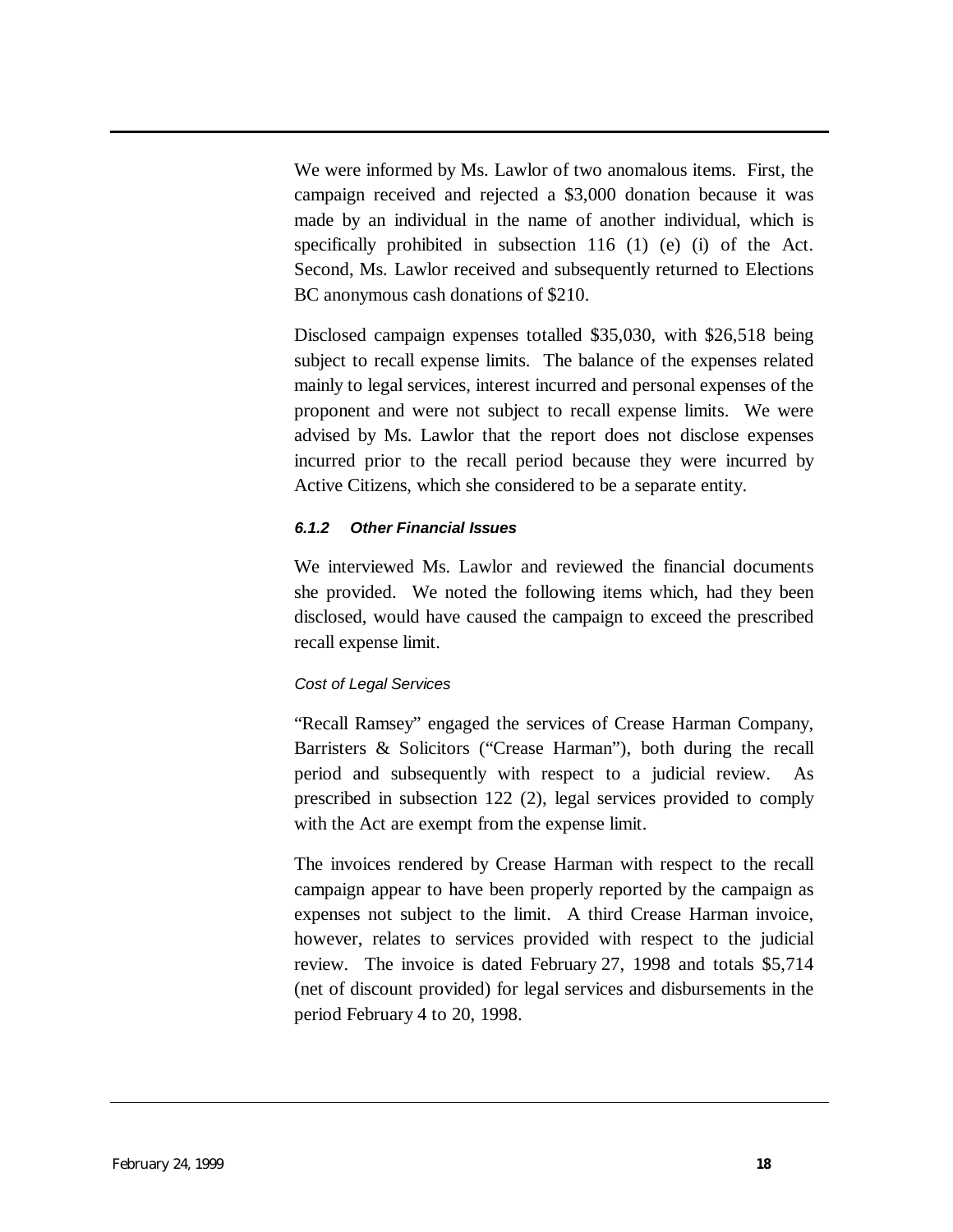We were informed by Ms. Lawlor of two anomalous items. First, the campaign received and rejected a $3,000 donation because it was made by an individual in the name of another individual, which is specifically prohibited in subsection 116 (1) (e) (i) of the Act. Second, Ms. Lawlor received and subsequently returned to Elections BC anonymous cash donations of $210.

Disclosed campaign expenses totalled $35,030, with $26,518 being subject to recall expense limits. The balance of the expenses related mainly to legal services, interest incurred and personal expenses of the proponent and were not subject to recall expense limits. We were advised by Ms. Lawlor that the report does not disclose expenses incurred prior to the recall period because they were incurred by Active Citizens, which she considered to be a separate entity.

#### *6.1.2 Other Financial Issues*

We interviewed Ms. Lawlor and reviewed the financial documents she provided. We noted the following items which, had they been disclosed, would have caused the campaign to exceed the prescribed recall expense limit.

*Cost of Legal Services*

"Recall Ramsey" engaged the services of Crease Harman Company, Barristers & Solicitors ("Crease Harman"), both during the recall period and subsequently with respect to a judicial review. As prescribed in subsection 122 (2), legal services provided to comply with the Act are exempt from the expense limit.

The invoices rendered by Crease Harman with respect to the recall campaign appear to have been properly reported by the campaign as expenses not subject to the limit. A third Crease Harman invoice, however, relates to services provided with respect to the judicial review. The invoice is dated February 27, 1998 and totals $5,714 (net of discount provided) for legal services and disbursements in the period February 4 to 20, 1998.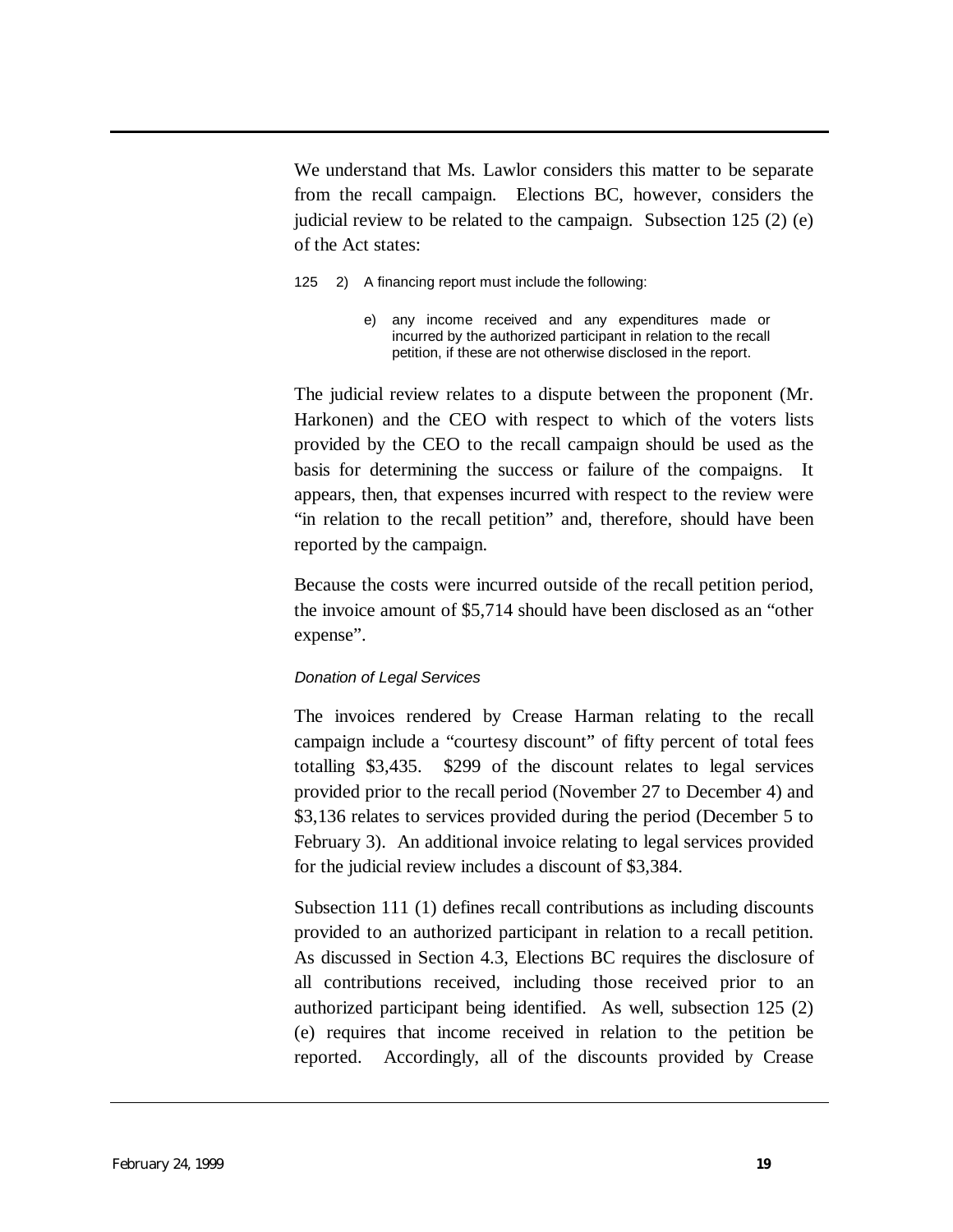We understand that Ms. Lawlor considers this matter to be separate from the recall campaign. Elections BC, however, considers the judicial review to be related to the campaign. Subsection 125 (2) (e) of the Act states:

> 125 2) A financing report must include the following:
>
> e) any income received and any expenditures made or incurred by the authorized participant in relation to the recall petition, if these are not otherwise disclosed in the report.

The judicial review relates to a dispute between the proponent (Mr. Harkonen) and the CEO with respect to which of the voters lists provided by the CEO to the recall campaign should be used as the basis for determining the success or failure of the compaigns. It appears, then, that expenses incurred with respect to the review were "in relation to the recall petition" and, therefore, should have been reported by the campaign.

Because the costs were incurred outside of the recall petition period, the invoice amount of $5,714 should have been disclosed as an "other expense".

*Donation of Legal Services*

The invoices rendered by Crease Harman relating to the recall campaign include a "courtesy discount" of fifty percent of total fees totalling $3,435. $299 of the discount relates to legal services provided prior to the recall period (November 27 to December 4) and $3,136 relates to services provided during the period (December 5 to February 3). An additional invoice relating to legal services provided for the judicial review includes a discount of $3,384.

Subsection 111 (1) defines recall contributions as including discounts provided to an authorized participant in relation to a recall petition. As discussed in Section 4.3, Elections BC requires the disclosure of all contributions received, including those received prior to an authorized participant being identified. As well, subsection 125 (2) (e) requires that income received in relation to the petition be reported. Accordingly, all of the discounts provided by Crease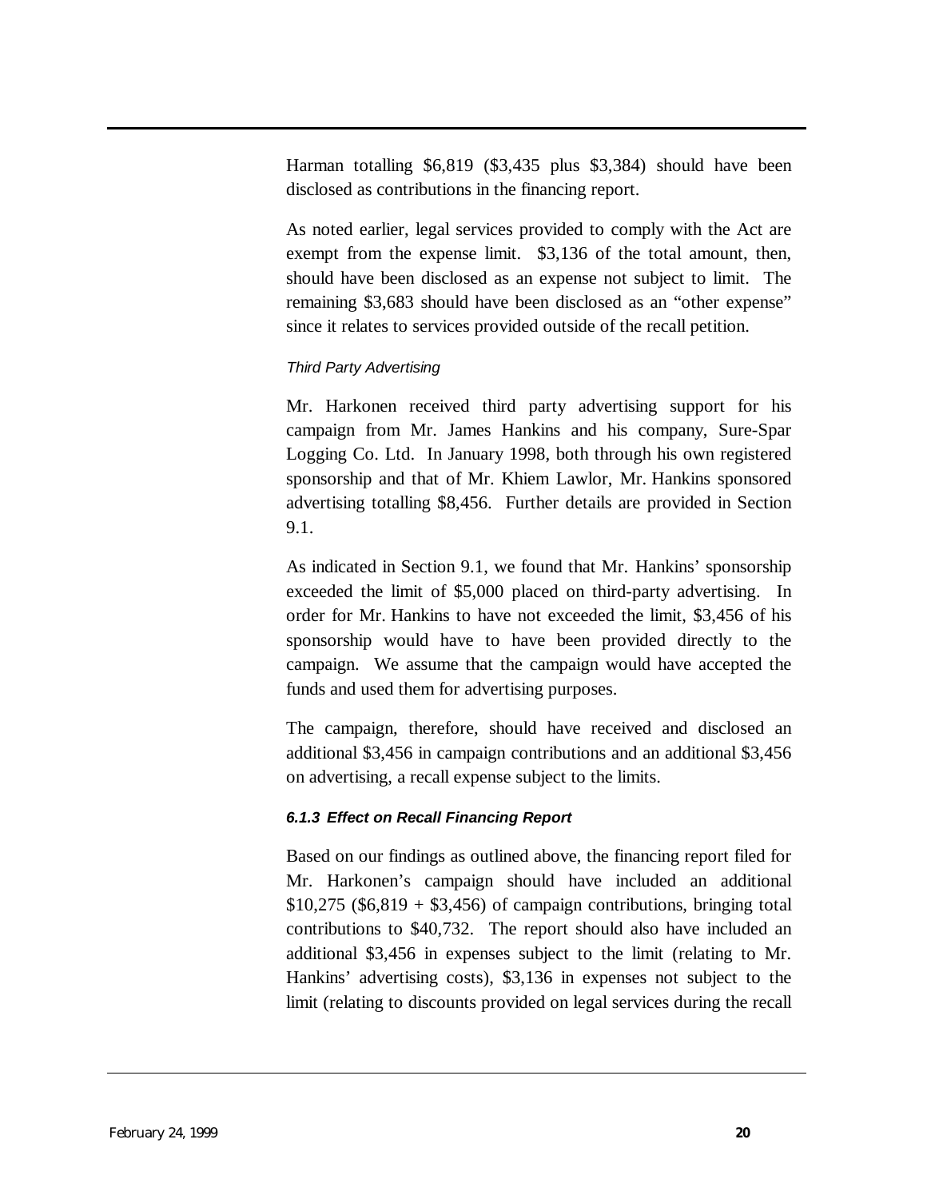Harman totalling \$6,819 (\$3,435 plus \$3,384) should have been disclosed as contributions in the financing report.

As noted earlier, legal services provided to comply with the Act are exempt from the expense limit. \$3,136 of the total amount, then, should have been disclosed as an expense not subject to limit. The remaining \$3,683 should have been disclosed as an "other expense" since it relates to services provided outside of the recall petition.

*Third Party Advertising*

Mr. Harkonen received third party advertising support for his campaign from Mr. James Hankins and his company, Sure-Spar Logging Co. Ltd. In January 1998, both through his own registered sponsorship and that of Mr. Khiem Lawlor, Mr. Hankins sponsored advertising totalling \$8,456. Further details are provided in Section 9.1.

As indicated in Section 9.1, we found that Mr. Hankins' sponsorship exceeded the limit of \$5,000 placed on third-party advertising. In order for Mr. Hankins to have not exceeded the limit, \$3,456 of his sponsorship would have to have been provided directly to the campaign. We assume that the campaign would have accepted the funds and used them for advertising purposes.

The campaign, therefore, should have received and disclosed an additional \$3,456 in campaign contributions and an additional \$3,456 on advertising, a recall expense subject to the limits.

#### *6.1.3 Effect on Recall Financing Report*

Based on our findings as outlined above, the financing report filed for Mr. Harkonen's campaign should have included an additional \$10,275 (\$6,819 + \$3,456) of campaign contributions, bringing total contributions to \$40,732. The report should also have included an additional \$3,456 in expenses subject to the limit (relating to Mr. Hankins' advertising costs), \$3,136 in expenses not subject to the limit (relating to discounts provided on legal services during the recall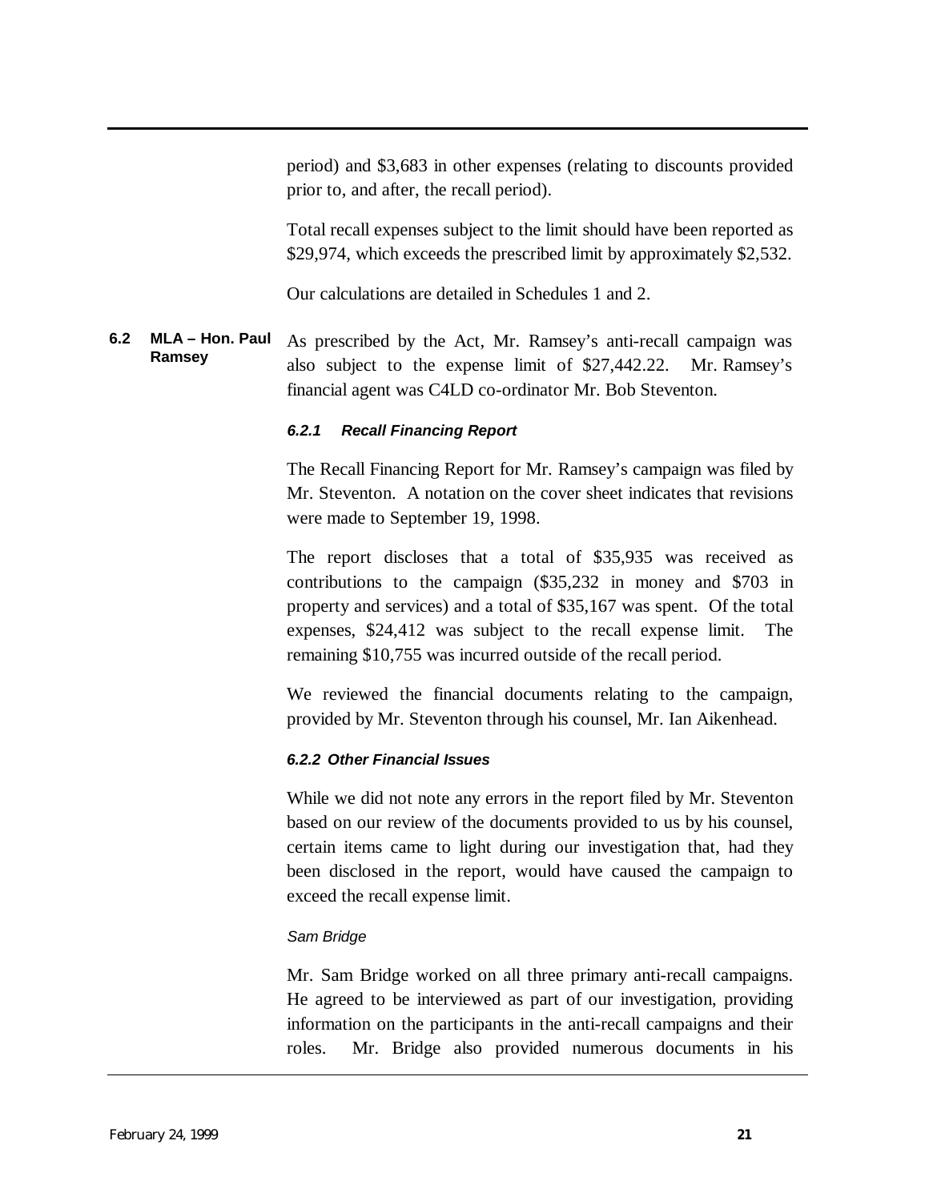period) and $3,683 in other expenses (relating to discounts provided prior to, and after, the recall period).

Total recall expenses subject to the limit should have been reported as $29,974, which exceeds the prescribed limit by approximately $2,532.

Our calculations are detailed in Schedules 1 and 2.

## 6.2 MLA – Hon. Paul Ramsey

As prescribed by the Act, Mr. Ramsey's anti-recall campaign was also subject to the expense limit of $27,442.22. Mr. Ramsey's financial agent was C4LD co-ordinator Mr. Bob Steventon.

### *6.2.1 Recall Financing Report*

The Recall Financing Report for Mr. Ramsey's campaign was filed by Mr. Steventon. A notation on the cover sheet indicates that revisions were made to September 19, 1998.

The report discloses that a total of $35,935 was received as contributions to the campaign ($35,232 in money and $703 in property and services) and a total of $35,167 was spent. Of the total expenses, $24,412 was subject to the recall expense limit. The remaining $10,755 was incurred outside of the recall period.

We reviewed the financial documents relating to the campaign, provided by Mr. Steventon through his counsel, Mr. Ian Aikenhead.

### *6.2.2 Other Financial Issues*

While we did not note any errors in the report filed by Mr. Steventon based on our review of the documents provided to us by his counsel, certain items came to light during our investigation that, had they been disclosed in the report, would have caused the campaign to exceed the recall expense limit.

*Sam Bridge*

Mr. Sam Bridge worked on all three primary anti-recall campaigns. He agreed to be interviewed as part of our investigation, providing information on the participants in the anti-recall campaigns and their roles. Mr. Bridge also provided numerous documents in his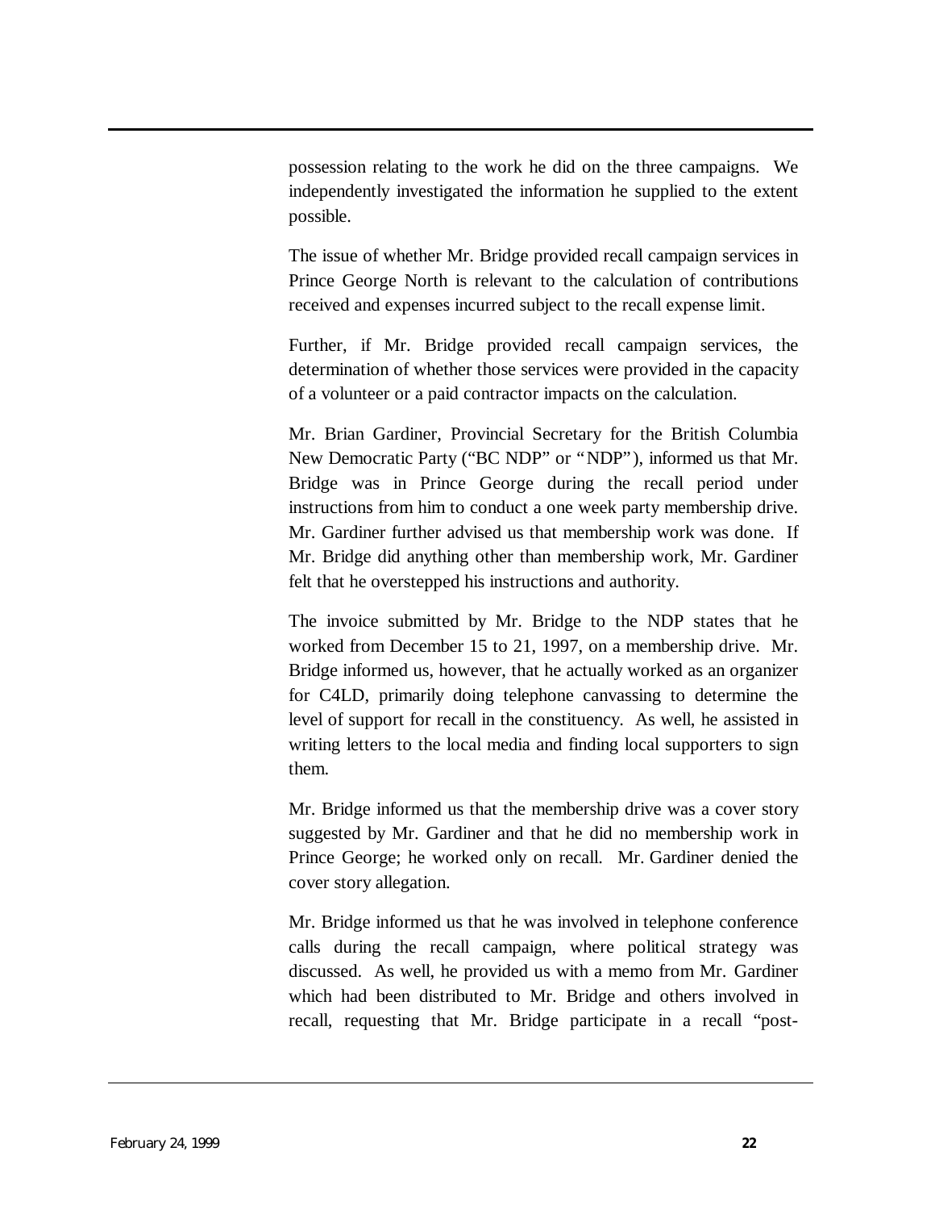possession relating to the work he did on the three campaigns. We independently investigated the information he supplied to the extent possible.

The issue of whether Mr. Bridge provided recall campaign services in Prince George North is relevant to the calculation of contributions received and expenses incurred subject to the recall expense limit.

Further, if Mr. Bridge provided recall campaign services, the determination of whether those services were provided in the capacity of a volunteer or a paid contractor impacts on the calculation.

Mr. Brian Gardiner, Provincial Secretary for the British Columbia New Democratic Party ("BC NDP" or "NDP"), informed us that Mr. Bridge was in Prince George during the recall period under instructions from him to conduct a one week party membership drive. Mr. Gardiner further advised us that membership work was done. If Mr. Bridge did anything other than membership work, Mr. Gardiner felt that he overstepped his instructions and authority.

The invoice submitted by Mr. Bridge to the NDP states that he worked from December 15 to 21, 1997, on a membership drive. Mr. Bridge informed us, however, that he actually worked as an organizer for C4LD, primarily doing telephone canvassing to determine the level of support for recall in the constituency. As well, he assisted in writing letters to the local media and finding local supporters to sign them.

Mr. Bridge informed us that the membership drive was a cover story suggested by Mr. Gardiner and that he did no membership work in Prince George; he worked only on recall. Mr. Gardiner denied the cover story allegation.

Mr. Bridge informed us that he was involved in telephone conference calls during the recall campaign, where political strategy was discussed. As well, he provided us with a memo from Mr. Gardiner which had been distributed to Mr. Bridge and others involved in recall, requesting that Mr. Bridge participate in a recall "post-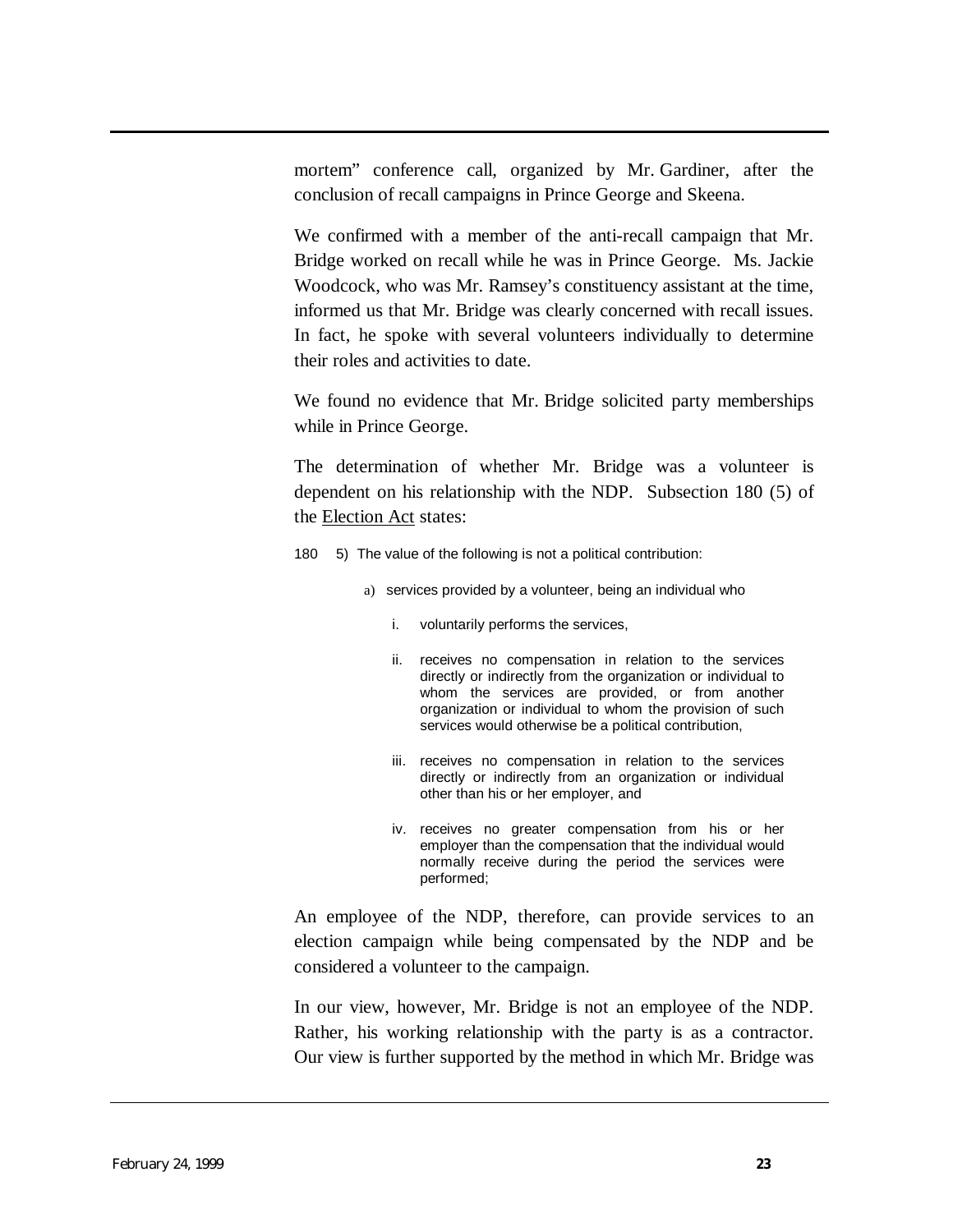mortem" conference call, organized by Mr. Gardiner, after the conclusion of recall campaigns in Prince George and Skeena.

We confirmed with a member of the anti-recall campaign that Mr. Bridge worked on recall while he was in Prince George. Ms. Jackie Woodcock, who was Mr. Ramsey's constituency assistant at the time, informed us that Mr. Bridge was clearly concerned with recall issues. In fact, he spoke with several volunteers individually to determine their roles and activities to date.

We found no evidence that Mr. Bridge solicited party memberships while in Prince George.

The determination of whether Mr. Bridge was a volunteer is dependent on his relationship with the NDP. Subsection 180 (5) of the Election Act states:

> 180 5) The value of the following is not a political contribution:
>
> a) services provided by a volunteer, being an individual who
>
> i. voluntarily performs the services,
>
> ii. receives no compensation in relation to the services directly or indirectly from the organization or individual to whom the services are provided, or from another organization or individual to whom the provision of such services would otherwise be a political contribution,
>
> iii. receives no compensation in relation to the services directly or indirectly from an organization or individual other than his or her employer, and
>
> iv. receives no greater compensation from his or her employer than the compensation that the individual would normally receive during the period the services were performed;

An employee of the NDP, therefore, can provide services to an election campaign while being compensated by the NDP and be considered a volunteer to the campaign.

In our view, however, Mr. Bridge is not an employee of the NDP. Rather, his working relationship with the party is as a contractor. Our view is further supported by the method in which Mr. Bridge was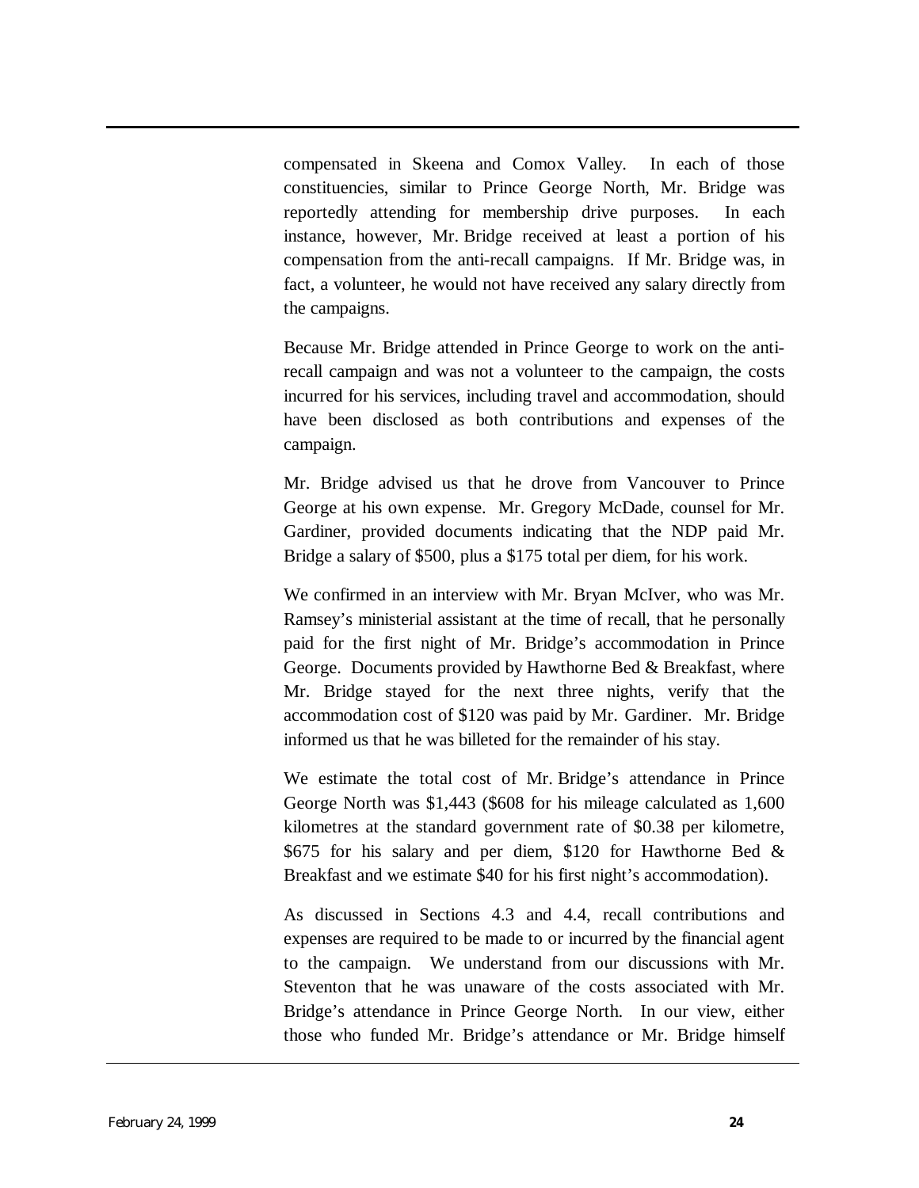compensated in Skeena and Comox Valley. In each of those constituencies, similar to Prince George North, Mr. Bridge was reportedly attending for membership drive purposes. In each instance, however, Mr. Bridge received at least a portion of his compensation from the anti-recall campaigns. If Mr. Bridge was, in fact, a volunteer, he would not have received any salary directly from the campaigns.

Because Mr. Bridge attended in Prince George to work on the anti-recall campaign and was not a volunteer to the campaign, the costs incurred for his services, including travel and accommodation, should have been disclosed as both contributions and expenses of the campaign.

Mr. Bridge advised us that he drove from Vancouver to Prince George at his own expense. Mr. Gregory McDade, counsel for Mr. Gardiner, provided documents indicating that the NDP paid Mr. Bridge a salary of $500, plus a $175 total per diem, for his work.

We confirmed in an interview with Mr. Bryan McIver, who was Mr. Ramsey's ministerial assistant at the time of recall, that he personally paid for the first night of Mr. Bridge's accommodation in Prince George. Documents provided by Hawthorne Bed & Breakfast, where Mr. Bridge stayed for the next three nights, verify that the accommodation cost of $120 was paid by Mr. Gardiner. Mr. Bridge informed us that he was billeted for the remainder of his stay.

We estimate the total cost of Mr. Bridge's attendance in Prince George North was $1,443 ($608 for his mileage calculated as 1,600 kilometres at the standard government rate of $0.38 per kilometre, $675 for his salary and per diem, $120 for Hawthorne Bed & Breakfast and we estimate $40 for his first night's accommodation).

As discussed in Sections 4.3 and 4.4, recall contributions and expenses are required to be made to or incurred by the financial agent to the campaign. We understand from our discussions with Mr. Steventon that he was unaware of the costs associated with Mr. Bridge's attendance in Prince George North. In our view, either those who funded Mr. Bridge's attendance or Mr. Bridge himself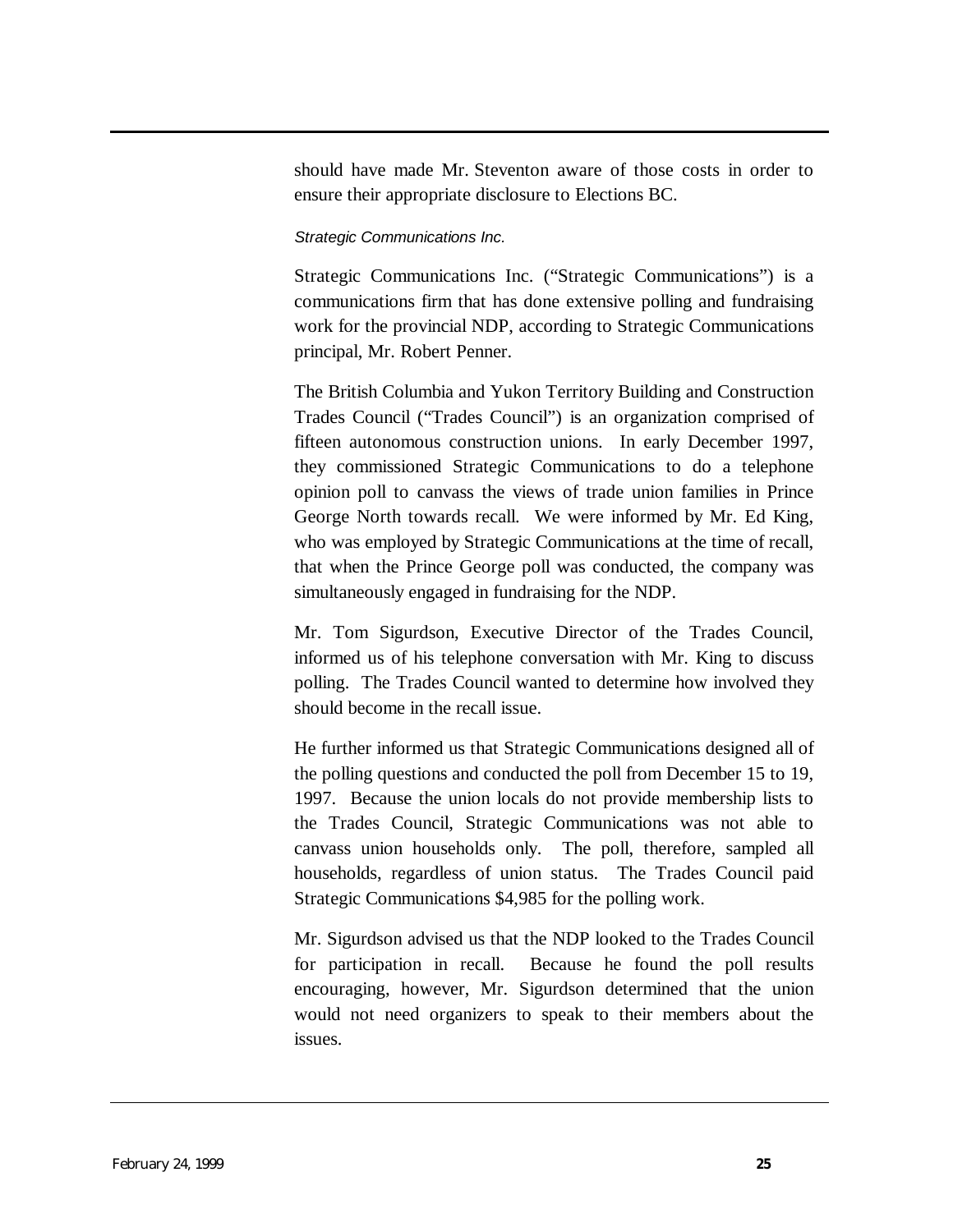should have made Mr. Steventon aware of those costs in order to ensure their appropriate disclosure to Elections BC.

*Strategic Communications Inc.*

Strategic Communications Inc. ("Strategic Communications") is a communications firm that has done extensive polling and fundraising work for the provincial NDP, according to Strategic Communications principal, Mr. Robert Penner.

The British Columbia and Yukon Territory Building and Construction Trades Council ("Trades Council") is an organization comprised of fifteen autonomous construction unions. In early December 1997, they commissioned Strategic Communications to do a telephone opinion poll to canvass the views of trade union families in Prince George North towards recall. We were informed by Mr. Ed King, who was employed by Strategic Communications at the time of recall, that when the Prince George poll was conducted, the company was simultaneously engaged in fundraising for the NDP.

Mr. Tom Sigurdson, Executive Director of the Trades Council, informed us of his telephone conversation with Mr. King to discuss polling. The Trades Council wanted to determine how involved they should become in the recall issue.

He further informed us that Strategic Communications designed all of the polling questions and conducted the poll from December 15 to 19, 1997. Because the union locals do not provide membership lists to the Trades Council, Strategic Communications was not able to canvass union households only. The poll, therefore, sampled all households, regardless of union status. The Trades Council paid Strategic Communications $4,985 for the polling work.

Mr. Sigurdson advised us that the NDP looked to the Trades Council for participation in recall. Because he found the poll results encouraging, however, Mr. Sigurdson determined that the union would not need organizers to speak to their members about the issues.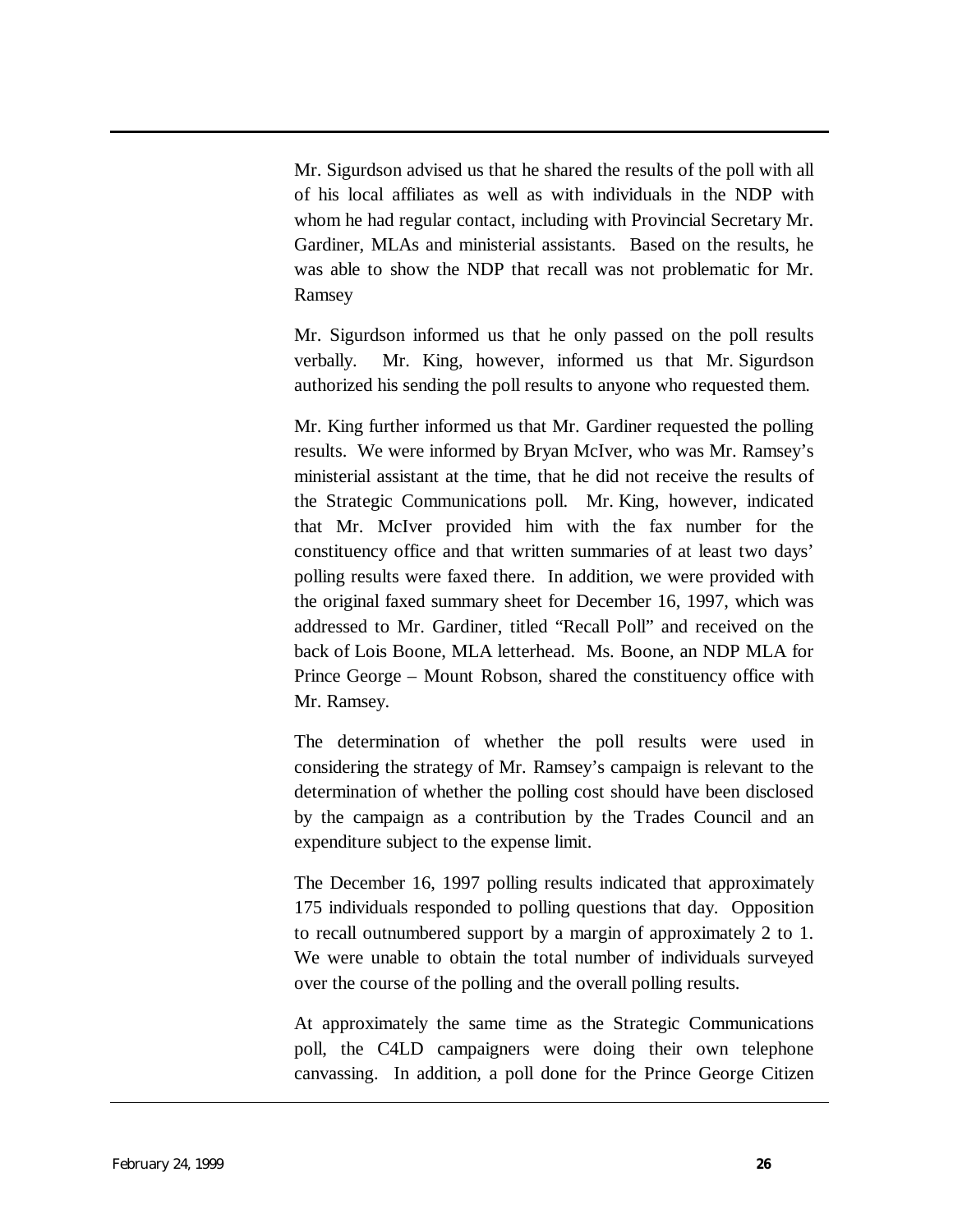Mr. Sigurdson advised us that he shared the results of the poll with all of his local affiliates as well as with individuals in the NDP with whom he had regular contact, including with Provincial Secretary Mr. Gardiner, MLAs and ministerial assistants. Based on the results, he was able to show the NDP that recall was not problematic for Mr. Ramsey

Mr. Sigurdson informed us that he only passed on the poll results verbally. Mr. King, however, informed us that Mr. Sigurdson authorized his sending the poll results to anyone who requested them.

Mr. King further informed us that Mr. Gardiner requested the polling results. We were informed by Bryan McIver, who was Mr. Ramsey's ministerial assistant at the time, that he did not receive the results of the Strategic Communications poll. Mr. King, however, indicated that Mr. McIver provided him with the fax number for the constituency office and that written summaries of at least two days' polling results were faxed there. In addition, we were provided with the original faxed summary sheet for December 16, 1997, which was addressed to Mr. Gardiner, titled "Recall Poll" and received on the back of Lois Boone, MLA letterhead. Ms. Boone, an NDP MLA for Prince George – Mount Robson, shared the constituency office with Mr. Ramsey.

The determination of whether the poll results were used in considering the strategy of Mr. Ramsey's campaign is relevant to the determination of whether the polling cost should have been disclosed by the campaign as a contribution by the Trades Council and an expenditure subject to the expense limit.

The December 16, 1997 polling results indicated that approximately 175 individuals responded to polling questions that day. Opposition to recall outnumbered support by a margin of approximately 2 to 1. We were unable to obtain the total number of individuals surveyed over the course of the polling and the overall polling results.

At approximately the same time as the Strategic Communications poll, the C4LD campaigners were doing their own telephone canvassing. In addition, a poll done for the Prince George Citizen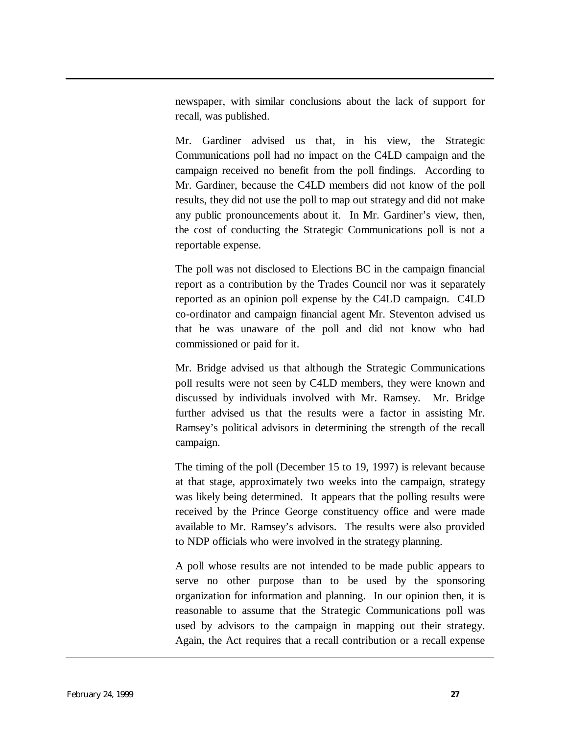newspaper, with similar conclusions about the lack of support for recall, was published.

Mr. Gardiner advised us that, in his view, the Strategic Communications poll had no impact on the C4LD campaign and the campaign received no benefit from the poll findings. According to Mr. Gardiner, because the C4LD members did not know of the poll results, they did not use the poll to map out strategy and did not make any public pronouncements about it. In Mr. Gardiner's view, then, the cost of conducting the Strategic Communications poll is not a reportable expense.

The poll was not disclosed to Elections BC in the campaign financial report as a contribution by the Trades Council nor was it separately reported as an opinion poll expense by the C4LD campaign. C4LD co-ordinator and campaign financial agent Mr. Steventon advised us that he was unaware of the poll and did not know who had commissioned or paid for it.

Mr. Bridge advised us that although the Strategic Communications poll results were not seen by C4LD members, they were known and discussed by individuals involved with Mr. Ramsey. Mr. Bridge further advised us that the results were a factor in assisting Mr. Ramsey's political advisors in determining the strength of the recall campaign.

The timing of the poll (December 15 to 19, 1997) is relevant because at that stage, approximately two weeks into the campaign, strategy was likely being determined. It appears that the polling results were received by the Prince George constituency office and were made available to Mr. Ramsey's advisors. The results were also provided to NDP officials who were involved in the strategy planning.

A poll whose results are not intended to be made public appears to serve no other purpose than to be used by the sponsoring organization for information and planning. In our opinion then, it is reasonable to assume that the Strategic Communications poll was used by advisors to the campaign in mapping out their strategy. Again, the Act requires that a recall contribution or a recall expense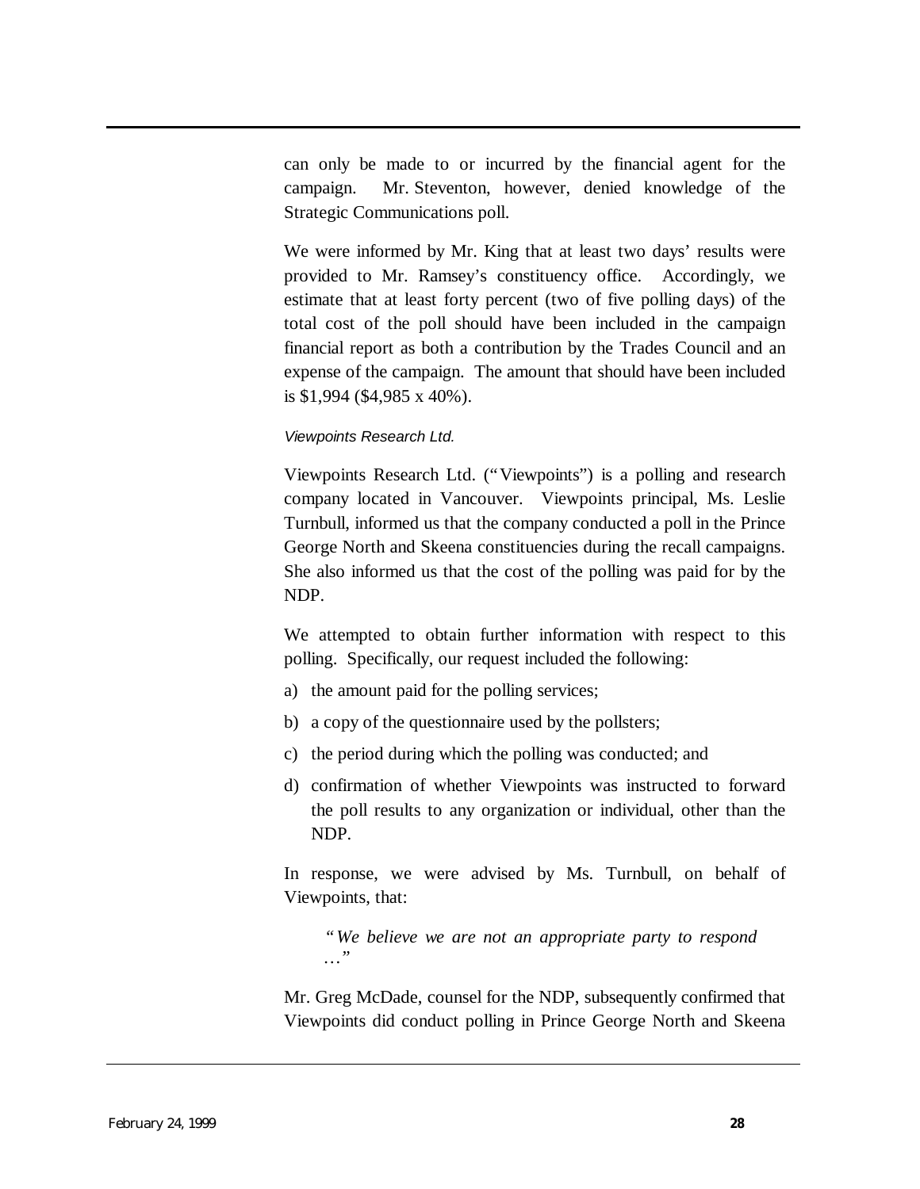can only be made to or incurred by the financial agent for the campaign. Mr. Steventon, however, denied knowledge of the Strategic Communications poll.

We were informed by Mr. King that at least two days' results were provided to Mr. Ramsey's constituency office. Accordingly, we estimate that at least forty percent (two of five polling days) of the total cost of the poll should have been included in the campaign financial report as both a contribution by the Trades Council and an expense of the campaign. The amount that should have been included is \$1,994 (\$4,985 x 40%).

*Viewpoints Research Ltd.*

Viewpoints Research Ltd. ("Viewpoints") is a polling and research company located in Vancouver. Viewpoints principal, Ms. Leslie Turnbull, informed us that the company conducted a poll in the Prince George North and Skeena constituencies during the recall campaigns. She also informed us that the cost of the polling was paid for by the NDP.

We attempted to obtain further information with respect to this polling. Specifically, our request included the following:

a) the amount paid for the polling services;

b) a copy of the questionnaire used by the pollsters;

c) the period during which the polling was conducted; and

d) confirmation of whether Viewpoints was instructed to forward the poll results to any organization or individual, other than the NDP.

In response, we were advised by Ms. Turnbull, on behalf of Viewpoints, that:

> *"We believe we are not an appropriate party to respond …"*

Mr. Greg McDade, counsel for the NDP, subsequently confirmed that Viewpoints did conduct polling in Prince George North and Skeena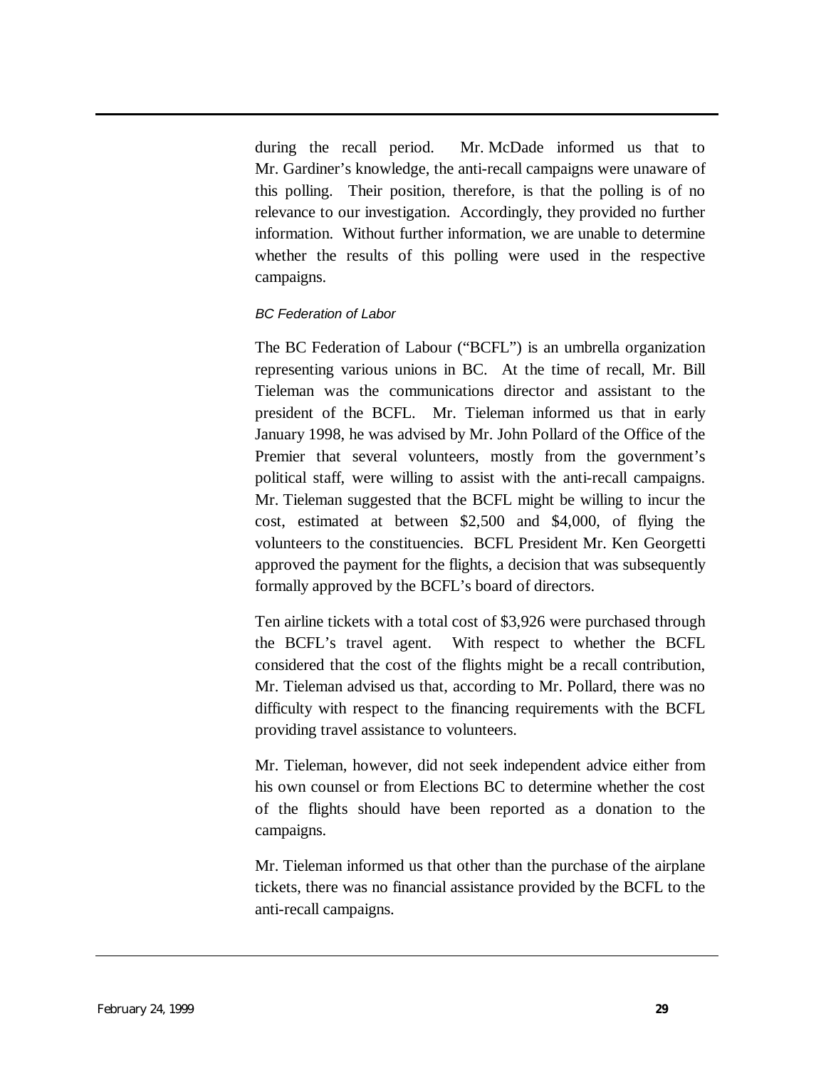during the recall period. Mr. McDade informed us that to Mr. Gardiner's knowledge, the anti-recall campaigns were unaware of this polling. Their position, therefore, is that the polling is of no relevance to our investigation. Accordingly, they provided no further information. Without further information, we are unable to determine whether the results of this polling were used in the respective campaigns.

*BC Federation of Labor*

The BC Federation of Labour ("BCFL") is an umbrella organization representing various unions in BC. At the time of recall, Mr. Bill Tieleman was the communications director and assistant to the president of the BCFL. Mr. Tieleman informed us that in early January 1998, he was advised by Mr. John Pollard of the Office of the Premier that several volunteers, mostly from the government's political staff, were willing to assist with the anti-recall campaigns. Mr. Tieleman suggested that the BCFL might be willing to incur the cost, estimated at between $2,500 and $4,000, of flying the volunteers to the constituencies. BCFL President Mr. Ken Georgetti approved the payment for the flights, a decision that was subsequently formally approved by the BCFL's board of directors.

Ten airline tickets with a total cost of $3,926 were purchased through the BCFL's travel agent. With respect to whether the BCFL considered that the cost of the flights might be a recall contribution, Mr. Tieleman advised us that, according to Mr. Pollard, there was no difficulty with respect to the financing requirements with the BCFL providing travel assistance to volunteers.

Mr. Tieleman, however, did not seek independent advice either from his own counsel or from Elections BC to determine whether the cost of the flights should have been reported as a donation to the campaigns.

Mr. Tieleman informed us that other than the purchase of the airplane tickets, there was no financial assistance provided by the BCFL to the anti-recall campaigns.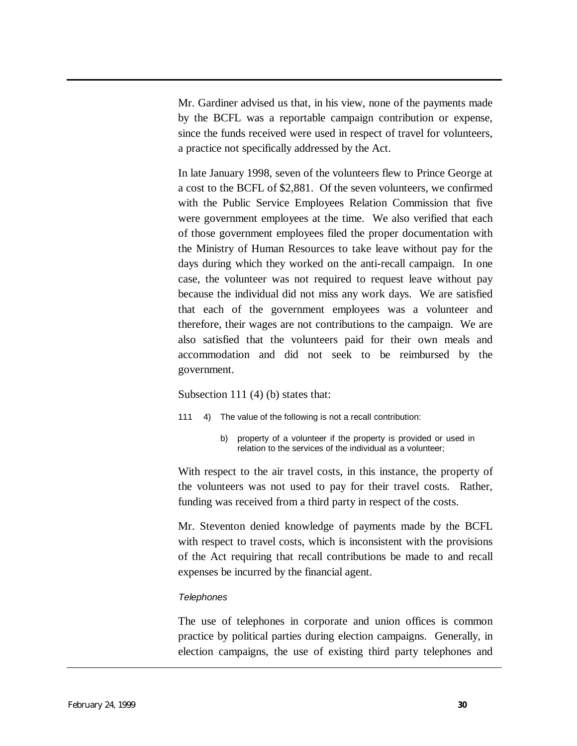Mr. Gardiner advised us that, in his view, none of the payments made by the BCFL was a reportable campaign contribution or expense, since the funds received were used in respect of travel for volunteers, a practice not specifically addressed by the Act.

In late January 1998, seven of the volunteers flew to Prince George at a cost to the BCFL of $2,881. Of the seven volunteers, we confirmed with the Public Service Employees Relation Commission that five were government employees at the time. We also verified that each of those government employees filed the proper documentation with the Ministry of Human Resources to take leave without pay for the days during which they worked on the anti-recall campaign. In one case, the volunteer was not required to request leave without pay because the individual did not miss any work days. We are satisfied that each of the government employees was a volunteer and therefore, their wages are not contributions to the campaign. We are also satisfied that the volunteers paid for their own meals and accommodation and did not seek to be reimbursed by the government.

Subsection 111 (4) (b) states that:

> 111 4) The value of the following is not a recall contribution:
>
> b) property of a volunteer if the property is provided or used in relation to the services of the individual as a volunteer;

With respect to the air travel costs, in this instance, the property of the volunteers was not used to pay for their travel costs. Rather, funding was received from a third party in respect of the costs.

Mr. Steventon denied knowledge of payments made by the BCFL with respect to travel costs, which is inconsistent with the provisions of the Act requiring that recall contributions be made to and recall expenses be incurred by the financial agent.

*Telephones*

The use of telephones in corporate and union offices is common practice by political parties during election campaigns. Generally, in election campaigns, the use of existing third party telephones and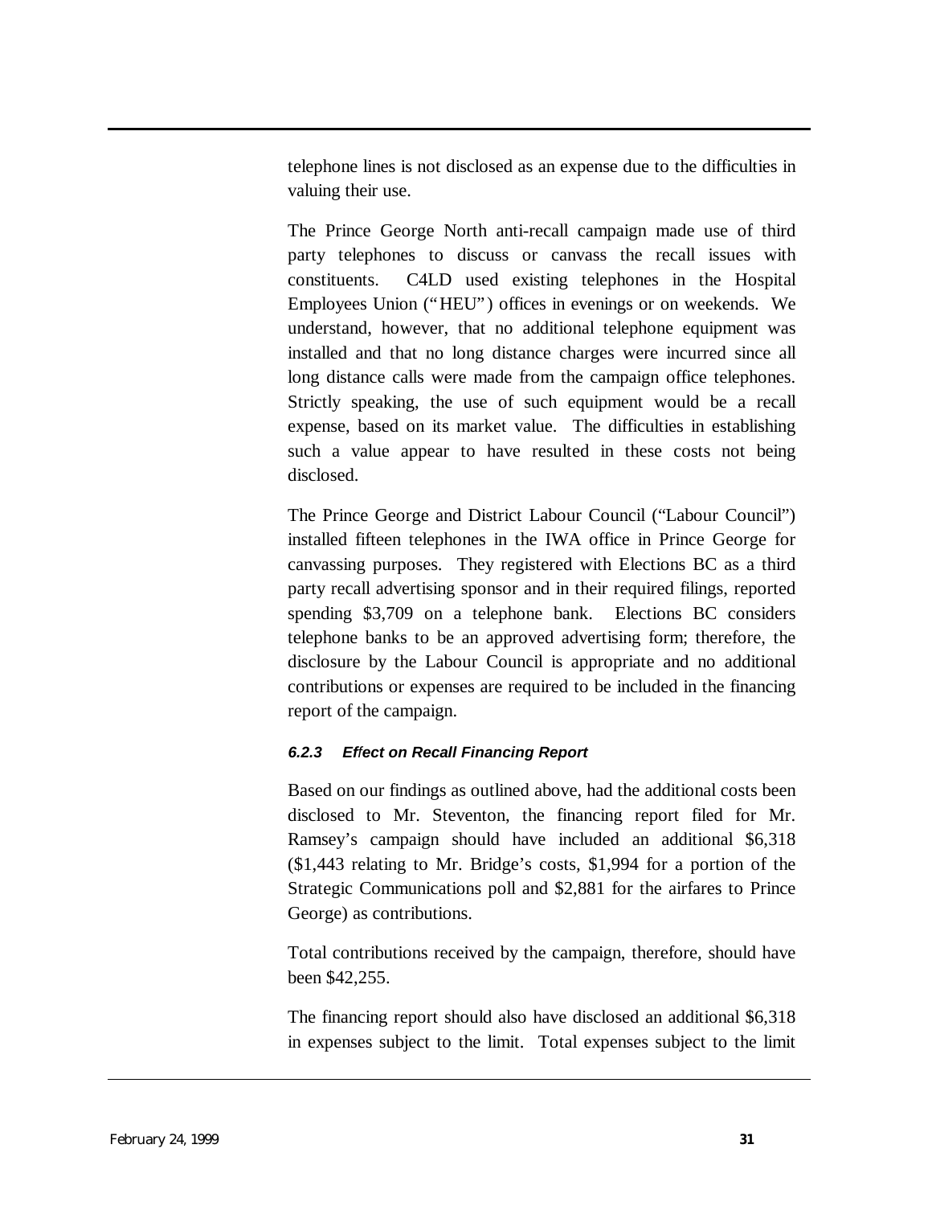telephone lines is not disclosed as an expense due to the difficulties in valuing their use.

The Prince George North anti-recall campaign made use of third party telephones to discuss or canvass the recall issues with constituents. C4LD used existing telephones in the Hospital Employees Union ("HEU") offices in evenings or on weekends. We understand, however, that no additional telephone equipment was installed and that no long distance charges were incurred since all long distance calls were made from the campaign office telephones. Strictly speaking, the use of such equipment would be a recall expense, based on its market value. The difficulties in establishing such a value appear to have resulted in these costs not being disclosed.

The Prince George and District Labour Council ("Labour Council") installed fifteen telephones in the IWA office in Prince George for canvassing purposes. They registered with Elections BC as a third party recall advertising sponsor and in their required filings, reported spending $3,709 on a telephone bank. Elections BC considers telephone banks to be an approved advertising form; therefore, the disclosure by the Labour Council is appropriate and no additional contributions or expenses are required to be included in the financing report of the campaign.

#### *6.2.3 Effect on Recall Financing Report*

Based on our findings as outlined above, had the additional costs been disclosed to Mr. Steventon, the financing report filed for Mr. Ramsey's campaign should have included an additional $6,318 ($1,443 relating to Mr. Bridge's costs, $1,994 for a portion of the Strategic Communications poll and $2,881 for the airfares to Prince George) as contributions.

Total contributions received by the campaign, therefore, should have been $42,255.

The financing report should also have disclosed an additional $6,318 in expenses subject to the limit. Total expenses subject to the limit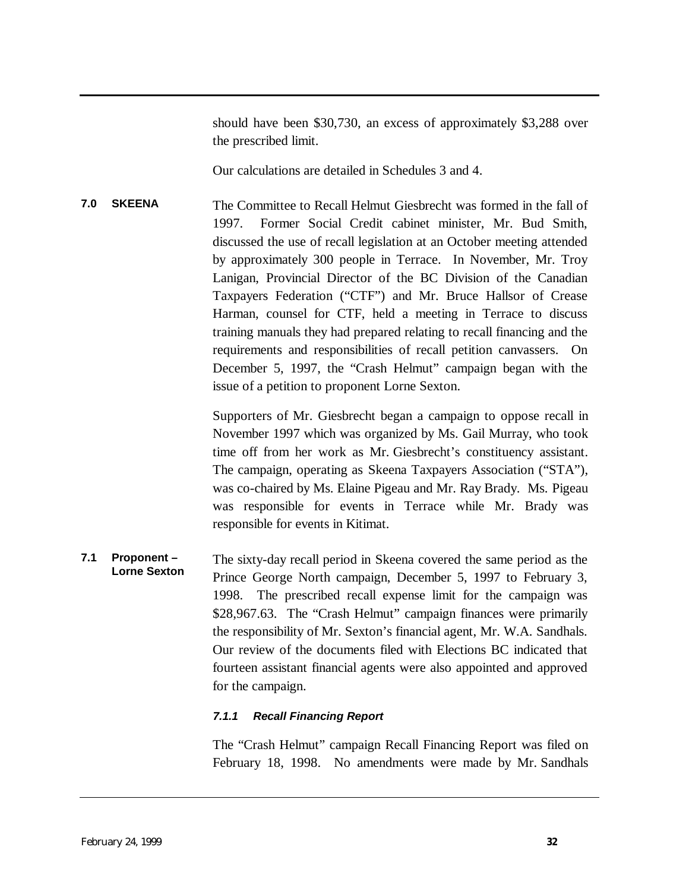should have been $30,730, an excess of approximately $3,288 over the prescribed limit.

Our calculations are detailed in Schedules 3 and 4.

## 7.0 SKEENA

The Committee to Recall Helmut Giesbrecht was formed in the fall of 1997. Former Social Credit cabinet minister, Mr. Bud Smith, discussed the use of recall legislation at an October meeting attended by approximately 300 people in Terrace. In November, Mr. Troy Lanigan, Provincial Director of the BC Division of the Canadian Taxpayers Federation ("CTF") and Mr. Bruce Hallsor of Crease Harman, counsel for CTF, held a meeting in Terrace to discuss training manuals they had prepared relating to recall financing and the requirements and responsibilities of recall petition canvassers. On December 5, 1997, the "Crash Helmut" campaign began with the issue of a petition to proponent Lorne Sexton.

Supporters of Mr. Giesbrecht began a campaign to oppose recall in November 1997 which was organized by Ms. Gail Murray, who took time off from her work as Mr. Giesbrecht's constituency assistant. The campaign, operating as Skeena Taxpayers Association ("STA"), was co-chaired by Ms. Elaine Pigeau and Mr. Ray Brady. Ms. Pigeau was responsible for events in Terrace while Mr. Brady was responsible for events in Kitimat.

### 7.1 Proponent – Lorne Sexton

The sixty-day recall period in Skeena covered the same period as the Prince George North campaign, December 5, 1997 to February 3, 1998. The prescribed recall expense limit for the campaign was $28,967.63. The "Crash Helmut" campaign finances were primarily the responsibility of Mr. Sexton's financial agent, Mr. W.A. Sandhals. Our review of the documents filed with Elections BC indicated that fourteen assistant financial agents were also appointed and approved for the campaign.

#### *7.1.1 Recall Financing Report*

The "Crash Helmut" campaign Recall Financing Report was filed on February 18, 1998. No amendments were made by Mr. Sandhals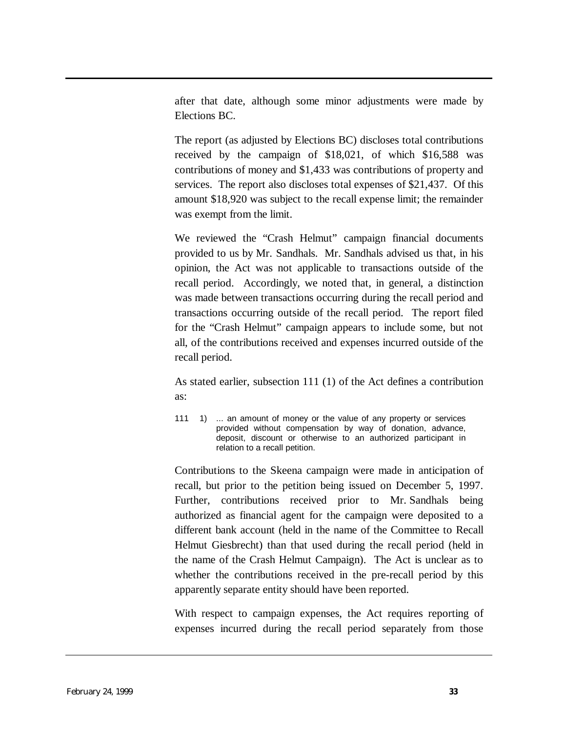after that date, although some minor adjustments were made by Elections BC.

The report (as adjusted by Elections BC) discloses total contributions received by the campaign of $18,021, of which $16,588 was contributions of money and $1,433 was contributions of property and services. The report also discloses total expenses of $21,437. Of this amount $18,920 was subject to the recall expense limit; the remainder was exempt from the limit.

We reviewed the "Crash Helmut" campaign financial documents provided to us by Mr. Sandhals. Mr. Sandhals advised us that, in his opinion, the Act was not applicable to transactions outside of the recall period. Accordingly, we noted that, in general, a distinction was made between transactions occurring during the recall period and transactions occurring outside of the recall period. The report filed for the "Crash Helmut" campaign appears to include some, but not all, of the contributions received and expenses incurred outside of the recall period.

As stated earlier, subsection 111 (1) of the Act defines a contribution as:

> 111 1) ... an amount of money or the value of any property or services provided without compensation by way of donation, advance, deposit, discount or otherwise to an authorized participant in relation to a recall petition.

Contributions to the Skeena campaign were made in anticipation of recall, but prior to the petition being issued on December 5, 1997. Further, contributions received prior to Mr. Sandhals being authorized as financial agent for the campaign were deposited to a different bank account (held in the name of the Committee to Recall Helmut Giesbrecht) than that used during the recall period (held in the name of the Crash Helmut Campaign). The Act is unclear as to whether the contributions received in the pre-recall period by this apparently separate entity should have been reported.

With respect to campaign expenses, the Act requires reporting of expenses incurred during the recall period separately from those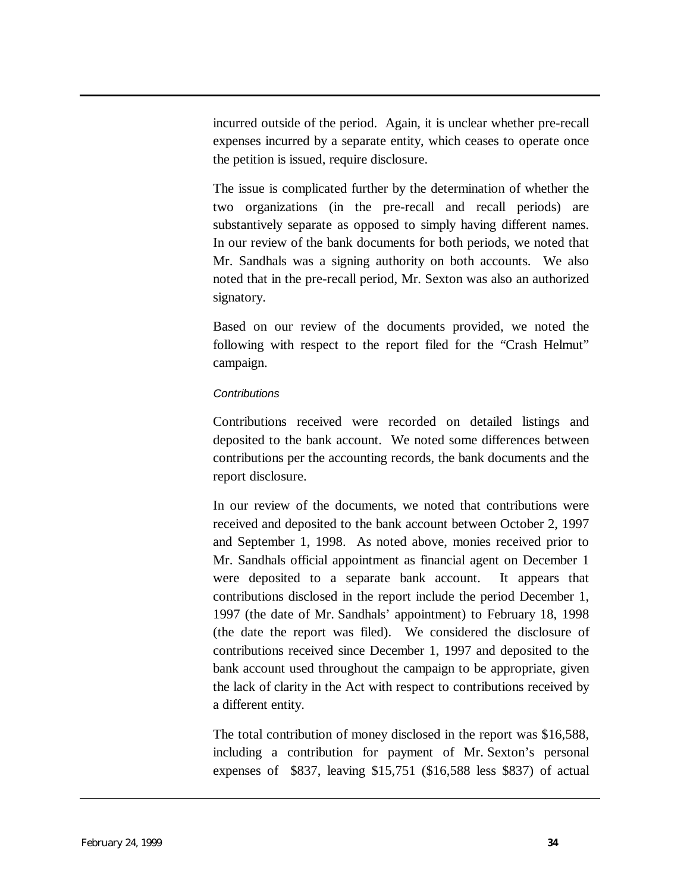incurred outside of the period. Again, it is unclear whether pre-recall expenses incurred by a separate entity, which ceases to operate once the petition is issued, require disclosure.

The issue is complicated further by the determination of whether the two organizations (in the pre-recall and recall periods) are substantively separate as opposed to simply having different names. In our review of the bank documents for both periods, we noted that Mr. Sandhals was a signing authority on both accounts. We also noted that in the pre-recall period, Mr. Sexton was also an authorized signatory.

Based on our review of the documents provided, we noted the following with respect to the report filed for the "Crash Helmut" campaign.

*Contributions*

Contributions received were recorded on detailed listings and deposited to the bank account. We noted some differences between contributions per the accounting records, the bank documents and the report disclosure.

In our review of the documents, we noted that contributions were received and deposited to the bank account between October 2, 1997 and September 1, 1998. As noted above, monies received prior to Mr. Sandhals official appointment as financial agent on December 1 were deposited to a separate bank account. It appears that contributions disclosed in the report include the period December 1, 1997 (the date of Mr. Sandhals' appointment) to February 18, 1998 (the date the report was filed). We considered the disclosure of contributions received since December 1, 1997 and deposited to the bank account used throughout the campaign to be appropriate, given the lack of clarity in the Act with respect to contributions received by a different entity.

The total contribution of money disclosed in the report was $16,588, including a contribution for payment of Mr. Sexton's personal expenses of $837, leaving $15,751 ($16,588 less $837) of actual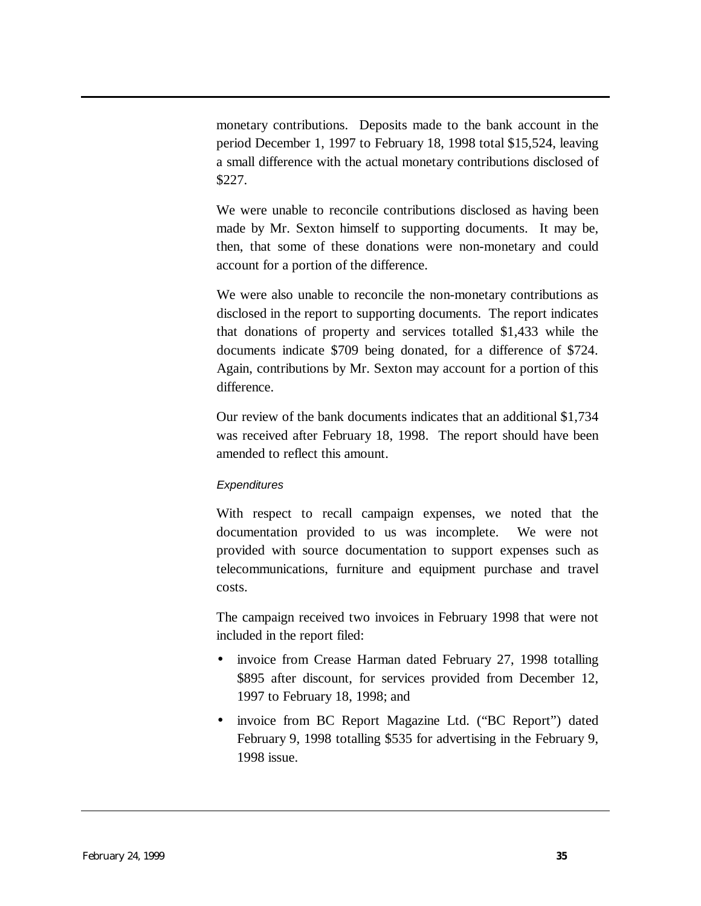monetary contributions. Deposits made to the bank account in the period December 1, 1997 to February 18, 1998 total $15,524, leaving a small difference with the actual monetary contributions disclosed of $227.

We were unable to reconcile contributions disclosed as having been made by Mr. Sexton himself to supporting documents. It may be, then, that some of these donations were non-monetary and could account for a portion of the difference.

We were also unable to reconcile the non-monetary contributions as disclosed in the report to supporting documents. The report indicates that donations of property and services totalled $1,433 while the documents indicate $709 being donated, for a difference of $724. Again, contributions by Mr. Sexton may account for a portion of this difference.

Our review of the bank documents indicates that an additional $1,734 was received after February 18, 1998. The report should have been amended to reflect this amount.

*Expenditures*

With respect to recall campaign expenses, we noted that the documentation provided to us was incomplete. We were not provided with source documentation to support expenses such as telecommunications, furniture and equipment purchase and travel costs.

The campaign received two invoices in February 1998 that were not included in the report filed:

- invoice from Crease Harman dated February 27, 1998 totalling $895 after discount, for services provided from December 12, 1997 to February 18, 1998; and
- invoice from BC Report Magazine Ltd. ("BC Report") dated February 9, 1998 totalling $535 for advertising in the February 9, 1998 issue.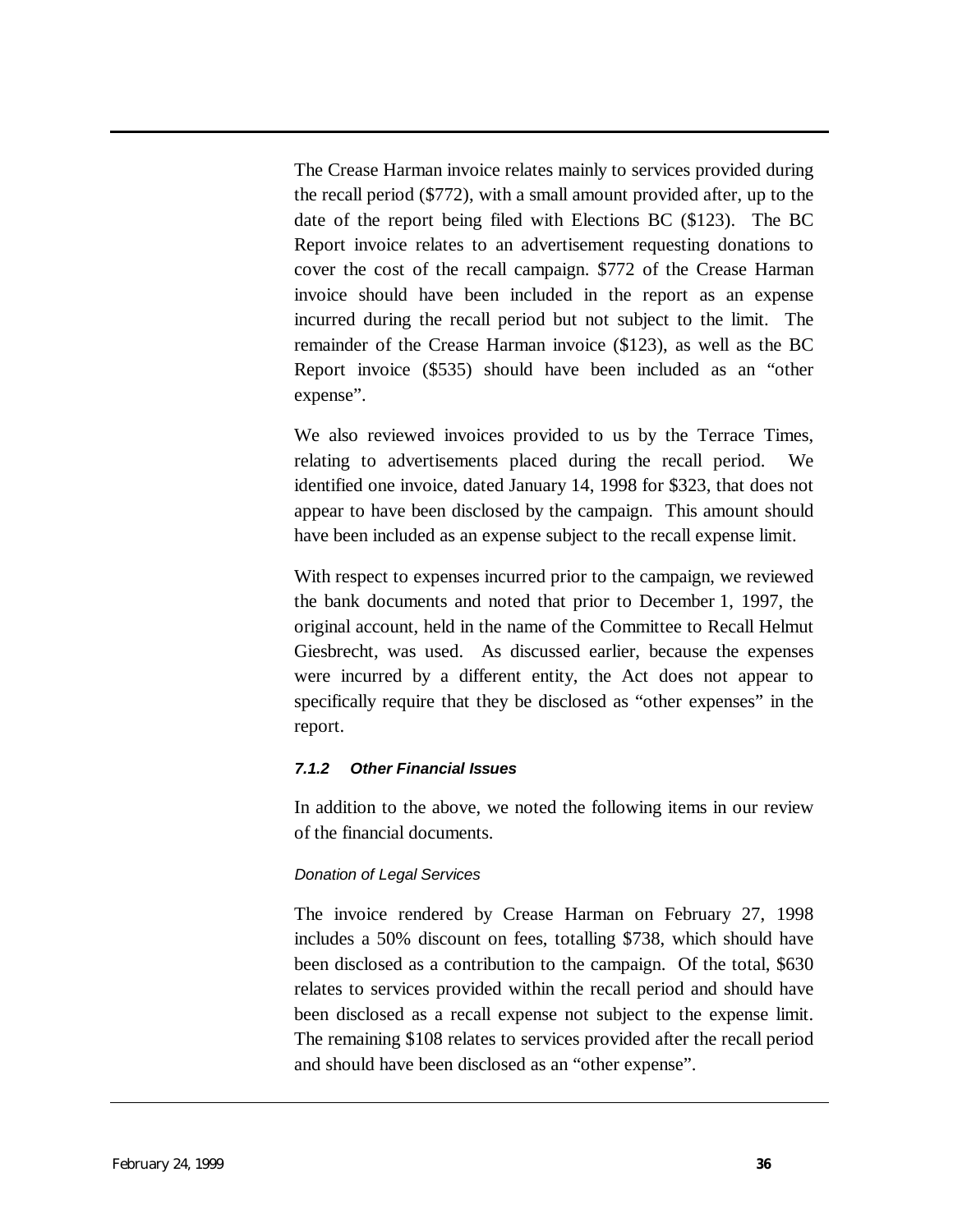The Crease Harman invoice relates mainly to services provided during the recall period ($772), with a small amount provided after, up to the date of the report being filed with Elections BC ($123). The BC Report invoice relates to an advertisement requesting donations to cover the cost of the recall campaign. $772 of the Crease Harman invoice should have been included in the report as an expense incurred during the recall period but not subject to the limit. The remainder of the Crease Harman invoice ($123), as well as the BC Report invoice ($535) should have been included as an "other expense".

We also reviewed invoices provided to us by the Terrace Times, relating to advertisements placed during the recall period. We identified one invoice, dated January 14, 1998 for $323, that does not appear to have been disclosed by the campaign. This amount should have been included as an expense subject to the recall expense limit.

With respect to expenses incurred prior to the campaign, we reviewed the bank documents and noted that prior to December 1, 1997, the original account, held in the name of the Committee to Recall Helmut Giesbrecht, was used. As discussed earlier, because the expenses were incurred by a different entity, the Act does not appear to specifically require that they be disclosed as "other expenses" in the report.

#### *7.1.2 Other Financial Issues*

In addition to the above, we noted the following items in our review of the financial documents.

*Donation of Legal Services*

The invoice rendered by Crease Harman on February 27, 1998 includes a 50% discount on fees, totalling $738, which should have been disclosed as a contribution to the campaign. Of the total, $630 relates to services provided within the recall period and should have been disclosed as a recall expense not subject to the expense limit. The remaining $108 relates to services provided after the recall period and should have been disclosed as an "other expense".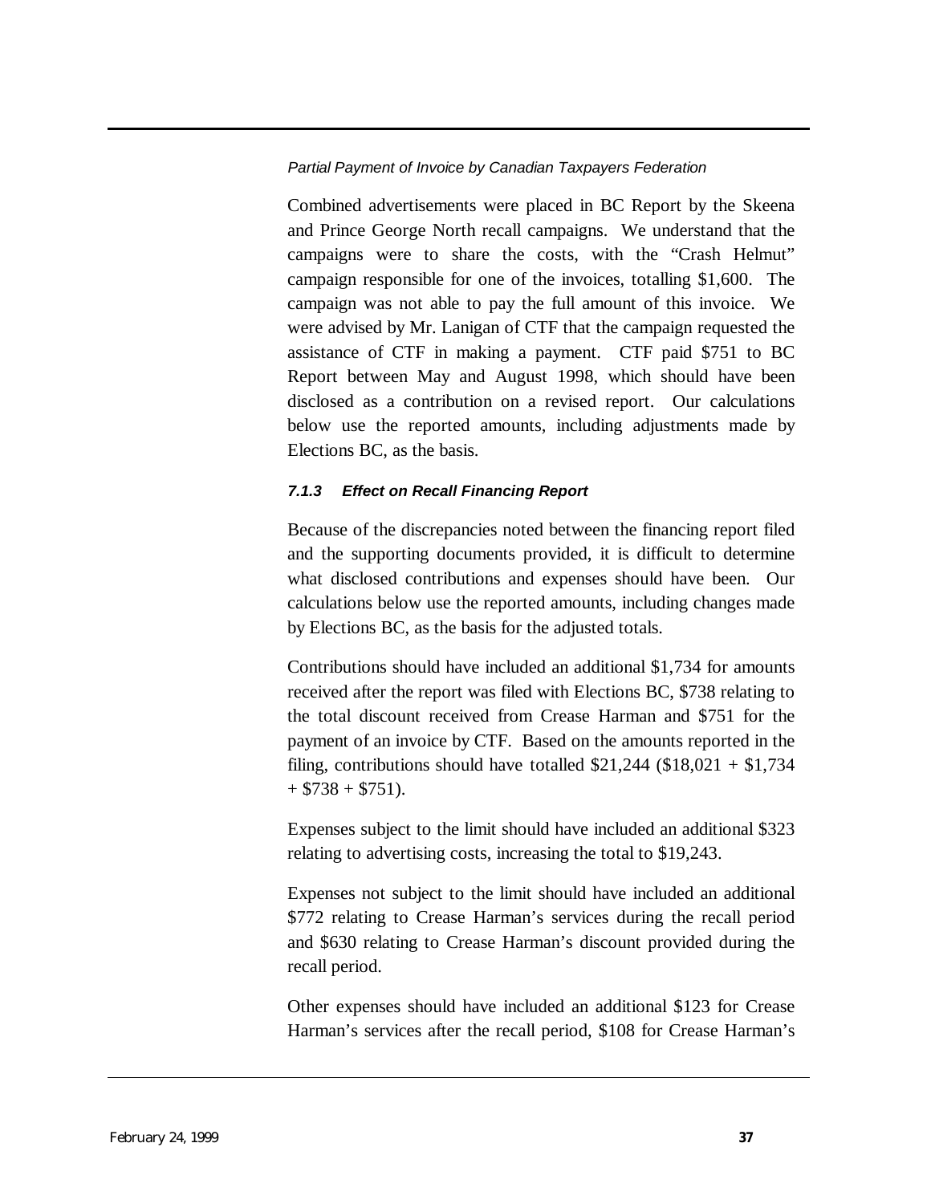*Partial Payment of Invoice by Canadian Taxpayers Federation*

Combined advertisements were placed in BC Report by the Skeena and Prince George North recall campaigns. We understand that the campaigns were to share the costs, with the "Crash Helmut" campaign responsible for one of the invoices, totalling $1,600. The campaign was not able to pay the full amount of this invoice. We were advised by Mr. Lanigan of CTF that the campaign requested the assistance of CTF in making a payment. CTF paid $751 to BC Report between May and August 1998, which should have been disclosed as a contribution on a revised report. Our calculations below use the reported amounts, including adjustments made by Elections BC, as the basis.

#### *7.1.3 Effect on Recall Financing Report*

Because of the discrepancies noted between the financing report filed and the supporting documents provided, it is difficult to determine what disclosed contributions and expenses should have been. Our calculations below use the reported amounts, including changes made by Elections BC, as the basis for the adjusted totals.

Contributions should have included an additional $1,734 for amounts received after the report was filed with Elections BC, $738 relating to the total discount received from Crease Harman and $751 for the payment of an invoice by CTF. Based on the amounts reported in the filing, contributions should have totalled $21,244 ($18,021 + $1,734 + $738 + $751).

Expenses subject to the limit should have included an additional $323 relating to advertising costs, increasing the total to $19,243.

Expenses not subject to the limit should have included an additional $772 relating to Crease Harman's services during the recall period and $630 relating to Crease Harman's discount provided during the recall period.

Other expenses should have included an additional $123 for Crease Harman's services after the recall period, $108 for Crease Harman's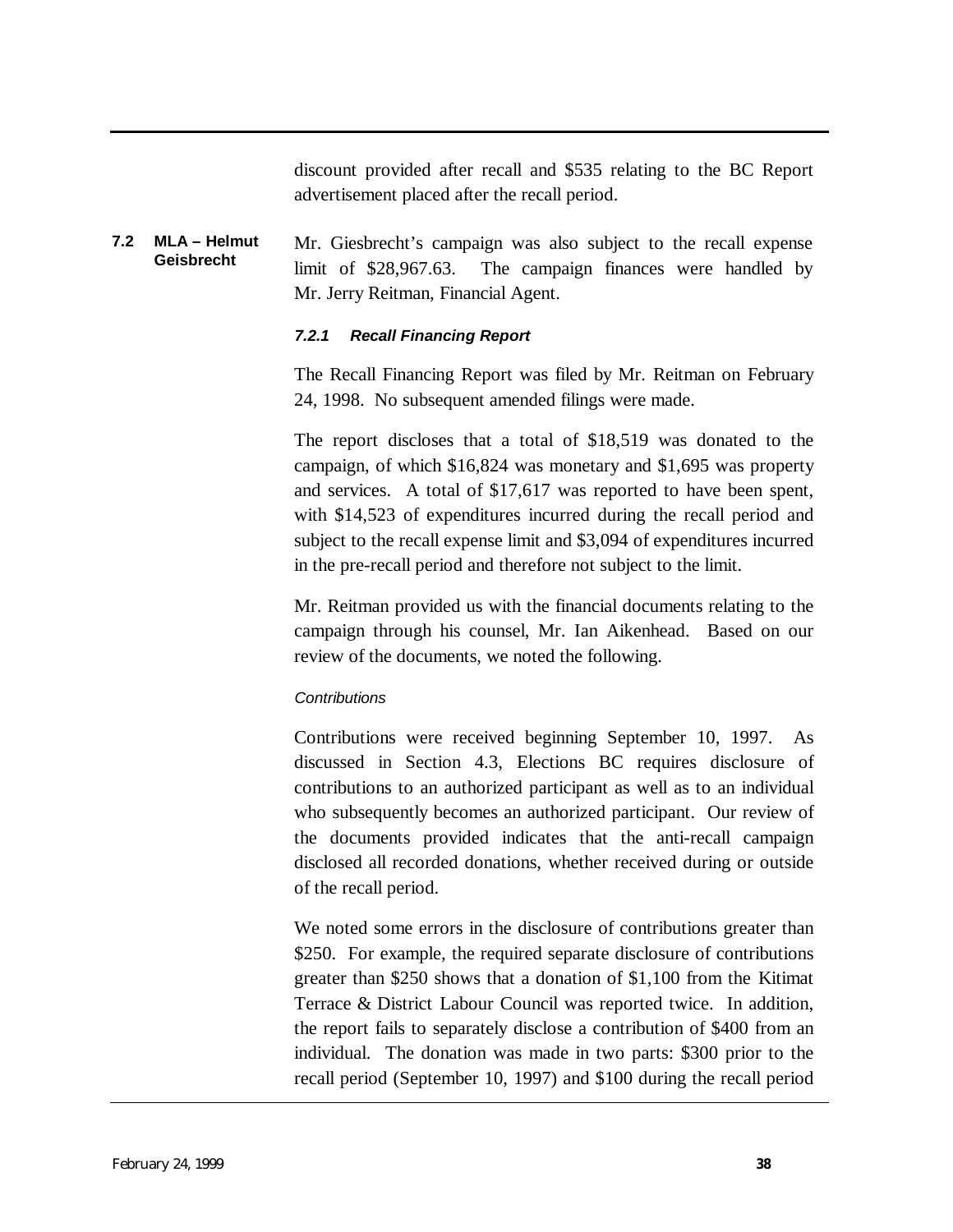discount provided after recall and $535 relating to the BC Report advertisement placed after the recall period.

## 7.2 MLA – Helmut Geisbrecht

Mr. Giesbrecht's campaign was also subject to the recall expense limit of $28,967.63. The campaign finances were handled by Mr. Jerry Reitman, Financial Agent.

### *7.2.1 Recall Financing Report*

The Recall Financing Report was filed by Mr. Reitman on February 24, 1998. No subsequent amended filings were made.

The report discloses that a total of $18,519 was donated to the campaign, of which $16,824 was monetary and $1,695 was property and services. A total of $17,617 was reported to have been spent, with $14,523 of expenditures incurred during the recall period and subject to the recall expense limit and $3,094 of expenditures incurred in the pre-recall period and therefore not subject to the limit.

Mr. Reitman provided us with the financial documents relating to the campaign through his counsel, Mr. Ian Aikenhead. Based on our review of the documents, we noted the following.

*Contributions*

Contributions were received beginning September 10, 1997. As discussed in Section 4.3, Elections BC requires disclosure of contributions to an authorized participant as well as to an individual who subsequently becomes an authorized participant. Our review of the documents provided indicates that the anti-recall campaign disclosed all recorded donations, whether received during or outside of the recall period.

We noted some errors in the disclosure of contributions greater than $250. For example, the required separate disclosure of contributions greater than $250 shows that a donation of $1,100 from the Kitimat Terrace & District Labour Council was reported twice. In addition, the report fails to separately disclose a contribution of $400 from an individual. The donation was made in two parts: $300 prior to the recall period (September 10, 1997) and $100 during the recall period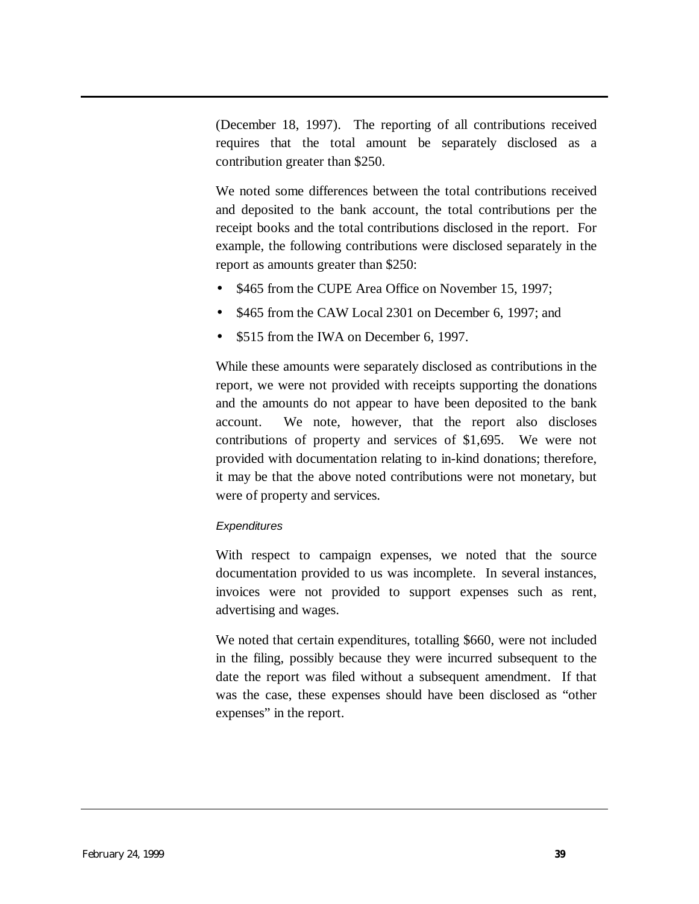(December 18, 1997). The reporting of all contributions received requires that the total amount be separately disclosed as a contribution greater than $250.

We noted some differences between the total contributions received and deposited to the bank account, the total contributions per the receipt books and the total contributions disclosed in the report. For example, the following contributions were disclosed separately in the report as amounts greater than $250:

- $465 from the CUPE Area Office on November 15, 1997;
- $465 from the CAW Local 2301 on December 6, 1997; and
- $515 from the IWA on December 6, 1997.

While these amounts were separately disclosed as contributions in the report, we were not provided with receipts supporting the donations and the amounts do not appear to have been deposited to the bank account. We note, however, that the report also discloses contributions of property and services of $1,695. We were not provided with documentation relating to in-kind donations; therefore, it may be that the above noted contributions were not monetary, but were of property and services.

*Expenditures*

With respect to campaign expenses, we noted that the source documentation provided to us was incomplete. In several instances, invoices were not provided to support expenses such as rent, advertising and wages.

We noted that certain expenditures, totalling $660, were not included in the filing, possibly because they were incurred subsequent to the date the report was filed without a subsequent amendment. If that was the case, these expenses should have been disclosed as "other expenses" in the report.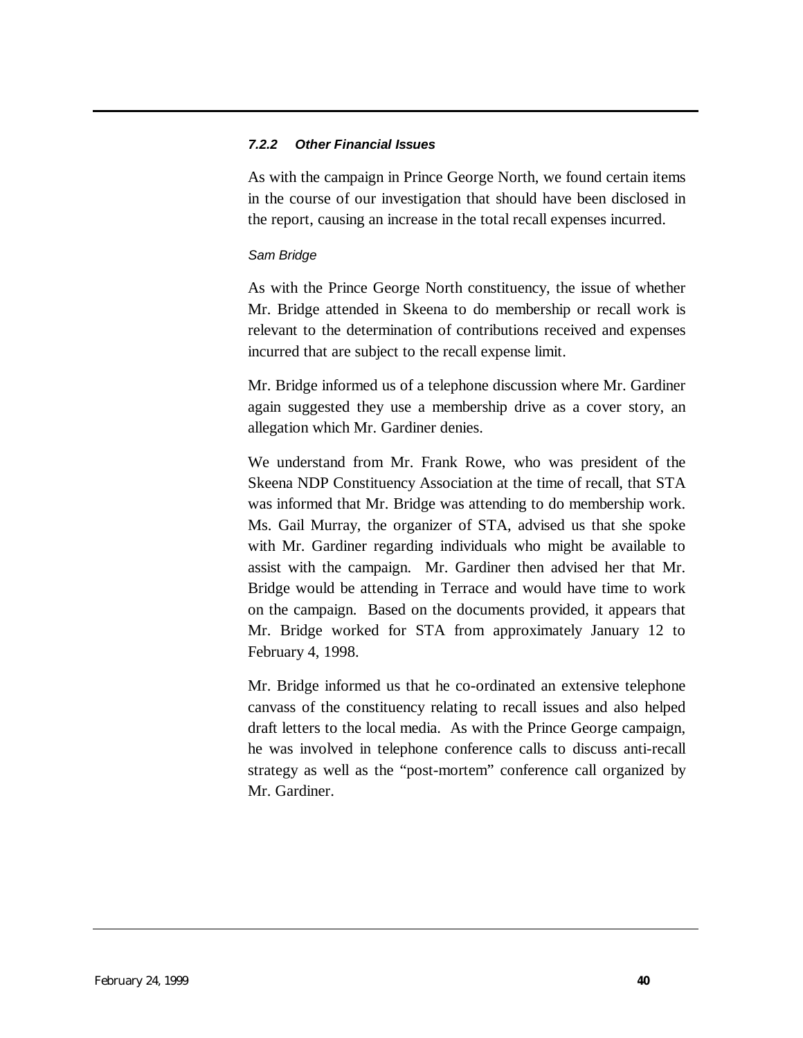#### *7.2.2 Other Financial Issues*

As with the campaign in Prince George North, we found certain items in the course of our investigation that should have been disclosed in the report, causing an increase in the total recall expenses incurred.

*Sam Bridge*

As with the Prince George North constituency, the issue of whether Mr. Bridge attended in Skeena to do membership or recall work is relevant to the determination of contributions received and expenses incurred that are subject to the recall expense limit.

Mr. Bridge informed us of a telephone discussion where Mr. Gardiner again suggested they use a membership drive as a cover story, an allegation which Mr. Gardiner denies.

We understand from Mr. Frank Rowe, who was president of the Skeena NDP Constituency Association at the time of recall, that STA was informed that Mr. Bridge was attending to do membership work. Ms. Gail Murray, the organizer of STA, advised us that she spoke with Mr. Gardiner regarding individuals who might be available to assist with the campaign. Mr. Gardiner then advised her that Mr. Bridge would be attending in Terrace and would have time to work on the campaign. Based on the documents provided, it appears that Mr. Bridge worked for STA from approximately January 12 to February 4, 1998.

Mr. Bridge informed us that he co-ordinated an extensive telephone canvass of the constituency relating to recall issues and also helped draft letters to the local media. As with the Prince George campaign, he was involved in telephone conference calls to discuss anti-recall strategy as well as the "post-mortem" conference call organized by Mr. Gardiner.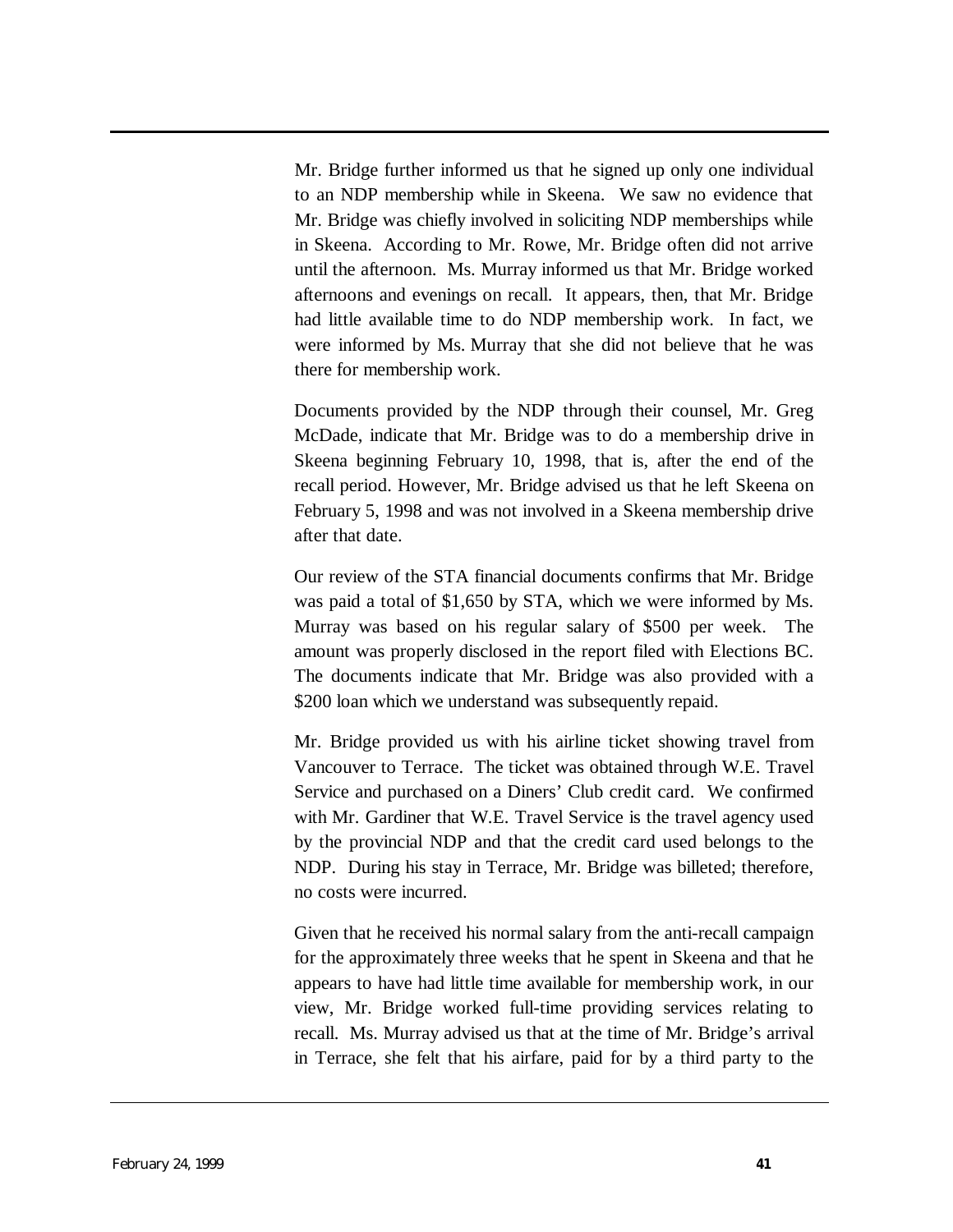Mr. Bridge further informed us that he signed up only one individual to an NDP membership while in Skeena. We saw no evidence that Mr. Bridge was chiefly involved in soliciting NDP memberships while in Skeena. According to Mr. Rowe, Mr. Bridge often did not arrive until the afternoon. Ms. Murray informed us that Mr. Bridge worked afternoons and evenings on recall. It appears, then, that Mr. Bridge had little available time to do NDP membership work. In fact, we were informed by Ms. Murray that she did not believe that he was there for membership work.

Documents provided by the NDP through their counsel, Mr. Greg McDade, indicate that Mr. Bridge was to do a membership drive in Skeena beginning February 10, 1998, that is, after the end of the recall period. However, Mr. Bridge advised us that he left Skeena on February 5, 1998 and was not involved in a Skeena membership drive after that date.

Our review of the STA financial documents confirms that Mr. Bridge was paid a total of $1,650 by STA, which we were informed by Ms. Murray was based on his regular salary of $500 per week. The amount was properly disclosed in the report filed with Elections BC. The documents indicate that Mr. Bridge was also provided with a $200 loan which we understand was subsequently repaid.

Mr. Bridge provided us with his airline ticket showing travel from Vancouver to Terrace. The ticket was obtained through W.E. Travel Service and purchased on a Diners' Club credit card. We confirmed with Mr. Gardiner that W.E. Travel Service is the travel agency used by the provincial NDP and that the credit card used belongs to the NDP. During his stay in Terrace, Mr. Bridge was billeted; therefore, no costs were incurred.

Given that he received his normal salary from the anti-recall campaign for the approximately three weeks that he spent in Skeena and that he appears to have had little time available for membership work, in our view, Mr. Bridge worked full-time providing services relating to recall. Ms. Murray advised us that at the time of Mr. Bridge's arrival in Terrace, she felt that his airfare, paid for by a third party to the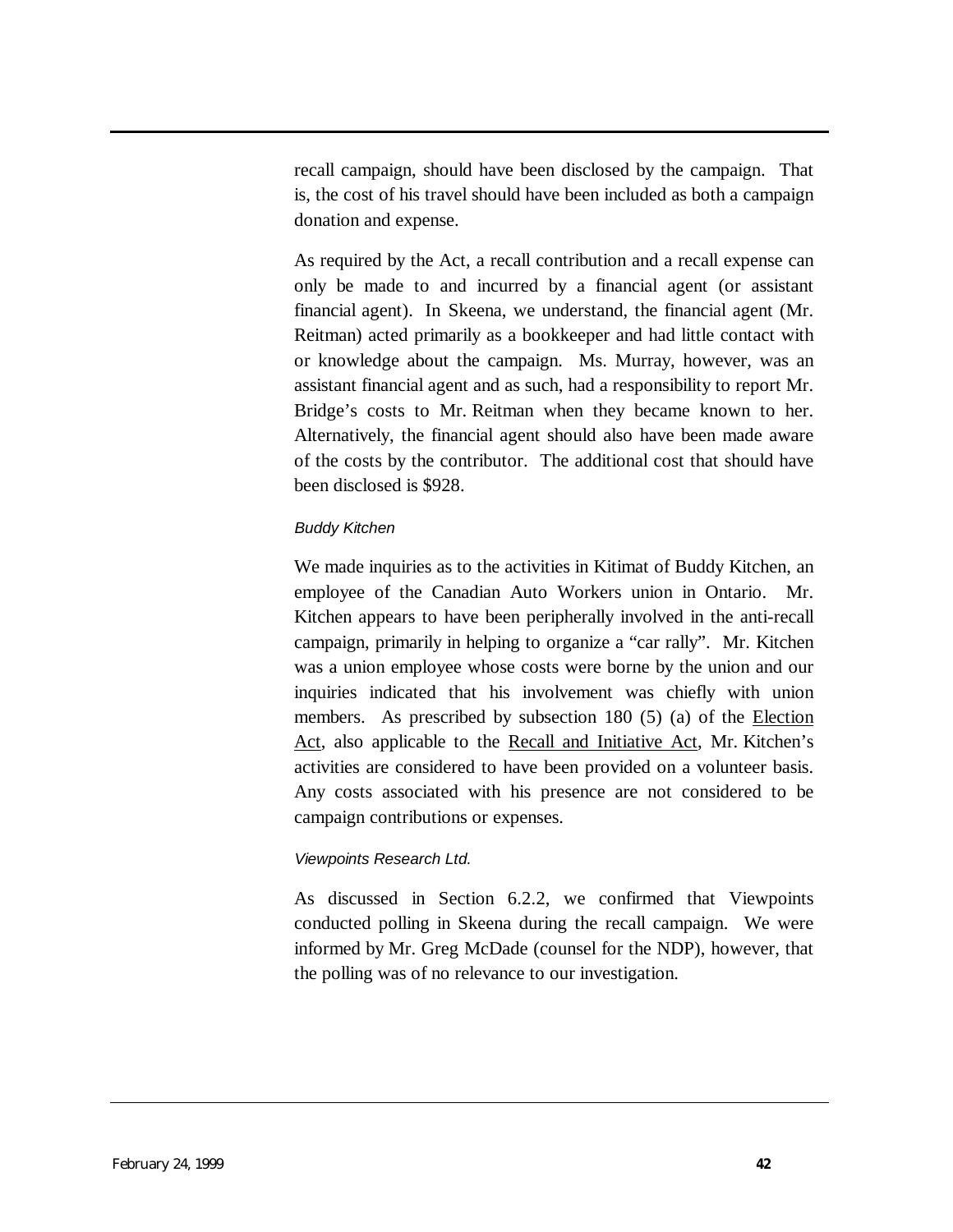recall campaign, should have been disclosed by the campaign. That is, the cost of his travel should have been included as both a campaign donation and expense.

As required by the Act, a recall contribution and a recall expense can only be made to and incurred by a financial agent (or assistant financial agent). In Skeena, we understand, the financial agent (Mr. Reitman) acted primarily as a bookkeeper and had little contact with or knowledge about the campaign. Ms. Murray, however, was an assistant financial agent and as such, had a responsibility to report Mr. Bridge's costs to Mr. Reitman when they became known to her. Alternatively, the financial agent should also have been made aware of the costs by the contributor. The additional cost that should have been disclosed is $928.

*Buddy Kitchen*

We made inquiries as to the activities in Kitimat of Buddy Kitchen, an employee of the Canadian Auto Workers union in Ontario. Mr. Kitchen appears to have been peripherally involved in the anti-recall campaign, primarily in helping to organize a "car rally". Mr. Kitchen was a union employee whose costs were borne by the union and our inquiries indicated that his involvement was chiefly with union members. As prescribed by subsection 180 (5) (a) of the Election Act, also applicable to the Recall and Initiative Act, Mr. Kitchen's activities are considered to have been provided on a volunteer basis. Any costs associated with his presence are not considered to be campaign contributions or expenses.

*Viewpoints Research Ltd.*

As discussed in Section 6.2.2, we confirmed that Viewpoints conducted polling in Skeena during the recall campaign. We were informed by Mr. Greg McDade (counsel for the NDP), however, that the polling was of no relevance to our investigation.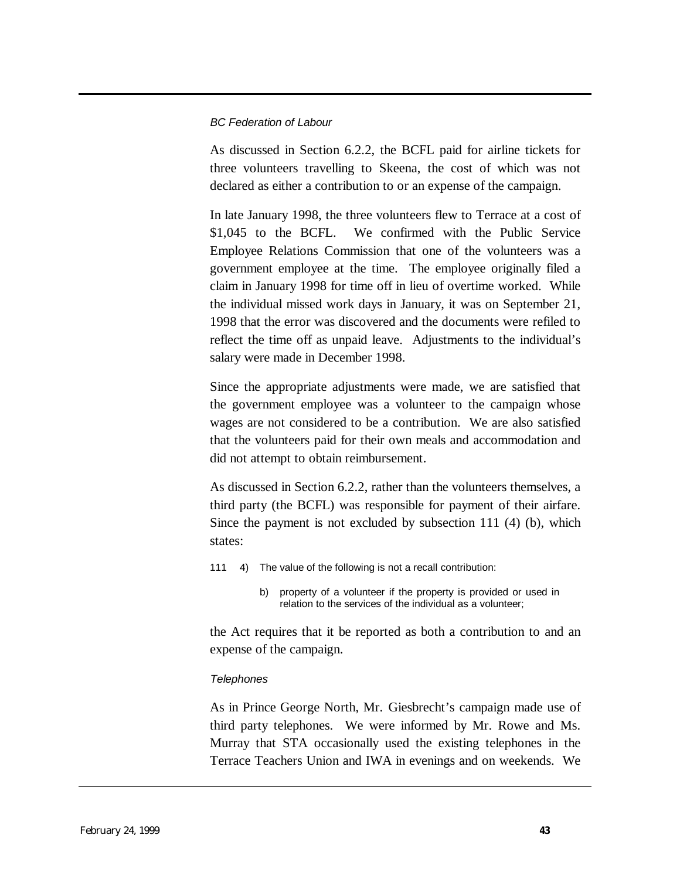*BC Federation of Labour*

As discussed in Section 6.2.2, the BCFL paid for airline tickets for three volunteers travelling to Skeena, the cost of which was not declared as either a contribution to or an expense of the campaign.

In late January 1998, the three volunteers flew to Terrace at a cost of $1,045 to the BCFL. We confirmed with the Public Service Employee Relations Commission that one of the volunteers was a government employee at the time. The employee originally filed a claim in January 1998 for time off in lieu of overtime worked. While the individual missed work days in January, it was on September 21, 1998 that the error was discovered and the documents were refiled to reflect the time off as unpaid leave. Adjustments to the individual's salary were made in December 1998.

Since the appropriate adjustments were made, we are satisfied that the government employee was a volunteer to the campaign whose wages are not considered to be a contribution. We are also satisfied that the volunteers paid for their own meals and accommodation and did not attempt to obtain reimbursement.

As discussed in Section 6.2.2, rather than the volunteers themselves, a third party (the BCFL) was responsible for payment of their airfare. Since the payment is not excluded by subsection 111 (4) (b), which states:

> 111 4) The value of the following is not a recall contribution:
>
> b) property of a volunteer if the property is provided or used in relation to the services of the individual as a volunteer;

the Act requires that it be reported as both a contribution to and an expense of the campaign.

*Telephones*

As in Prince George North, Mr. Giesbrecht's campaign made use of third party telephones. We were informed by Mr. Rowe and Ms. Murray that STA occasionally used the existing telephones in the Terrace Teachers Union and IWA in evenings and on weekends. We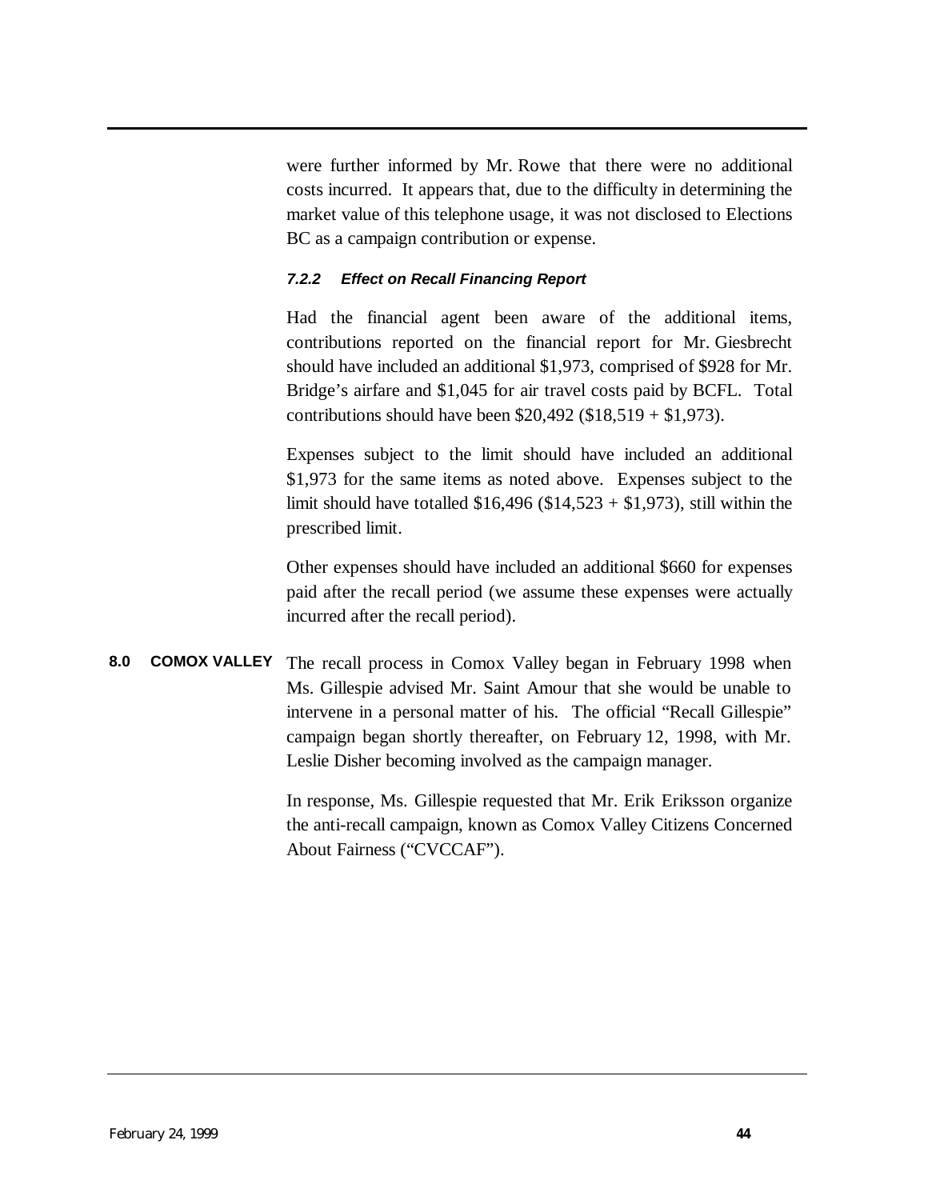were further informed by Mr. Rowe that there were no additional costs incurred. It appears that, due to the difficulty in determining the market value of this telephone usage, it was not disclosed to Elections BC as a campaign contribution or expense.

#### *7.2.2 Effect on Recall Financing Report*

Had the financial agent been aware of the additional items, contributions reported on the financial report for Mr. Giesbrecht should have included an additional $1,973, comprised of $928 for Mr. Bridge's airfare and $1,045 for air travel costs paid by BCFL. Total contributions should have been $20,492 ($18,519 + $1,973).

Expenses subject to the limit should have included an additional $1,973 for the same items as noted above. Expenses subject to the limit should have totalled $16,496 ($14,523 + $1,973), still within the prescribed limit.

Other expenses should have included an additional $660 for expenses paid after the recall period (we assume these expenses were actually incurred after the recall period).

## 8.0 COMOX VALLEY

The recall process in Comox Valley began in February 1998 when Ms. Gillespie advised Mr. Saint Amour that she would be unable to intervene in a personal matter of his. The official "Recall Gillespie" campaign began shortly thereafter, on February 12, 1998, with Mr. Leslie Disher becoming involved as the campaign manager.

In response, Ms. Gillespie requested that Mr. Erik Eriksson organize the anti-recall campaign, known as Comox Valley Citizens Concerned About Fairness ("CVCCAF").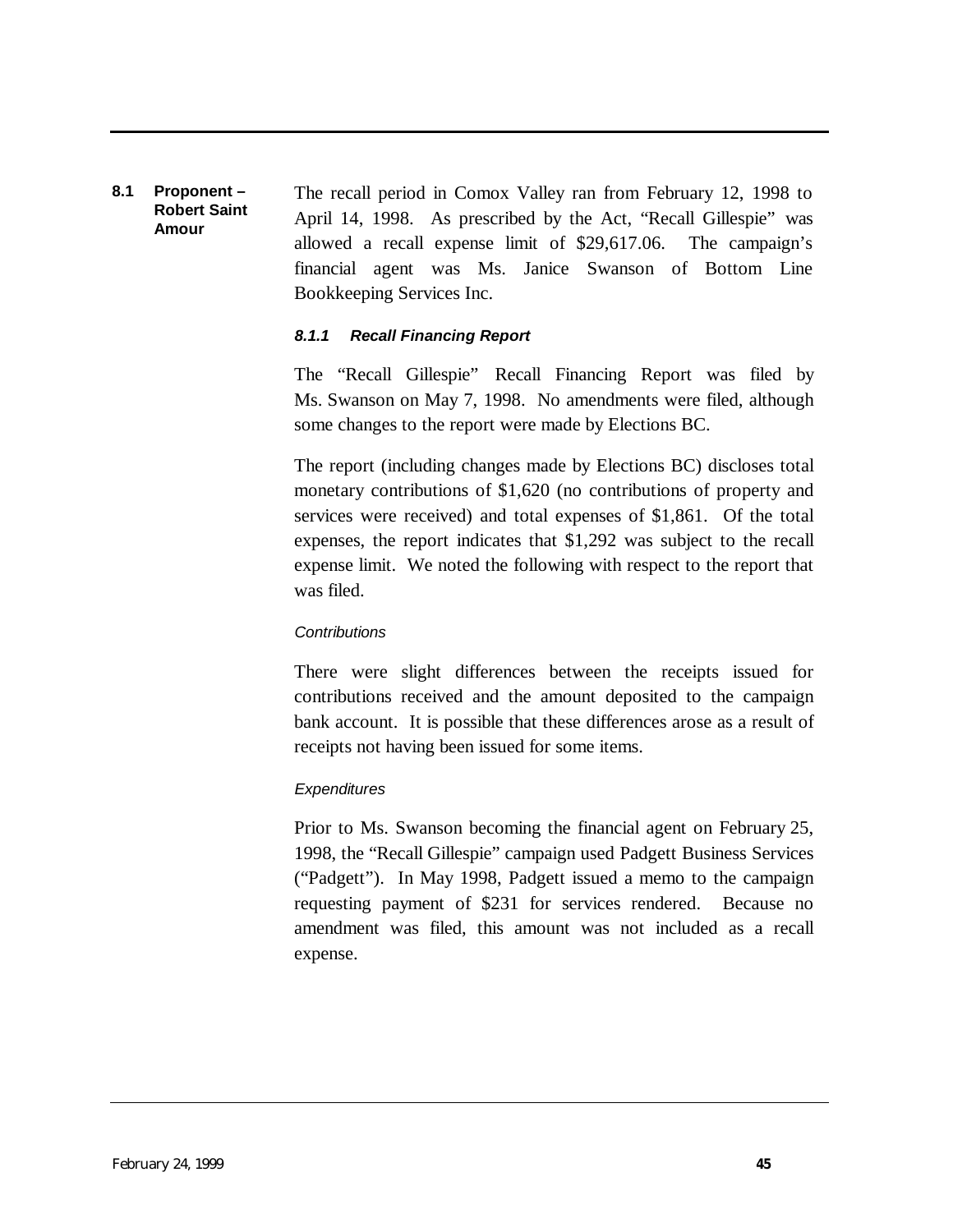## 8.1 Proponent – Robert Saint Amour

The recall period in Comox Valley ran from February 12, 1998 to April 14, 1998. As prescribed by the Act, "Recall Gillespie" was allowed a recall expense limit of $29,617.06. The campaign's financial agent was Ms. Janice Swanson of Bottom Line Bookkeeping Services Inc.

### *8.1.1 Recall Financing Report*

The "Recall Gillespie" Recall Financing Report was filed by Ms. Swanson on May 7, 1998. No amendments were filed, although some changes to the report were made by Elections BC.

The report (including changes made by Elections BC) discloses total monetary contributions of $1,620 (no contributions of property and services were received) and total expenses of $1,861. Of the total expenses, the report indicates that $1,292 was subject to the recall expense limit. We noted the following with respect to the report that was filed.

*Contributions*

There were slight differences between the receipts issued for contributions received and the amount deposited to the campaign bank account. It is possible that these differences arose as a result of receipts not having been issued for some items.

*Expenditures*

Prior to Ms. Swanson becoming the financial agent on February 25, 1998, the "Recall Gillespie" campaign used Padgett Business Services ("Padgett"). In May 1998, Padgett issued a memo to the campaign requesting payment of $231 for services rendered. Because no amendment was filed, this amount was not included as a recall expense.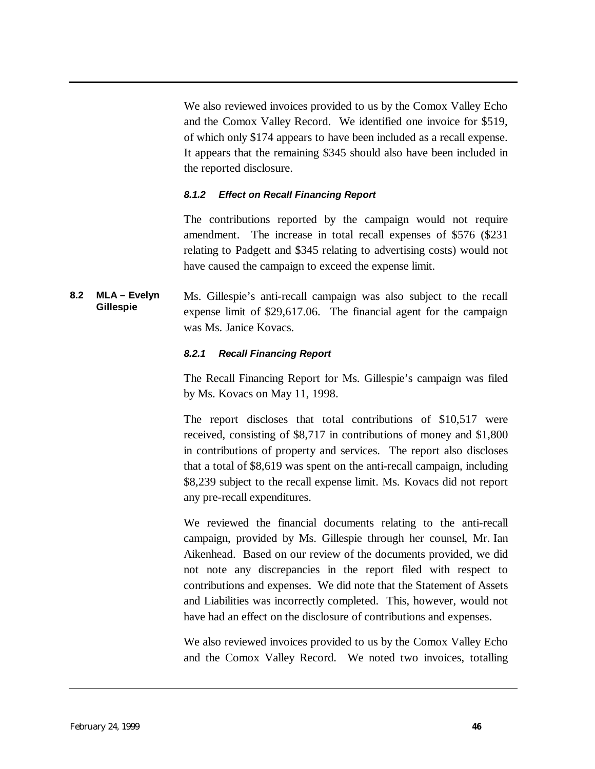We also reviewed invoices provided to us by the Comox Valley Echo and the Comox Valley Record. We identified one invoice for $519, of which only $174 appears to have been included as a recall expense. It appears that the remaining $345 should also have been included in the reported disclosure.

#### *8.1.2 Effect on Recall Financing Report*

The contributions reported by the campaign would not require amendment. The increase in total recall expenses of $576 ($231 relating to Padgett and $345 relating to advertising costs) would not have caused the campaign to exceed the expense limit.

### 8.2 MLA – Evelyn Gillespie

Ms. Gillespie's anti-recall campaign was also subject to the recall expense limit of $29,617.06. The financial agent for the campaign was Ms. Janice Kovacs.

#### *8.2.1 Recall Financing Report*

The Recall Financing Report for Ms. Gillespie's campaign was filed by Ms. Kovacs on May 11, 1998.

The report discloses that total contributions of $10,517 were received, consisting of $8,717 in contributions of money and $1,800 in contributions of property and services. The report also discloses that a total of $8,619 was spent on the anti-recall campaign, including $8,239 subject to the recall expense limit. Ms. Kovacs did not report any pre-recall expenditures.

We reviewed the financial documents relating to the anti-recall campaign, provided by Ms. Gillespie through her counsel, Mr. Ian Aikenhead. Based on our review of the documents provided, we did not note any discrepancies in the report filed with respect to contributions and expenses. We did note that the Statement of Assets and Liabilities was incorrectly completed. This, however, would not have had an effect on the disclosure of contributions and expenses.

We also reviewed invoices provided to us by the Comox Valley Echo and the Comox Valley Record. We noted two invoices, totalling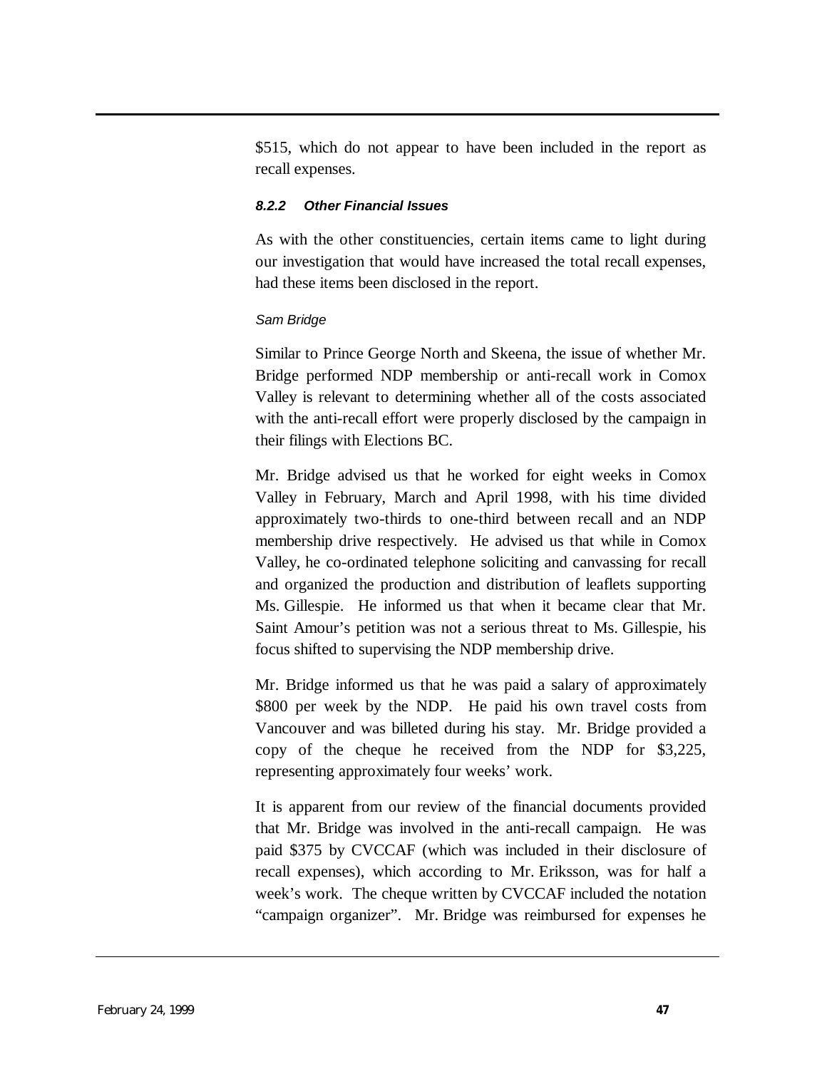$515, which do not appear to have been included in the report as recall expenses.

#### *8.2.2 Other Financial Issues*

As with the other constituencies, certain items came to light during our investigation that would have increased the total recall expenses, had these items been disclosed in the report.

*Sam Bridge*

Similar to Prince George North and Skeena, the issue of whether Mr. Bridge performed NDP membership or anti-recall work in Comox Valley is relevant to determining whether all of the costs associated with the anti-recall effort were properly disclosed by the campaign in their filings with Elections BC.

Mr. Bridge advised us that he worked for eight weeks in Comox Valley in February, March and April 1998, with his time divided approximately two-thirds to one-third between recall and an NDP membership drive respectively. He advised us that while in Comox Valley, he co-ordinated telephone soliciting and canvassing for recall and organized the production and distribution of leaflets supporting Ms. Gillespie. He informed us that when it became clear that Mr. Saint Amour's petition was not a serious threat to Ms. Gillespie, his focus shifted to supervising the NDP membership drive.

Mr. Bridge informed us that he was paid a salary of approximately $800 per week by the NDP. He paid his own travel costs from Vancouver and was billeted during his stay. Mr. Bridge provided a copy of the cheque he received from the NDP for $3,225, representing approximately four weeks' work.

It is apparent from our review of the financial documents provided that Mr. Bridge was involved in the anti-recall campaign. He was paid $375 by CVCCAF (which was included in their disclosure of recall expenses), which according to Mr. Eriksson, was for half a week's work. The cheque written by CVCCAF included the notation "campaign organizer". Mr. Bridge was reimbursed for expenses he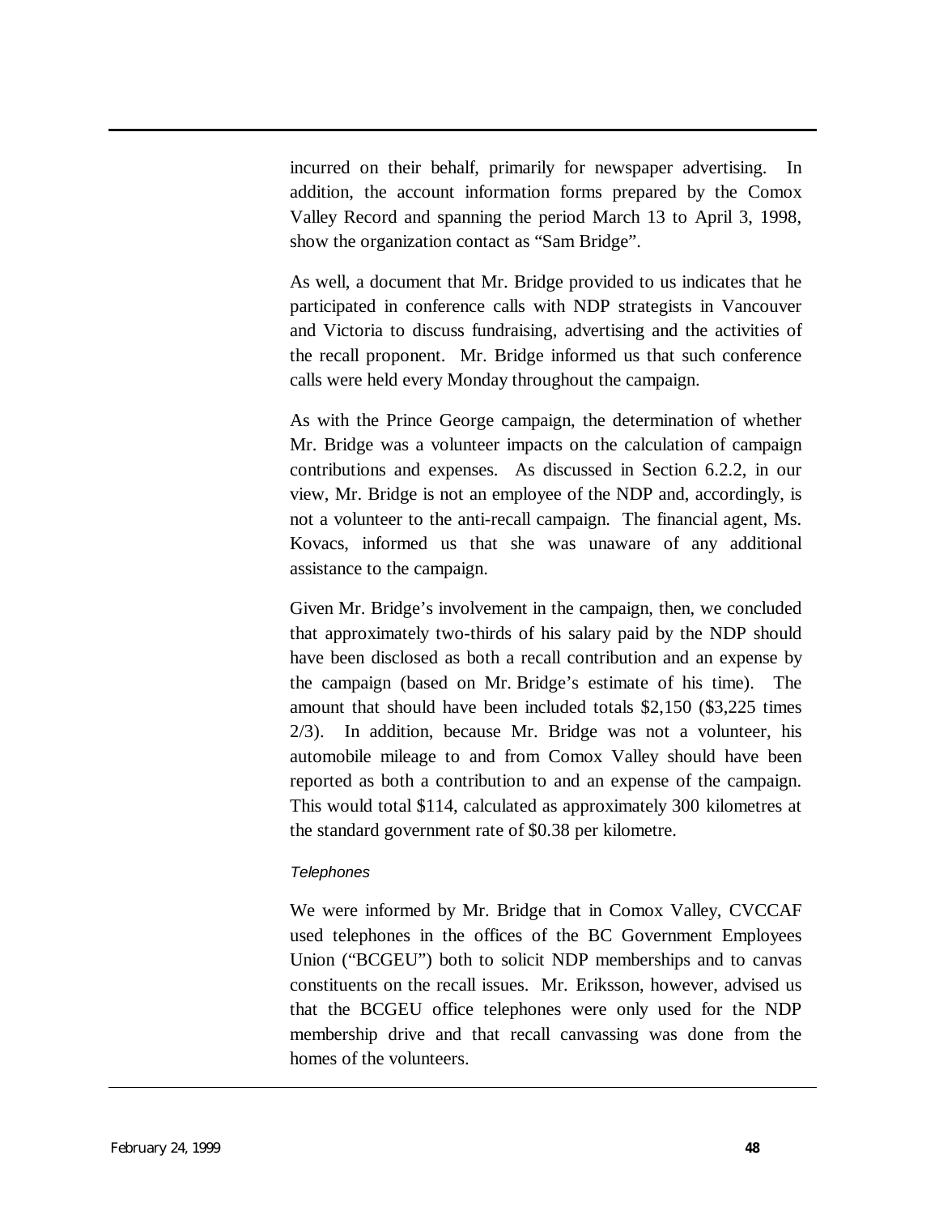incurred on their behalf, primarily for newspaper advertising. In addition, the account information forms prepared by the Comox Valley Record and spanning the period March 13 to April 3, 1998, show the organization contact as "Sam Bridge".

As well, a document that Mr. Bridge provided to us indicates that he participated in conference calls with NDP strategists in Vancouver and Victoria to discuss fundraising, advertising and the activities of the recall proponent. Mr. Bridge informed us that such conference calls were held every Monday throughout the campaign.

As with the Prince George campaign, the determination of whether Mr. Bridge was a volunteer impacts on the calculation of campaign contributions and expenses. As discussed in Section 6.2.2, in our view, Mr. Bridge is not an employee of the NDP and, accordingly, is not a volunteer to the anti-recall campaign. The financial agent, Ms. Kovacs, informed us that she was unaware of any additional assistance to the campaign.

Given Mr. Bridge's involvement in the campaign, then, we concluded that approximately two-thirds of his salary paid by the NDP should have been disclosed as both a recall contribution and an expense by the campaign (based on Mr. Bridge's estimate of his time). The amount that should have been included totals $2,150 ($3,225 times 2/3). In addition, because Mr. Bridge was not a volunteer, his automobile mileage to and from Comox Valley should have been reported as both a contribution to and an expense of the campaign. This would total $114, calculated as approximately 300 kilometres at the standard government rate of $0.38 per kilometre.

*Telephones*

We were informed by Mr. Bridge that in Comox Valley, CVCCAF used telephones in the offices of the BC Government Employees Union ("BCGEU") both to solicit NDP memberships and to canvas constituents on the recall issues. Mr. Eriksson, however, advised us that the BCGEU office telephones were only used for the NDP membership drive and that recall canvassing was done from the homes of the volunteers.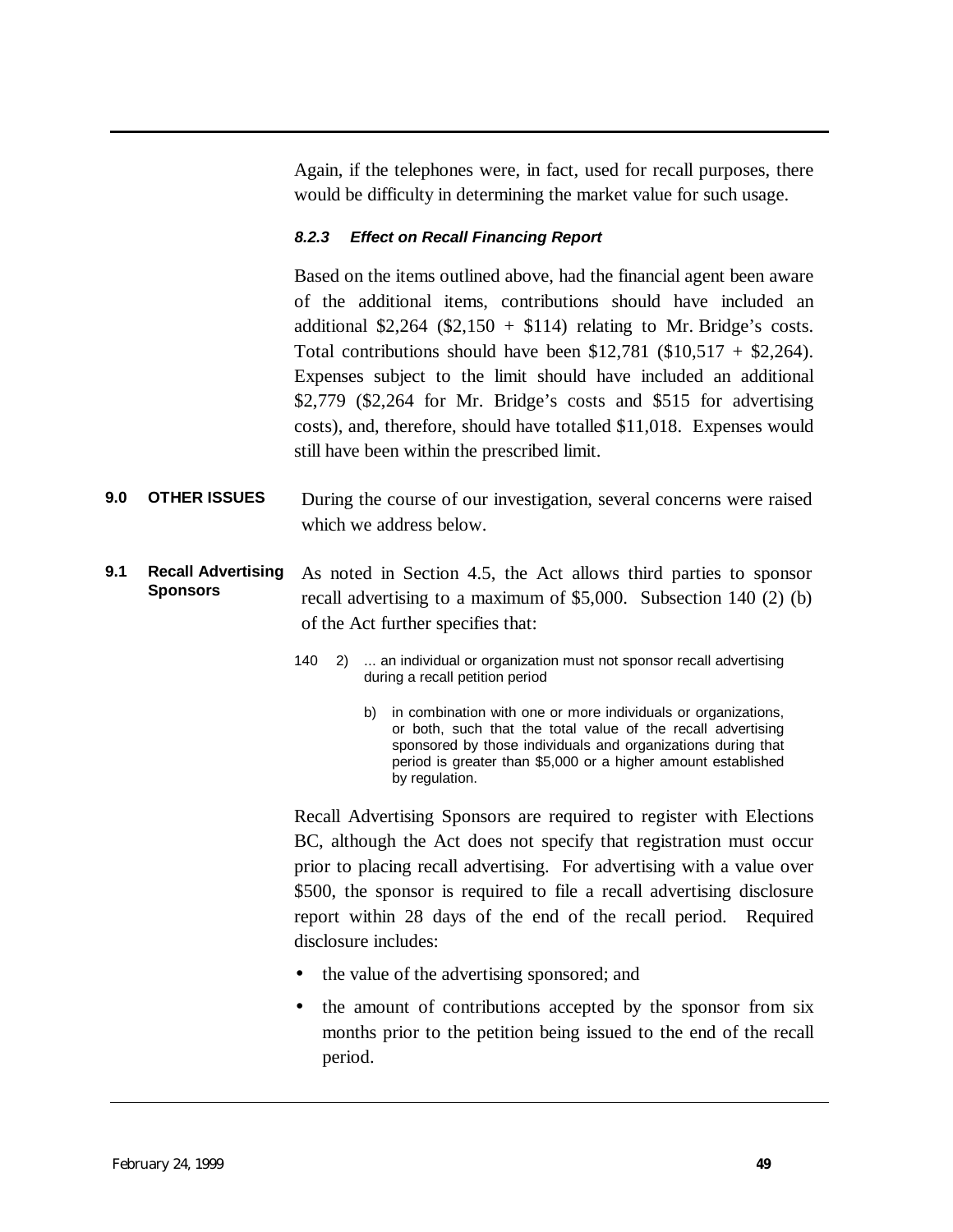Again, if the telephones were, in fact, used for recall purposes, there would be difficulty in determining the market value for such usage.

#### *8.2.3 Effect on Recall Financing Report*

Based on the items outlined above, had the financial agent been aware of the additional items, contributions should have included an additional $2,264 ($2,150 + $114) relating to Mr. Bridge's costs. Total contributions should have been $12,781 ($10,517 + $2,264). Expenses subject to the limit should have included an additional $2,779 ($2,264 for Mr. Bridge's costs and $515 for advertising costs), and, therefore, should have totalled $11,018. Expenses would still have been within the prescribed limit.

## 9.0 OTHER ISSUES

During the course of our investigation, several concerns were raised which we address below.

### 9.1 Recall Advertising Sponsors

As noted in Section 4.5, the Act allows third parties to sponsor recall advertising to a maximum of $5,000. Subsection 140 (2) (b) of the Act further specifies that:

> 140 2) ... an individual or organization must not sponsor recall advertising during a recall petition period
>
> b) in combination with one or more individuals or organizations, or both, such that the total value of the recall advertising sponsored by those individuals and organizations during that period is greater than $5,000 or a higher amount established by regulation.

Recall Advertising Sponsors are required to register with Elections BC, although the Act does not specify that registration must occur prior to placing recall advertising. For advertising with a value over $500, the sponsor is required to file a recall advertising disclosure report within 28 days of the end of the recall period. Required disclosure includes:

- the value of the advertising sponsored; and
- the amount of contributions accepted by the sponsor from six months prior to the petition being issued to the end of the recall period.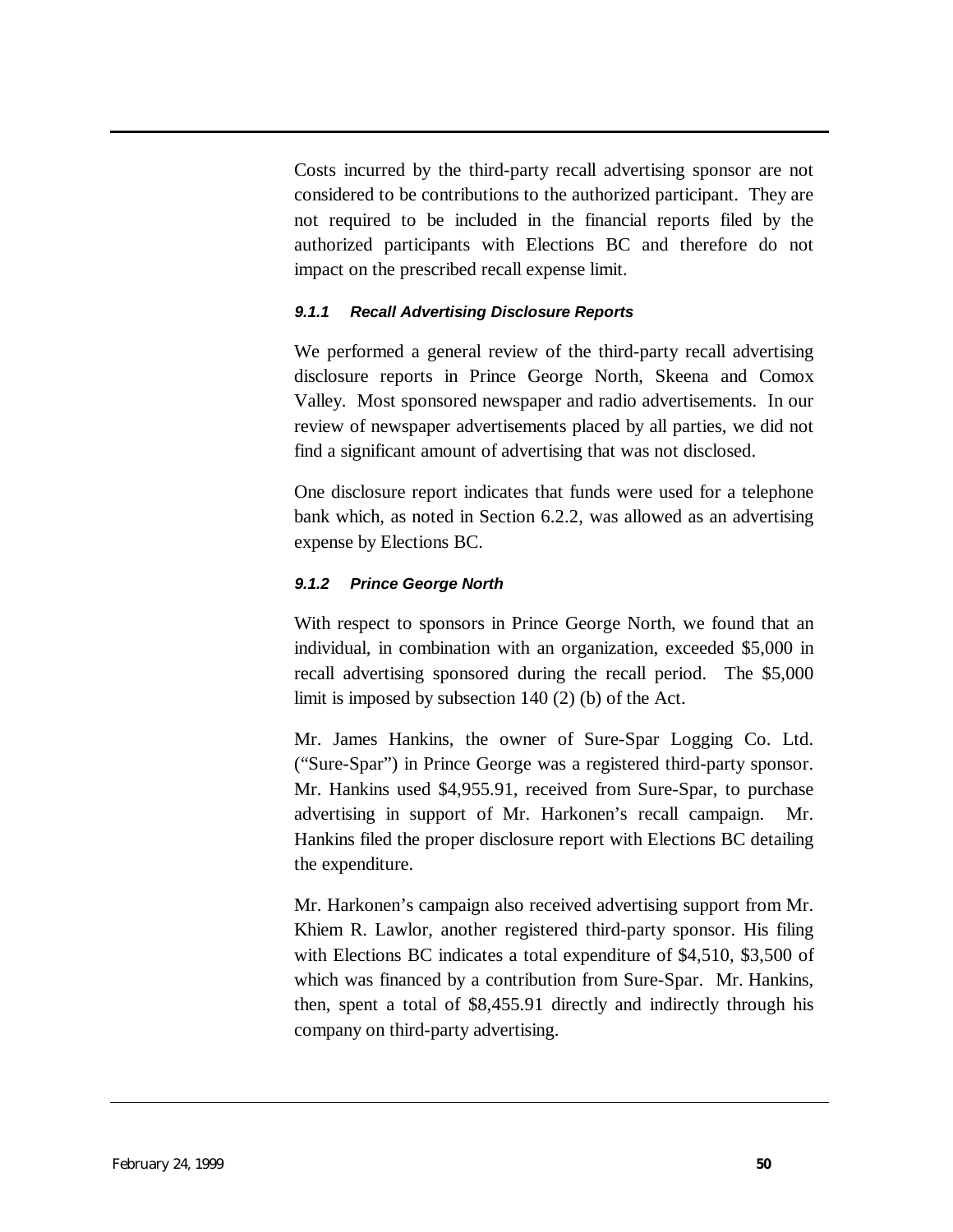Costs incurred by the third-party recall advertising sponsor are not considered to be contributions to the authorized participant. They are not required to be included in the financial reports filed by the authorized participants with Elections BC and therefore do not impact on the prescribed recall expense limit.

#### *9.1.1 Recall Advertising Disclosure Reports*

We performed a general review of the third-party recall advertising disclosure reports in Prince George North, Skeena and Comox Valley. Most sponsored newspaper and radio advertisements. In our review of newspaper advertisements placed by all parties, we did not find a significant amount of advertising that was not disclosed.

One disclosure report indicates that funds were used for a telephone bank which, as noted in Section 6.2.2, was allowed as an advertising expense by Elections BC.

#### *9.1.2 Prince George North*

With respect to sponsors in Prince George North, we found that an individual, in combination with an organization, exceeded $5,000 in recall advertising sponsored during the recall period. The $5,000 limit is imposed by subsection 140 (2) (b) of the Act.

Mr. James Hankins, the owner of Sure-Spar Logging Co. Ltd. ("Sure-Spar") in Prince George was a registered third-party sponsor. Mr. Hankins used $4,955.91, received from Sure-Spar, to purchase advertising in support of Mr. Harkonen's recall campaign. Mr. Hankins filed the proper disclosure report with Elections BC detailing the expenditure.

Mr. Harkonen's campaign also received advertising support from Mr. Khiem R. Lawlor, another registered third-party sponsor. His filing with Elections BC indicates a total expenditure of $4,510, $3,500 of which was financed by a contribution from Sure-Spar. Mr. Hankins, then, spent a total of $8,455.91 directly and indirectly through his company on third-party advertising.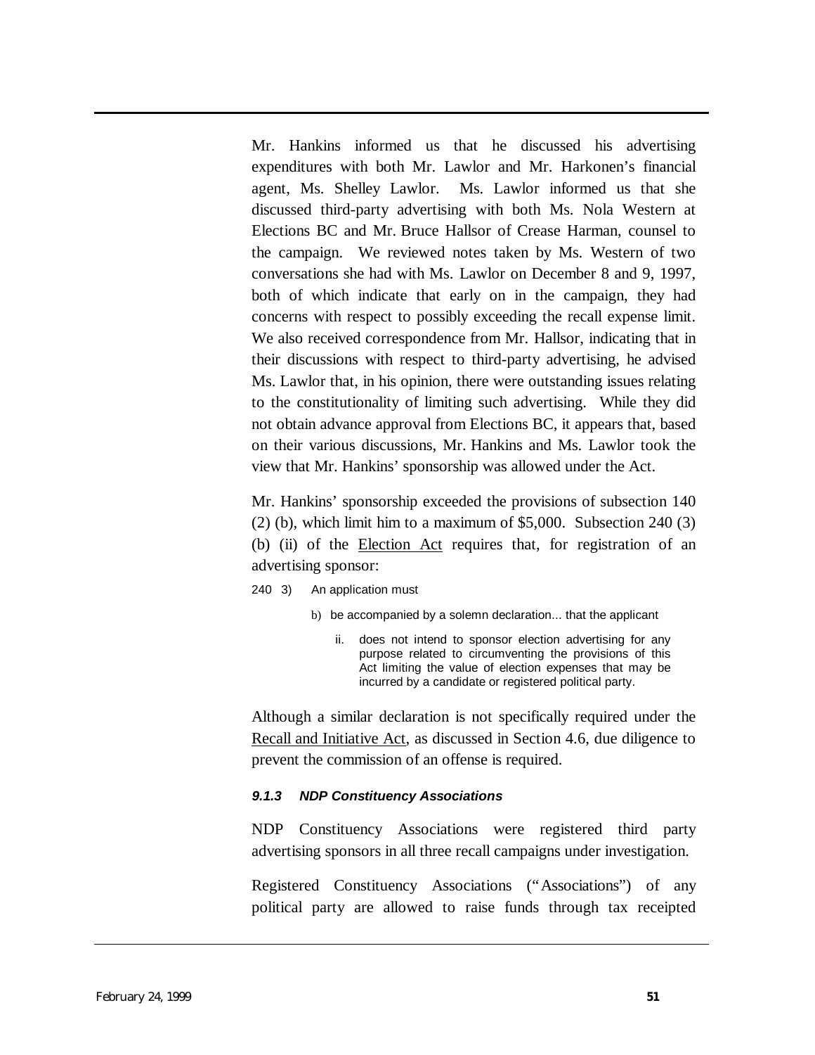Mr. Hankins informed us that he discussed his advertising expenditures with both Mr. Lawlor and Mr. Harkonen's financial agent, Ms. Shelley Lawlor. Ms. Lawlor informed us that she discussed third-party advertising with both Ms. Nola Western at Elections BC and Mr. Bruce Hallsor of Crease Harman, counsel to the campaign. We reviewed notes taken by Ms. Western of two conversations she had with Ms. Lawlor on December 8 and 9, 1997, both of which indicate that early on in the campaign, they had concerns with respect to possibly exceeding the recall expense limit. We also received correspondence from Mr. Hallsor, indicating that in their discussions with respect to third-party advertising, he advised Ms. Lawlor that, in his opinion, there were outstanding issues relating to the constitutionality of limiting such advertising. While they did not obtain advance approval from Elections BC, it appears that, based on their various discussions, Mr. Hankins and Ms. Lawlor took the view that Mr. Hankins' sponsorship was allowed under the Act.

Mr. Hankins' sponsorship exceeded the provisions of subsection 140 (2) (b), which limit him to a maximum of $5,000. Subsection 240 (3) (b) (ii) of the Election Act requires that, for registration of an advertising sponsor:

> 240 3) An application must
>
> b) be accompanied by a solemn declaration... that the applicant
>
> ii. does not intend to sponsor election advertising for any purpose related to circumventing the provisions of this Act limiting the value of election expenses that may be incurred by a candidate or registered political party.

Although a similar declaration is not specifically required under the Recall and Initiative Act, as discussed in Section 4.6, due diligence to prevent the commission of an offense is required.

#### *9.1.3 NDP Constituency Associations*

NDP Constituency Associations were registered third party advertising sponsors in all three recall campaigns under investigation.

Registered Constituency Associations ("Associations") of any political party are allowed to raise funds through tax receipted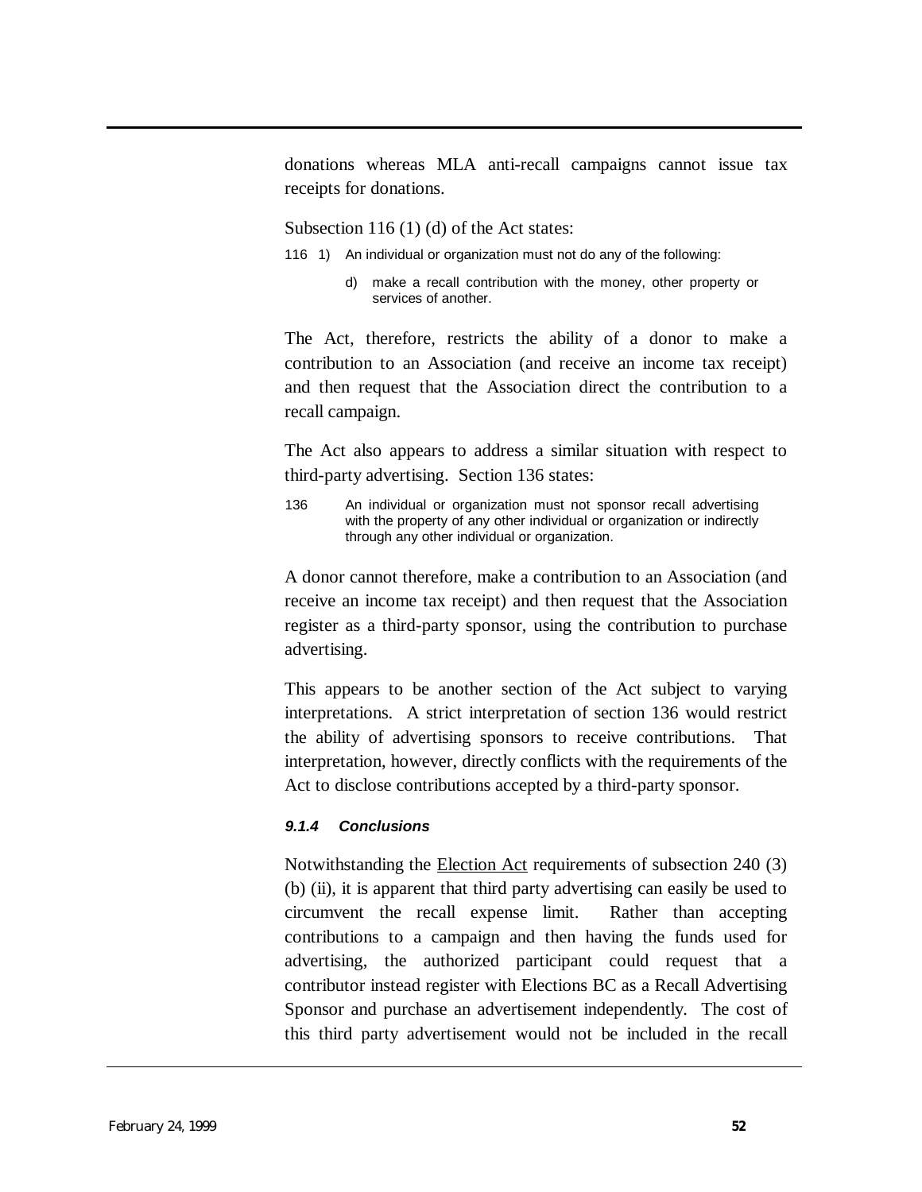donations whereas MLA anti-recall campaigns cannot issue tax receipts for donations.

Subsection 116 (1) (d) of the Act states:

> 116 1) An individual or organization must not do any of the following:
>
> d) make a recall contribution with the money, other property or services of another.

The Act, therefore, restricts the ability of a donor to make a contribution to an Association (and receive an income tax receipt) and then request that the Association direct the contribution to a recall campaign.

The Act also appears to address a similar situation with respect to third-party advertising. Section 136 states:

> 136 An individual or organization must not sponsor recall advertising with the property of any other individual or organization or indirectly through any other individual or organization.

A donor cannot therefore, make a contribution to an Association (and receive an income tax receipt) and then request that the Association register as a third-party sponsor, using the contribution to purchase advertising.

This appears to be another section of the Act subject to varying interpretations. A strict interpretation of section 136 would restrict the ability of advertising sponsors to receive contributions. That interpretation, however, directly conflicts with the requirements of the Act to disclose contributions accepted by a third-party sponsor.

#### *9.1.4 Conclusions*

Notwithstanding the Election Act requirements of subsection 240 (3) (b) (ii), it is apparent that third party advertising can easily be used to circumvent the recall expense limit. Rather than accepting contributions to a campaign and then having the funds used for advertising, the authorized participant could request that a contributor instead register with Elections BC as a Recall Advertising Sponsor and purchase an advertisement independently. The cost of this third party advertisement would not be included in the recall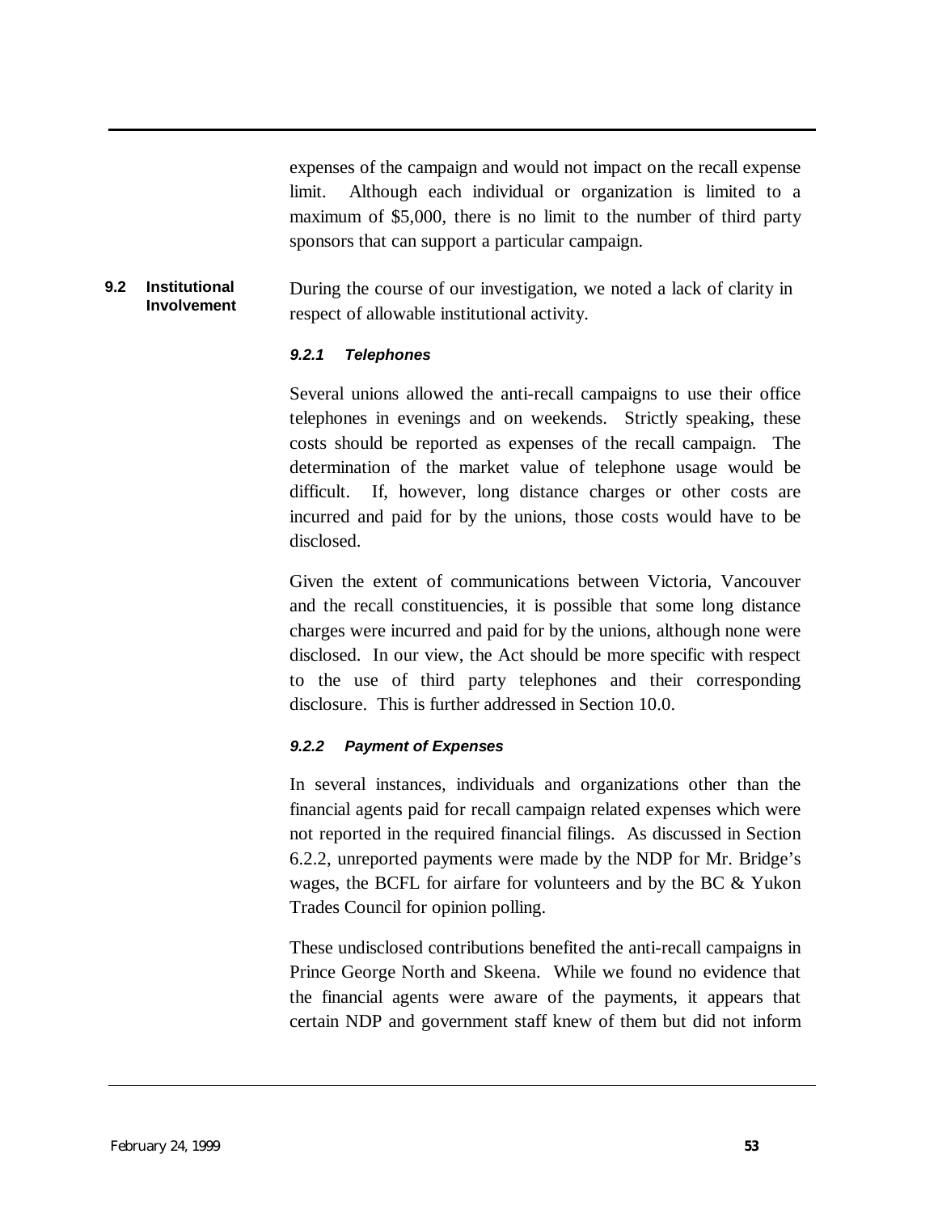expenses of the campaign and would not impact on the recall expense limit. Although each individual or organization is limited to a maximum of $5,000, there is no limit to the number of third party sponsors that can support a particular campaign.

## 9.2 Institutional Involvement

During the course of our investigation, we noted a lack of clarity in respect of allowable institutional activity.

### *9.2.1 Telephones*

Several unions allowed the anti-recall campaigns to use their office telephones in evenings and on weekends. Strictly speaking, these costs should be reported as expenses of the recall campaign. The determination of the market value of telephone usage would be difficult. If, however, long distance charges or other costs are incurred and paid for by the unions, those costs would have to be disclosed.

Given the extent of communications between Victoria, Vancouver and the recall constituencies, it is possible that some long distance charges were incurred and paid for by the unions, although none were disclosed. In our view, the Act should be more specific with respect to the use of third party telephones and their corresponding disclosure. This is further addressed in Section 10.0.

### *9.2.2 Payment of Expenses*

In several instances, individuals and organizations other than the financial agents paid for recall campaign related expenses which were not reported in the required financial filings. As discussed in Section 6.2.2, unreported payments were made by the NDP for Mr. Bridge's wages, the BCFL for airfare for volunteers and by the BC & Yukon Trades Council for opinion polling.

These undisclosed contributions benefited the anti-recall campaigns in Prince George North and Skeena. While we found no evidence that the financial agents were aware of the payments, it appears that certain NDP and government staff knew of them but did not inform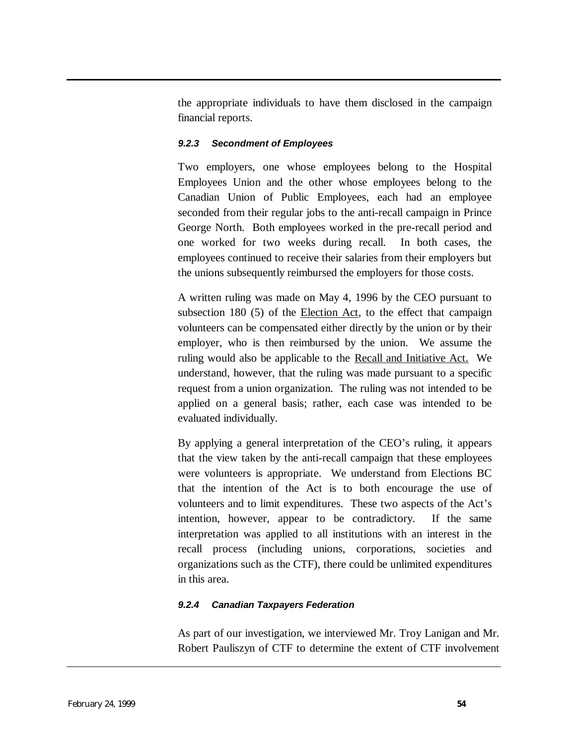the appropriate individuals to have them disclosed in the campaign financial reports.

#### *9.2.3 Secondment of Employees*

Two employers, one whose employees belong to the Hospital Employees Union and the other whose employees belong to the Canadian Union of Public Employees, each had an employee seconded from their regular jobs to the anti-recall campaign in Prince George North. Both employees worked in the pre-recall period and one worked for two weeks during recall. In both cases, the employees continued to receive their salaries from their employers but the unions subsequently reimbursed the employers for those costs.

A written ruling was made on May 4, 1996 by the CEO pursuant to subsection 180 (5) of the Election Act, to the effect that campaign volunteers can be compensated either directly by the union or by their employer, who is then reimbursed by the union. We assume the ruling would also be applicable to the Recall and Initiative Act. We understand, however, that the ruling was made pursuant to a specific request from a union organization. The ruling was not intended to be applied on a general basis; rather, each case was intended to be evaluated individually.

By applying a general interpretation of the CEO's ruling, it appears that the view taken by the anti-recall campaign that these employees were volunteers is appropriate. We understand from Elections BC that the intention of the Act is to both encourage the use of volunteers and to limit expenditures. These two aspects of the Act's intention, however, appear to be contradictory. If the same interpretation was applied to all institutions with an interest in the recall process (including unions, corporations, societies and organizations such as the CTF), there could be unlimited expenditures in this area.

#### *9.2.4 Canadian Taxpayers Federation*

As part of our investigation, we interviewed Mr. Troy Lanigan and Mr. Robert Pauliszyn of CTF to determine the extent of CTF involvement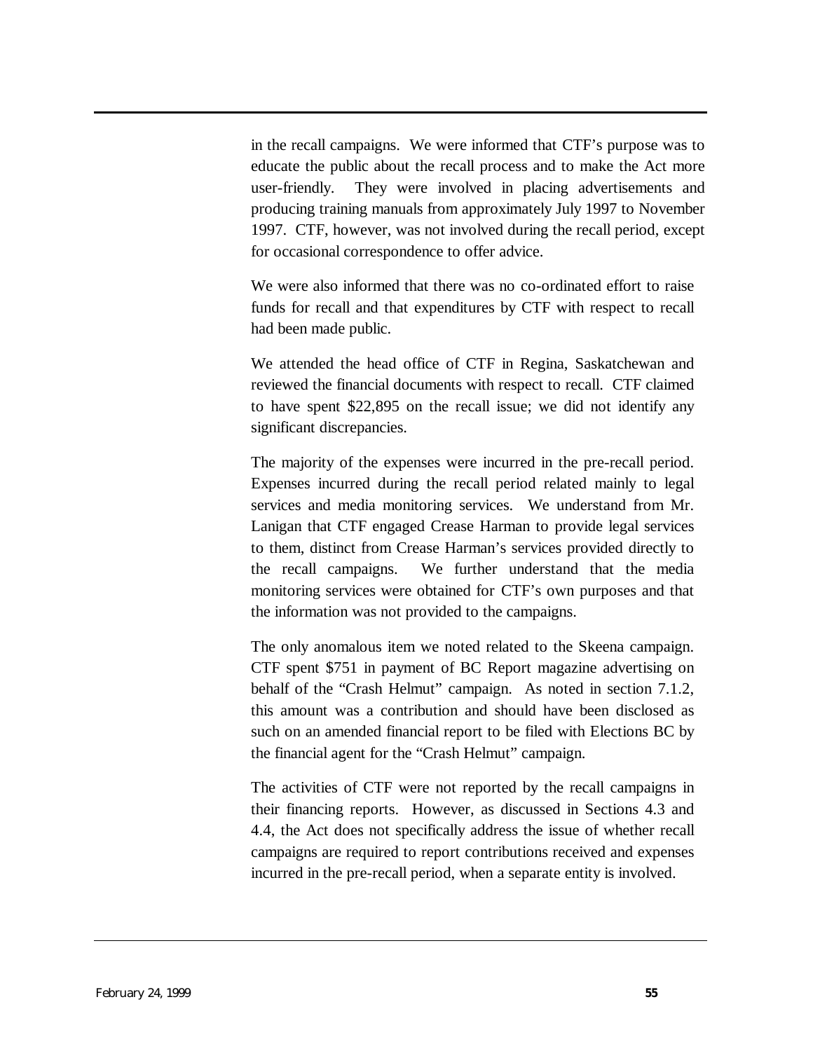in the recall campaigns. We were informed that CTF's purpose was to educate the public about the recall process and to make the Act more user-friendly. They were involved in placing advertisements and producing training manuals from approximately July 1997 to November 1997. CTF, however, was not involved during the recall period, except for occasional correspondence to offer advice.

We were also informed that there was no co-ordinated effort to raise funds for recall and that expenditures by CTF with respect to recall had been made public.

We attended the head office of CTF in Regina, Saskatchewan and reviewed the financial documents with respect to recall. CTF claimed to have spent $22,895 on the recall issue; we did not identify any significant discrepancies.

The majority of the expenses were incurred in the pre-recall period. Expenses incurred during the recall period related mainly to legal services and media monitoring services. We understand from Mr. Lanigan that CTF engaged Crease Harman to provide legal services to them, distinct from Crease Harman's services provided directly to the recall campaigns. We further understand that the media monitoring services were obtained for CTF's own purposes and that the information was not provided to the campaigns.

The only anomalous item we noted related to the Skeena campaign. CTF spent $751 in payment of BC Report magazine advertising on behalf of the "Crash Helmut" campaign. As noted in section 7.1.2, this amount was a contribution and should have been disclosed as such on an amended financial report to be filed with Elections BC by the financial agent for the "Crash Helmut" campaign.

The activities of CTF were not reported by the recall campaigns in their financing reports. However, as discussed in Sections 4.3 and 4.4, the Act does not specifically address the issue of whether recall campaigns are required to report contributions received and expenses incurred in the pre-recall period, when a separate entity is involved.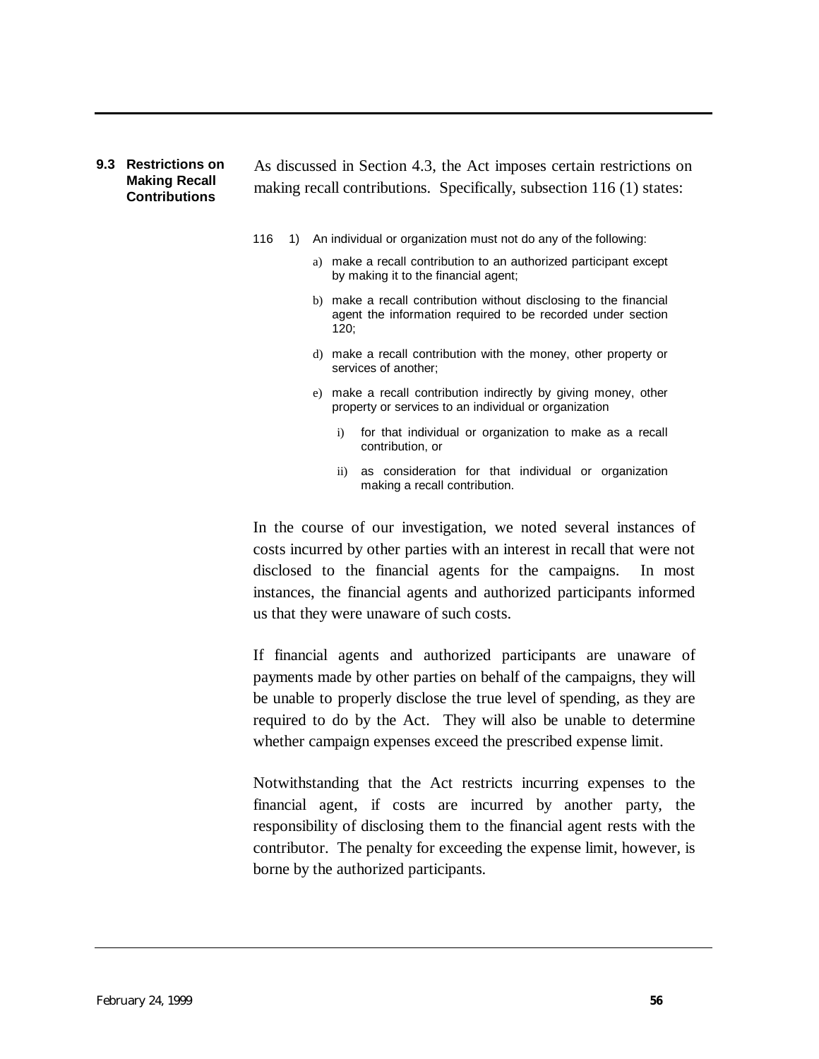### 9.3 Restrictions on Making Recall Contributions

As discussed in Section 4.3, the Act imposes certain restrictions on making recall contributions. Specifically, subsection 116 (1) states:

> 116 1) An individual or organization must not do any of the following:
>
> a) make a recall contribution to an authorized participant except by making it to the financial agent;
>
> b) make a recall contribution without disclosing to the financial agent the information required to be recorded under section 120;
>
> d) make a recall contribution with the money, other property or services of another;
>
> e) make a recall contribution indirectly by giving money, other property or services to an individual or organization
>
> i) for that individual or organization to make as a recall contribution, or
>
> ii) as consideration for that individual or organization making a recall contribution.

In the course of our investigation, we noted several instances of costs incurred by other parties with an interest in recall that were not disclosed to the financial agents for the campaigns. In most instances, the financial agents and authorized participants informed us that they were unaware of such costs.

If financial agents and authorized participants are unaware of payments made by other parties on behalf of the campaigns, they will be unable to properly disclose the true level of spending, as they are required to do by the Act. They will also be unable to determine whether campaign expenses exceed the prescribed expense limit.

Notwithstanding that the Act restricts incurring expenses to the financial agent, if costs are incurred by another party, the responsibility of disclosing them to the financial agent rests with the contributor. The penalty for exceeding the expense limit, however, is borne by the authorized participants.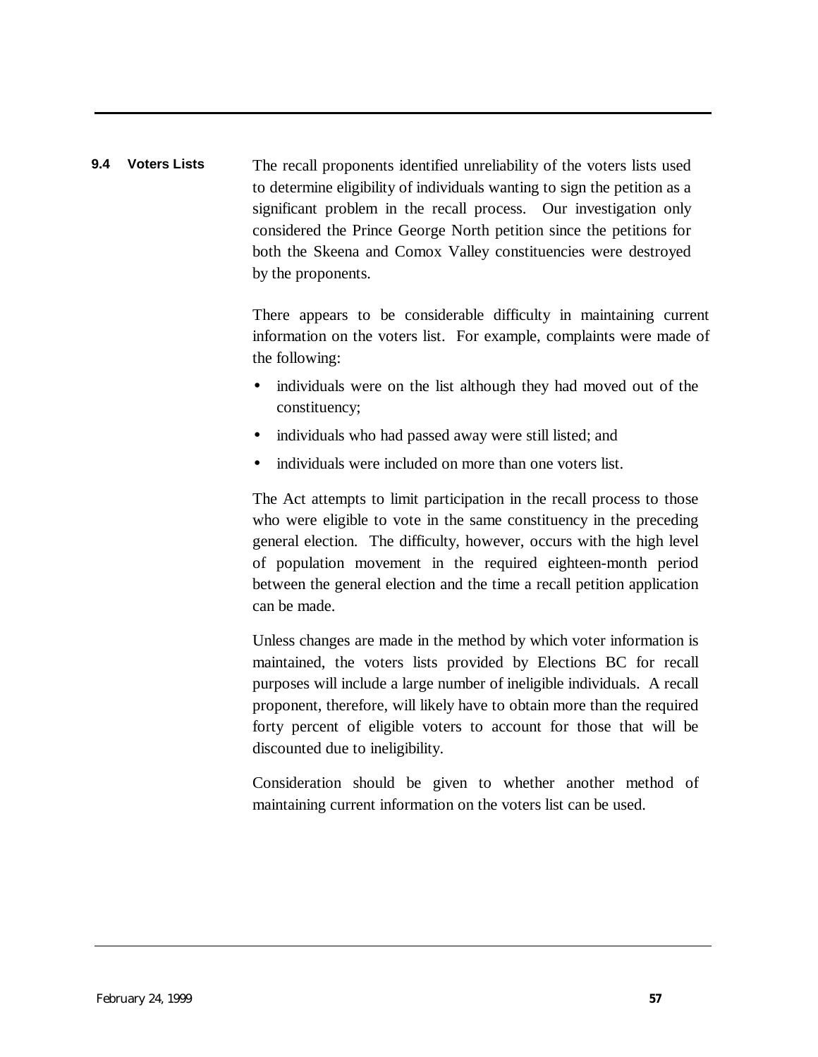### 9.4 Voters Lists

The recall proponents identified unreliability of the voters lists used to determine eligibility of individuals wanting to sign the petition as a significant problem in the recall process. Our investigation only considered the Prince George North petition since the petitions for both the Skeena and Comox Valley constituencies were destroyed by the proponents.

There appears to be considerable difficulty in maintaining current information on the voters list. For example, complaints were made of the following:

- individuals were on the list although they had moved out of the constituency;
- individuals who had passed away were still listed; and
- individuals were included on more than one voters list.

The Act attempts to limit participation in the recall process to those who were eligible to vote in the same constituency in the preceding general election. The difficulty, however, occurs with the high level of population movement in the required eighteen-month period between the general election and the time a recall petition application can be made.

Unless changes are made in the method by which voter information is maintained, the voters lists provided by Elections BC for recall purposes will include a large number of ineligible individuals. A recall proponent, therefore, will likely have to obtain more than the required forty percent of eligible voters to account for those that will be discounted due to ineligibility.

Consideration should be given to whether another method of maintaining current information on the voters list can be used.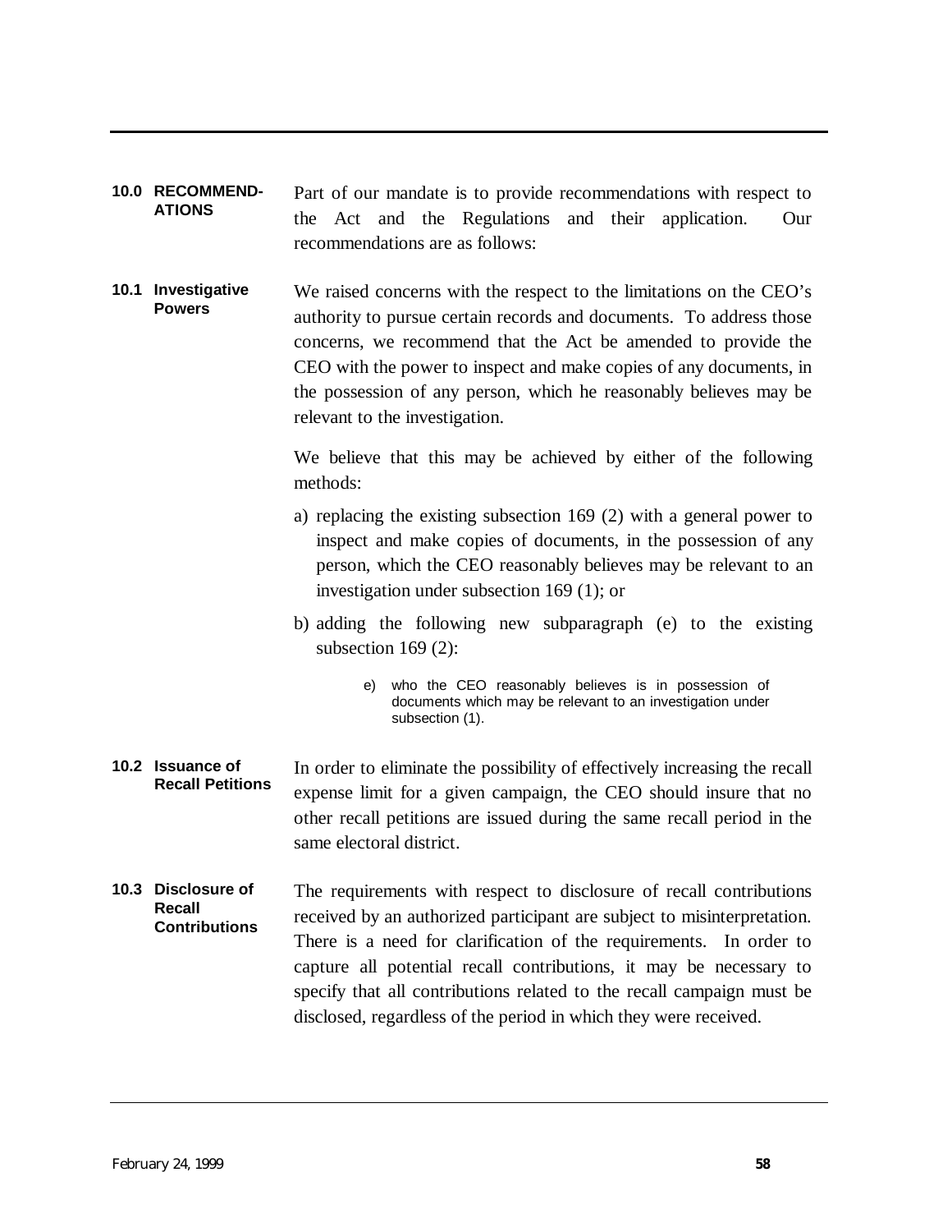## 10.0 RECOMMENDATIONS

Part of our mandate is to provide recommendations with respect to the Act and the Regulations and their application. Our recommendations are as follows:

### 10.1 Investigative Powers

We raised concerns with the respect to the limitations on the CEO's authority to pursue certain records and documents. To address those concerns, we recommend that the Act be amended to provide the CEO with the power to inspect and make copies of any documents, in the possession of any person, which he reasonably believes may be relevant to the investigation.

We believe that this may be achieved by either of the following methods:

a) replacing the existing subsection 169 (2) with a general power to inspect and make copies of documents, in the possession of any person, which the CEO reasonably believes may be relevant to an investigation under subsection 169 (1); or

b) adding the following new subparagraph (e) to the existing subsection 169 (2):

> e) who the CEO reasonably believes is in possession of documents which may be relevant to an investigation under subsection (1).

### 10.2 Issuance of Recall Petitions

In order to eliminate the possibility of effectively increasing the recall expense limit for a given campaign, the CEO should insure that no other recall petitions are issued during the same recall period in the same electoral district.

### 10.3 Disclosure of Recall Contributions

The requirements with respect to disclosure of recall contributions received by an authorized participant are subject to misinterpretation. There is a need for clarification of the requirements. In order to capture all potential recall contributions, it may be necessary to specify that all contributions related to the recall campaign must be disclosed, regardless of the period in which they were received.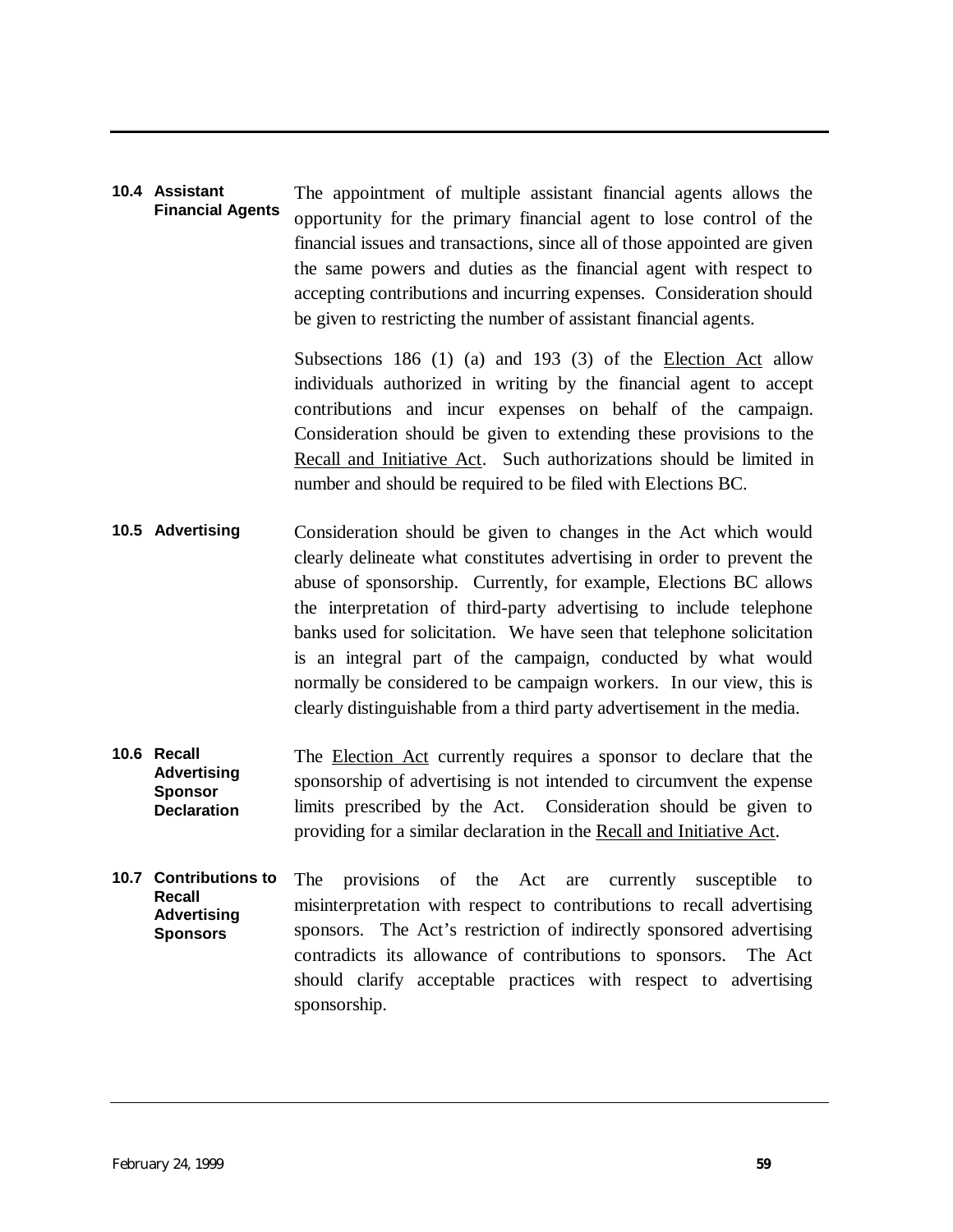### 10.4 Assistant Financial Agents

The appointment of multiple assistant financial agents allows the opportunity for the primary financial agent to lose control of the financial issues and transactions, since all of those appointed are given the same powers and duties as the financial agent with respect to accepting contributions and incurring expenses. Consideration should be given to restricting the number of assistant financial agents.

Subsections 186 (1) (a) and 193 (3) of the Election Act allow individuals authorized in writing by the financial agent to accept contributions and incur expenses on behalf of the campaign. Consideration should be given to extending these provisions to the Recall and Initiative Act. Such authorizations should be limited in number and should be required to be filed with Elections BC.

### 10.5 Advertising

Consideration should be given to changes in the Act which would clearly delineate what constitutes advertising in order to prevent the abuse of sponsorship. Currently, for example, Elections BC allows the interpretation of third-party advertising to include telephone banks used for solicitation. We have seen that telephone solicitation is an integral part of the campaign, conducted by what would normally be considered to be campaign workers. In our view, this is clearly distinguishable from a third party advertisement in the media.

### 10.6 Recall Advertising Sponsor Declaration

The Election Act currently requires a sponsor to declare that the sponsorship of advertising is not intended to circumvent the expense limits prescribed by the Act. Consideration should be given to providing for a similar declaration in the Recall and Initiative Act.

### 10.7 Contributions to Recall Advertising Sponsors

The provisions of the Act are currently susceptible to misinterpretation with respect to contributions to recall advertising sponsors. The Act's restriction of indirectly sponsored advertising contradicts its allowance of contributions to sponsors. The Act should clarify acceptable practices with respect to advertising sponsorship.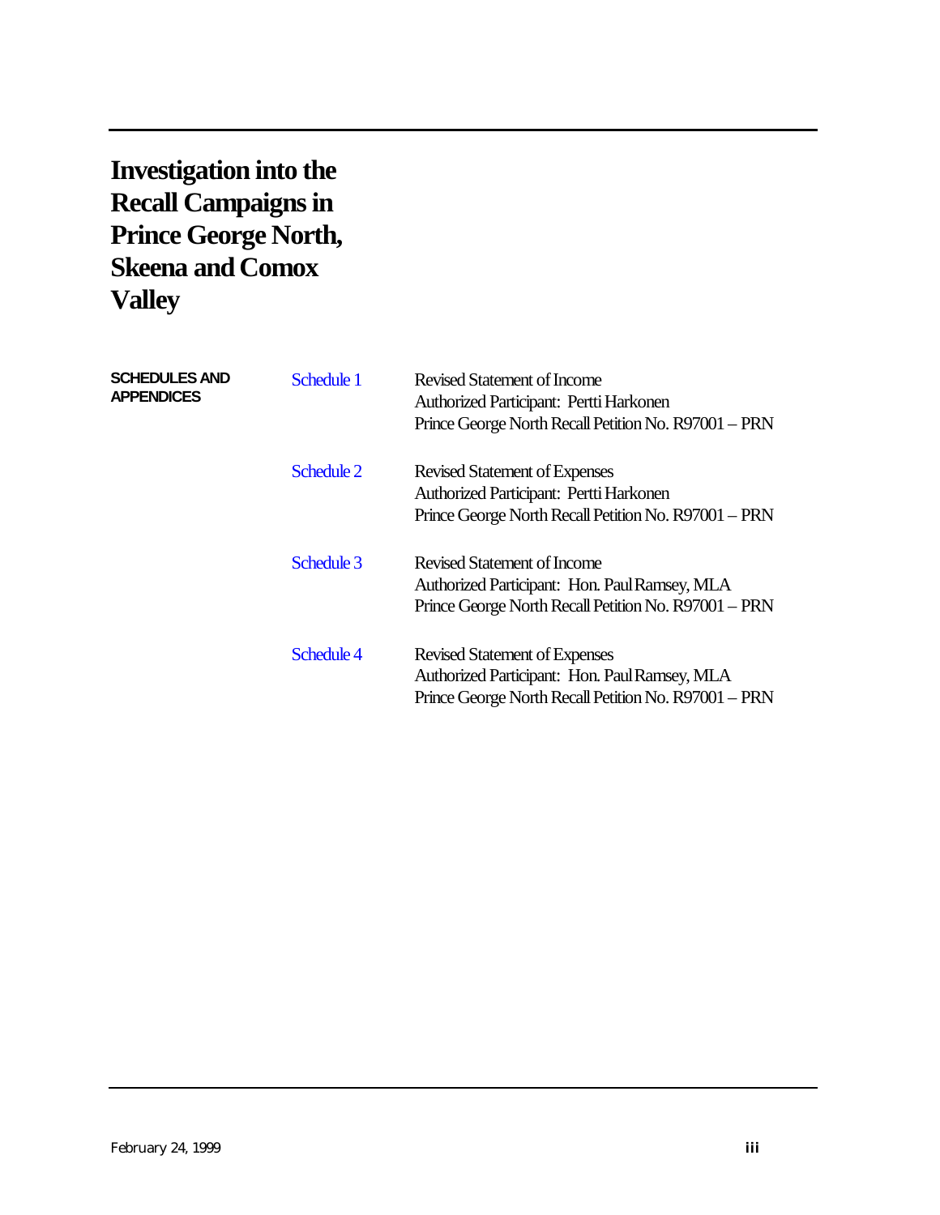# Investigation into the Recall Campaigns in Prince George North, Skeena and Comox Valley

**SCHEDULES AND APPENDICES**

| | |
|---|---|
| Schedule 1 | Revised Statement of Income<br>Authorized Participant: Pertti Harkonen<br>Prince George North Recall Petition No. R97001 – PRN |
| Schedule 2 | Revised Statement of Expenses<br>Authorized Participant: Pertti Harkonen<br>Prince George North Recall Petition No. R97001 – PRN |
| Schedule 3 | Revised Statement of Income<br>Authorized Participant: Hon. Paul Ramsey, MLA<br>Prince George North Recall Petition No. R97001 – PRN |
| Schedule 4 | Revised Statement of Expenses<br>Authorized Participant: Hon. Paul Ramsey, MLA<br>Prince George North Recall Petition No. R97001 – PRN |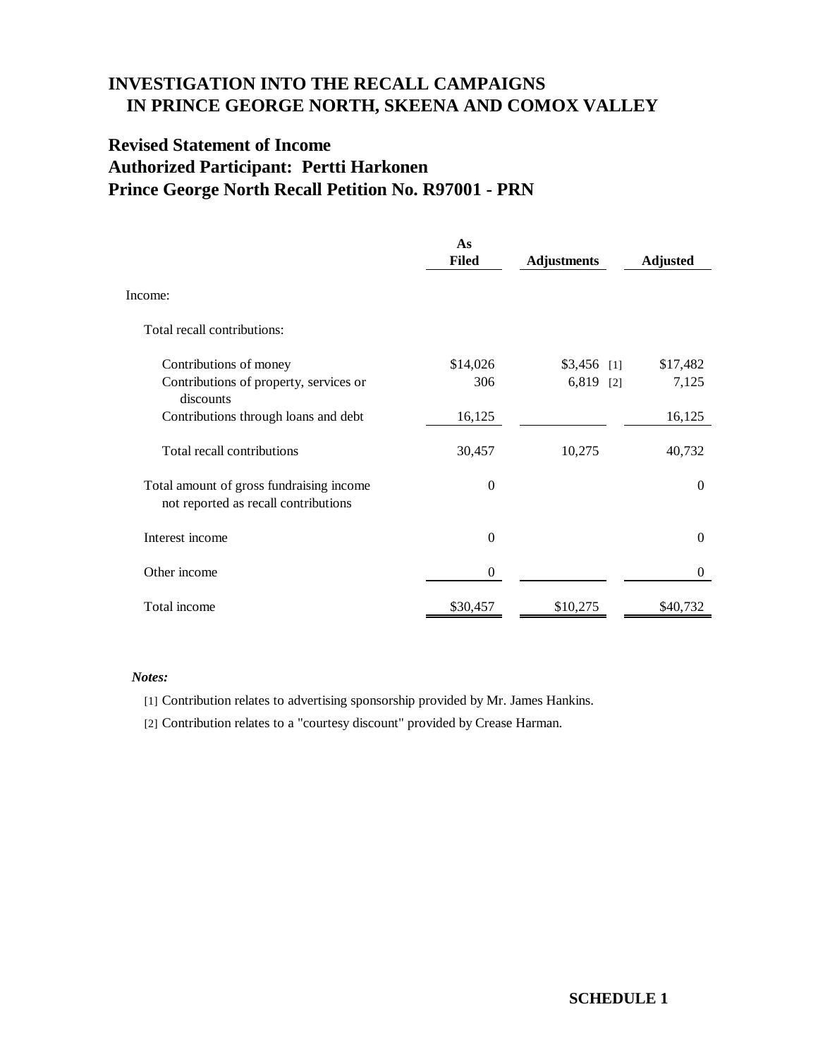# INVESTIGATION INTO THE RECALL CAMPAIGNS IN PRINCE GEORGE NORTH, SKEENA AND COMOX VALLEY

## Revised Statement of Income
## Authorized Participant: Pertti Harkonen
## Prince George North Recall Petition No. R97001 - PRN

| | As Filed | Adjustments | Adjusted |
|---|---|---|---|
| Income: | | | |
| Total recall contributions: | | | |
| Contributions of money | $14,026 | $3,456 [1] | $17,482 |
| Contributions of property, services or discounts | 306 | 6,819 [2] | 7,125 |
| Contributions through loans and debt | 16,125 | | 16,125 |
| Total recall contributions | 30,457 | 10,275 | 40,732 |
| Total amount of gross fundraising income not reported as recall contributions | 0 | | 0 |
| Interest income | 0 | | 0 |
| Other income | 0 | | 0 |
| Total income | $30,457 | $10,275 | $40,732 |

***Notes:***

[1] Contribution relates to advertising sponsorship provided by Mr. James Hankins.

[2] Contribution relates to a "courtesy discount" provided by Crease Harman.

**SCHEDULE 1**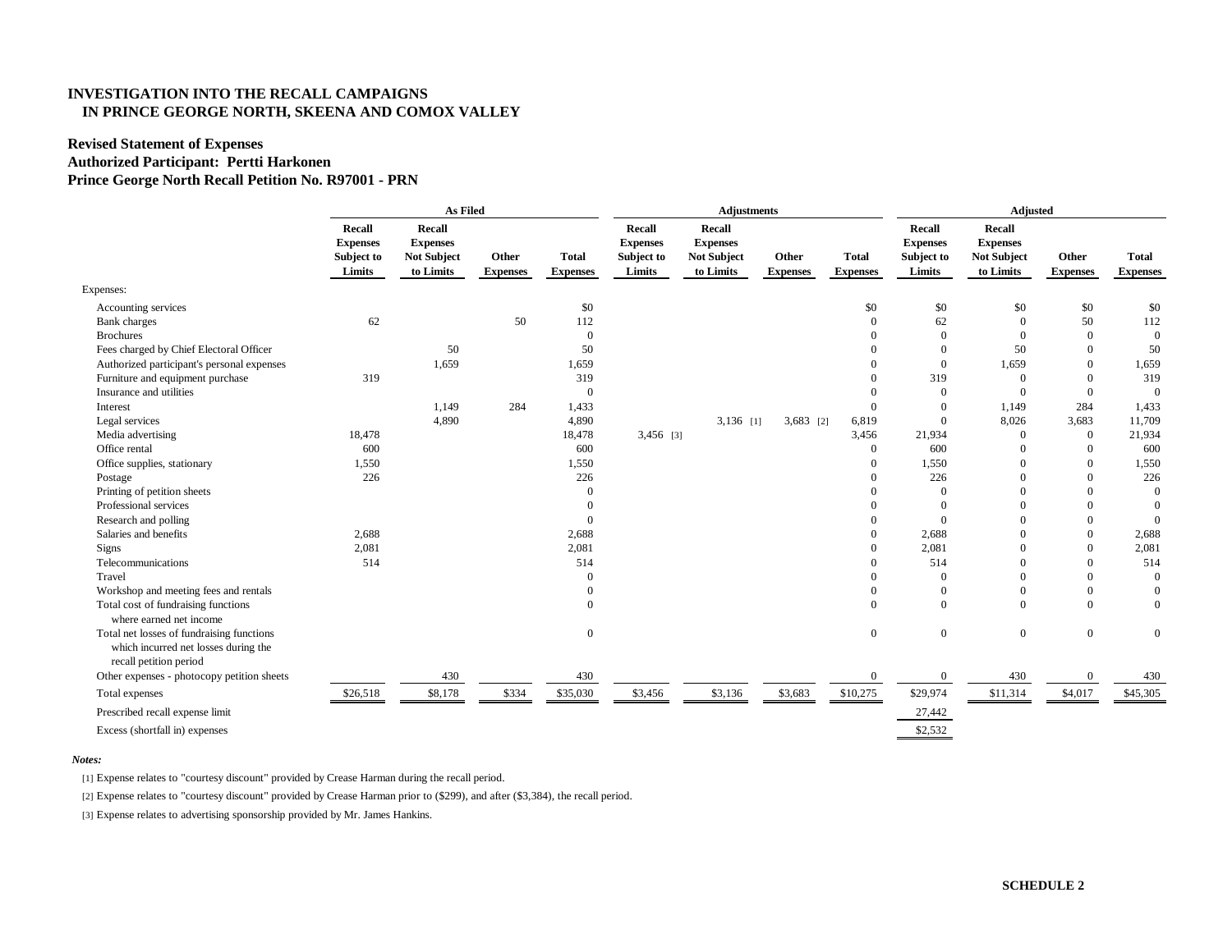# INVESTIGATION INTO THE RECALL CAMPAIGNS IN PRINCE GEORGE NORTH, SKEENA AND COMOX VALLEY

## Revised Statement of Expenses
## Authorized Participant: Pertti Harkonen
## Prince George North Recall Petition No. R97001 - PRN

| | As Filed | | | | Adjustments | | | | Adjusted | | | |
|---|---|---|---|---|---|---|---|---|---|---|---|---|
| | Recall Expenses Subject to Limits | Recall Expenses Not Subject to Limits | Other Expenses | Total Expenses | Recall Expenses Subject to Limits | Recall Expenses Not Subject to Limits | Other Expenses | Total Expenses | Recall Expenses Subject to Limits | Recall Expenses Not Subject to Limits | Other Expenses | Total Expenses |
| Expenses: | | | | | | | | | | | | |
| Accounting services | | | | $0 | | | | $0 | $0 | $0 | $0 | $0 |
| Bank charges | 62 | | 50 | 112 | | | | 0 | 62 | 0 | 50 | 112 |
| Brochures | | | | 0 | | | | 0 | 0 | 0 | 0 | 0 |
| Fees charged by Chief Electoral Officer | | 50 | | 50 | | | | 0 | 0 | 50 | 0 | 50 |
| Authorized participant's personal expenses | | 1,659 | | 1,659 | | | | 0 | 0 | 1,659 | 0 | 1,659 |
| Furniture and equipment purchase | 319 | | | 319 | | | | 0 | 319 | 0 | 0 | 319 |
| Insurance and utilities | | | | 0 | | | | 0 | 0 | 0 | 0 | 0 |
| Interest | | 1,149 | 284 | 1,433 | | | | 0 | 0 | 1,149 | 284 | 1,433 |
| Legal services | | 4,890 | | 4,890 | | 3,136 [1] | 3,683 [2] | 6,819 | 0 | 8,026 | 3,683 | 11,709 |
| Media advertising | 18,478 | | | 18,478 | 3,456 [3] | | | 3,456 | 21,934 | 0 | 0 | 21,934 |
| Office rental | 600 | | | 600 | | | | 0 | 600 | 0 | 0 | 600 |
| Office supplies, stationary | 1,550 | | | 1,550 | | | | 0 | 1,550 | 0 | 0 | 1,550 |
| Postage | 226 | | | 226 | | | | 0 | 226 | 0 | 0 | 226 |
| Printing of petition sheets | | | | 0 | | | | 0 | 0 | 0 | 0 | 0 |
| Professional services | | | | 0 | | | | 0 | 0 | 0 | 0 | 0 |
| Research and polling | | | | 0 | | | | 0 | 0 | 0 | 0 | 0 |
| Salaries and benefits | 2,688 | | | 2,688 | | | | 0 | 2,688 | 0 | 0 | 2,688 |
| Signs | 2,081 | | | 2,081 | | | | 0 | 2,081 | 0 | 0 | 2,081 |
| Telecommunications | 514 | | | 514 | | | | 0 | 514 | 0 | 0 | 514 |
| Travel | | | | 0 | | | | 0 | 0 | 0 | 0 | 0 |
| Workshop and meeting fees and rentals | | | | 0 | | | | 0 | 0 | 0 | 0 | 0 |
| Total cost of fundraising functions where earned net income | | | | 0 | | | | 0 | 0 | 0 | 0 | 0 |
| Total net losses of fundraising functions which incurred net losses during the recall petition period | | | | 0 | | | | 0 | 0 | 0 | 0 | 0 |
| Other expenses - photocopy petition sheets | | 430 | | 430 | | | | 0 | 0 | 430 | 0 | 430 |
| Total expenses | $26,518 | $8,178 | $334 | $35,030 | $3,456 | $3,136 | $3,683 | $10,275 | $29,974 | $11,314 | $4,017 | $45,305 |
| Prescribed recall expense limit | | | | | | | | | 27,442 | | | |
| Excess (shortfall in) expenses | | | | | | | | | $2,532 | | | |

*Notes:*

[1] Expense relates to "courtesy discount" provided by Crease Harman during the recall period.

[2] Expense relates to "courtesy discount" provided by Crease Harman prior to ($299), and after ($3,384), the recall period.

[3] Expense relates to advertising sponsorship provided by Mr. James Hankins.

**SCHEDULE 2**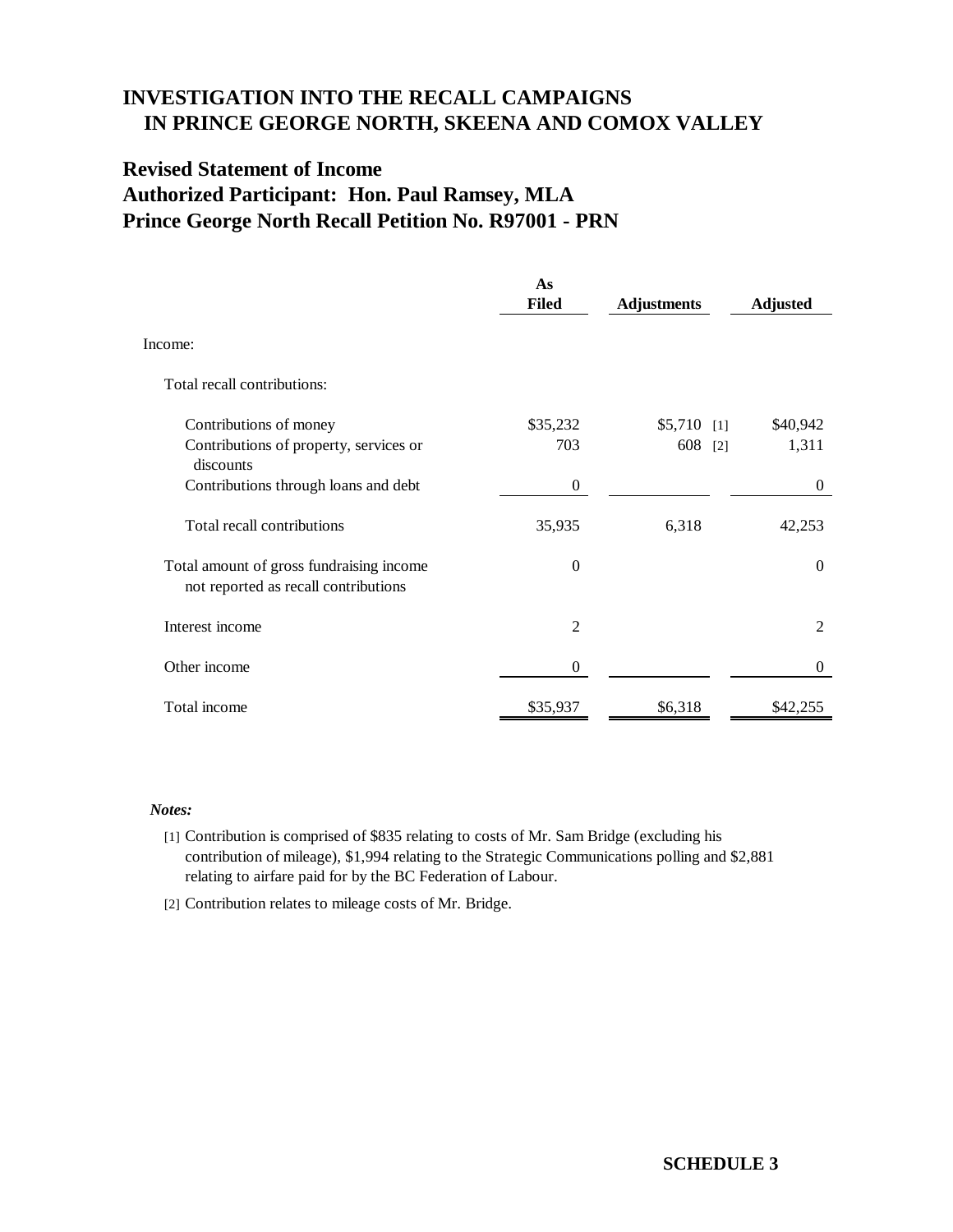# INVESTIGATION INTO THE RECALL CAMPAIGNS IN PRINCE GEORGE NORTH, SKEENA AND COMOX VALLEY

## Revised Statement of Income
## Authorized Participant: Hon. Paul Ramsey, MLA
## Prince George North Recall Petition No. R97001 - PRN

| | As Filed | Adjustments | Adjusted |
|---|---|---|---|
| Income: | | | |
| Total recall contributions: | | | |
| Contributions of money | $35,232 | $5,710 [1] | $40,942 |
| Contributions of property, services or discounts | 703 | 608 [2] | 1,311 |
| Contributions through loans and debt | 0 | | 0 |
| Total recall contributions | 35,935 | 6,318 | 42,253 |
| Total amount of gross fundraising income not reported as recall contributions | 0 | | 0 |
| Interest income | 2 | | 2 |
| Other income | 0 | | 0 |
| Total income | $35,937 | $6,318 | $42,255 |

*Notes:*

[1] Contribution is comprised of $835 relating to costs of Mr. Sam Bridge (excluding his contribution of mileage), $1,994 relating to the Strategic Communications polling and $2,881 relating to airfare paid for by the BC Federation of Labour.

[2] Contribution relates to mileage costs of Mr. Bridge.

**SCHEDULE 3**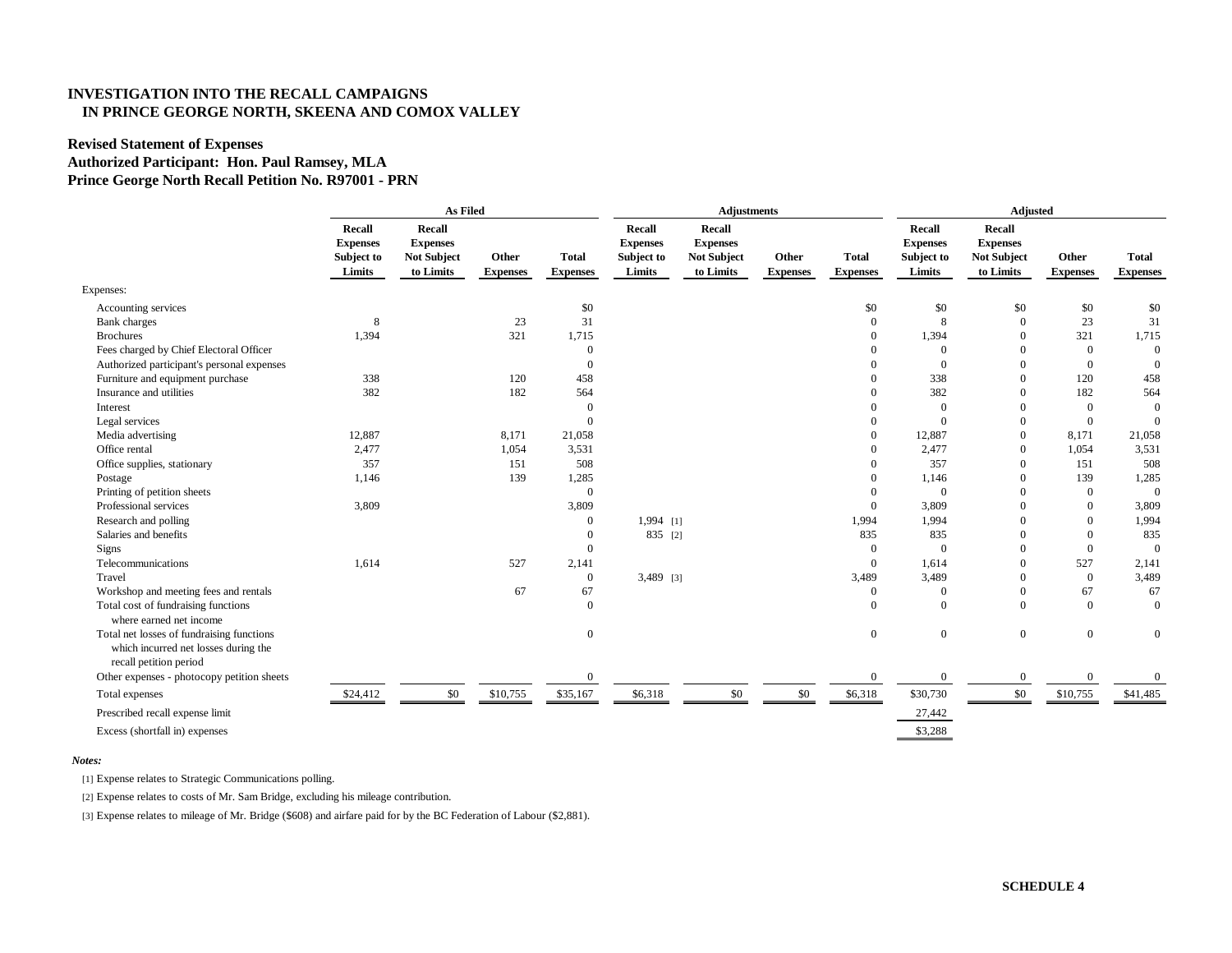**INVESTIGATION INTO THE RECALL CAMPAIGNS IN PRINCE GEORGE NORTH, SKEENA AND COMOX VALLEY**

**Revised Statement of Expenses**
**Authorized Participant: Hon. Paul Ramsey, MLA**
**Prince George North Recall Petition No. R97001 - PRN**

| | As Filed | | | | Adjustments | | | | Adjusted | | | |
|---|---|---|---|---|---|---|---|---|---|---|---|---|
| | Recall Expenses Subject to Limits | Recall Expenses Not Subject to Limits | Other Expenses | Total Expenses | Recall Expenses Subject to Limits | Recall Expenses Not Subject to Limits | Other Expenses | Total Expenses | Recall Expenses Subject to Limits | Recall Expenses Not Subject to Limits | Other Expenses | Total Expenses |
| Expenses: | | | | | | | | | | | | |
| Accounting services | | | | $0 | | | | $0 | $0 | $0 | $0 | $0 |
| Bank charges | 8 | | 23 | 31 | | | | 0 | 8 | 0 | 23 | 31 |
| Brochures | 1,394 | | 321 | 1,715 | | | | 0 | 1,394 | 0 | 321 | 1,715 |
| Fees charged by Chief Electoral Officer | | | | 0 | | | | 0 | 0 | 0 | 0 | 0 |
| Authorized participant's personal expenses | | | | 0 | | | | 0 | 0 | 0 | 0 | 0 |
| Furniture and equipment purchase | 338 | | 120 | 458 | | | | 0 | 338 | 0 | 120 | 458 |
| Insurance and utilities | 382 | | 182 | 564 | | | | 0 | 382 | 0 | 182 | 564 |
| Interest | | | | 0 | | | | 0 | 0 | 0 | 0 | 0 |
| Legal services | | | | 0 | | | | 0 | 0 | 0 | 0 | 0 |
| Media advertising | 12,887 | | 8,171 | 21,058 | | | | 0 | 12,887 | 0 | 8,171 | 21,058 |
| Office rental | 2,477 | | 1,054 | 3,531 | | | | 0 | 2,477 | 0 | 1,054 | 3,531 |
| Office supplies, stationary | 357 | | 151 | 508 | | | | 0 | 357 | 0 | 151 | 508 |
| Postage | 1,146 | | 139 | 1,285 | | | | 0 | 1,146 | 0 | 139 | 1,285 |
| Printing of petition sheets | | | | 0 | | | | 0 | 0 | 0 | 0 | 0 |
| Professional services | 3,809 | | | 3,809 | | | | 0 | 3,809 | 0 | 0 | 3,809 |
| Research and polling | | | | 0 | 1,994 [1] | | | 1,994 | 1,994 | 0 | 0 | 1,994 |
| Salaries and benefits | | | | 0 | 835 [2] | | | 835 | 835 | 0 | 0 | 835 |
| Signs | | | | 0 | | | | 0 | 0 | 0 | 0 | 0 |
| Telecommunications | 1,614 | | 527 | 2,141 | | | | 0 | 1,614 | 0 | 527 | 2,141 |
| Travel | | | | 0 | 3,489 [3] | | | 3,489 | 3,489 | 0 | 0 | 3,489 |
| Workshop and meeting fees and rentals | | | 67 | 67 | | | | 0 | 0 | 0 | 67 | 67 |
| Total cost of fundraising functions where earned net income | | | | 0 | | | | 0 | 0 | 0 | 0 | 0 |
| Total net losses of fundraising functions which incurred net losses during the recall petition period | | | | 0 | | | | 0 | 0 | 0 | 0 | 0 |
| Other expenses - photocopy petition sheets | | | | 0 | | | | 0 | 0 | 0 | 0 | 0 |
| Total expenses | $24,412 | $0 | $10,755 | $35,167 | $6,318 | $0 | $0 | $6,318 | $30,730 | $0 | $10,755 | $41,485 |
| Prescribed recall expense limit | | | | | | | | | 27,442 | | | |
| Excess (shortfall in) expenses | | | | | | | | | $3,288 | | | |

***Notes:***

[1] Expense relates to Strategic Communications polling.

[2] Expense relates to costs of Mr. Sam Bridge, excluding his mileage contribution.

[3] Expense relates to mileage of Mr. Bridge ($608) and airfare paid for by the BC Federation of Labour ($2,881).

**SCHEDULE 4**